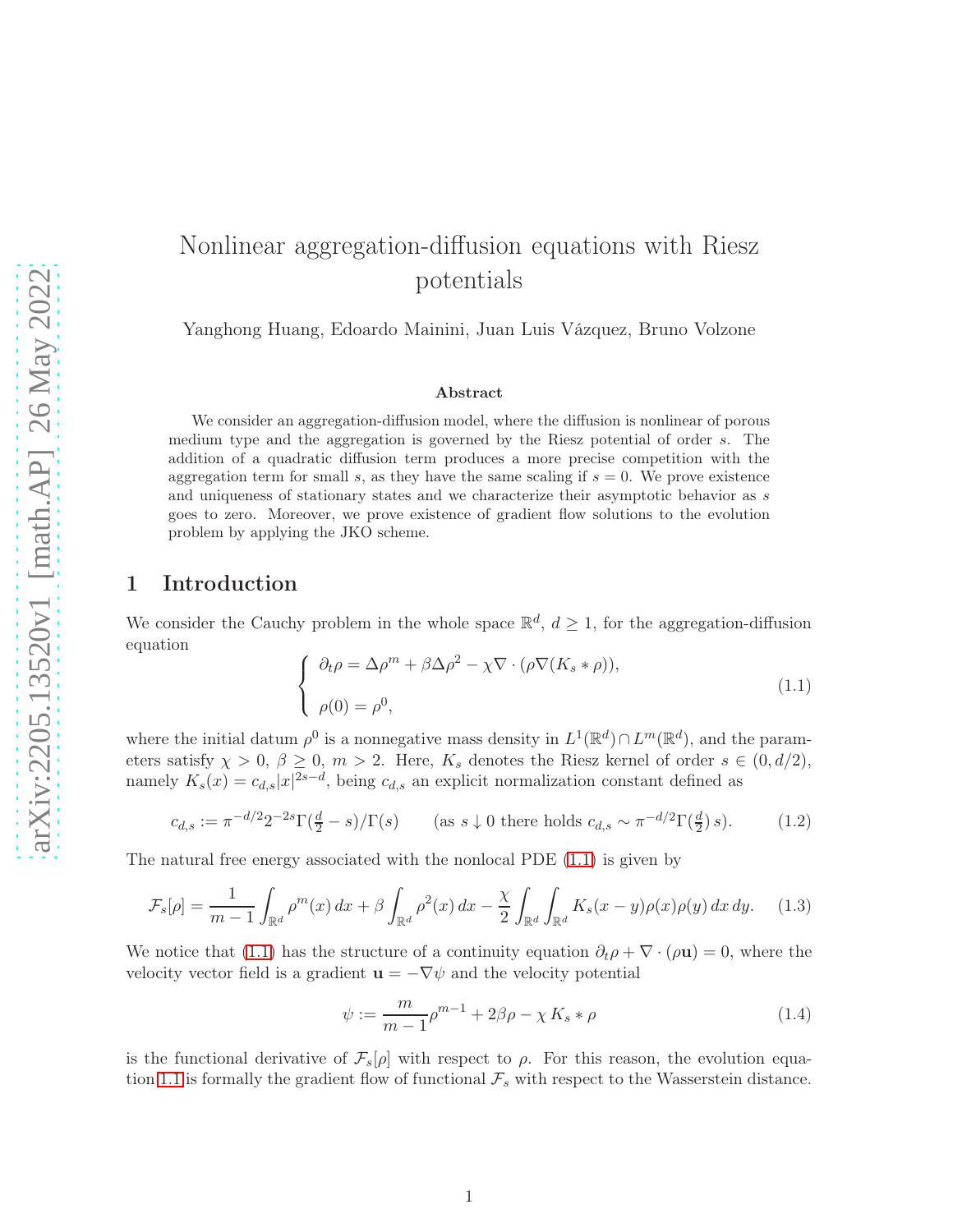# Nonlinear aggregation-diffusion equations with Riesz potentials

Yanghong Huang, Edoardo Mainini, Juan Luis Vázquez, Bruno Volzone

### Abstract

We consider an aggregation-diffusion model, where the diffusion is nonlinear of porous medium type and the aggregation is governed by the Riesz potential of order $s$. The addition of a quadratic diffusion term produces a more precise competition with the aggregation term for small $s$, as they have the same scaling if $s = 0$. We prove existence and uniqueness of stationary states and we characterize their asymptotic behavior as $s$ goes to zero. Moreover, we prove existence of gradient flow solutions to the evolution problem by applying the JKO scheme.

## 1 Introduction

We consider the Cauchy problem in the whole space $\mathbb{R}^d$, $d \geq 1$, for the aggregation-diffusion equation

$$\begin{cases} \partial_t \rho = \Delta \rho^m + \beta \Delta \rho^2 - \chi \nabla \cdot (\rho \nabla (K_s * \rho)), \\ \\ \rho(0) = \rho^0, \end{cases} \tag{1.1}$$

where the initial datum $\rho^0$ is a nonnegative mass density in $L^1(\mathbb{R}^d) \cap L^m(\mathbb{R}^d)$, and the parameters satisfy $\chi > 0$, $\beta \geq 0$, $m > 2$. Here, $K_s$ denotes the Riesz kernel of order $s \in (0, d/2)$, namely $K_s(x) = c_{d,s}|x|^{2s-d}$, being $c_{d,s}$ an explicit normalization constant defined as

$$c_{d,s} := \pi^{-d/2} 2^{-2s} \Gamma(\tfrac{d}{2} - s)/\Gamma(s) \qquad (\text{as } s \downarrow 0 \text{ there holds } c_{d,s} \sim \pi^{-d/2}\Gamma(\tfrac{d}{2})\, s). \tag{1.2}$$

The natural free energy associated with the nonlocal PDE (1.1) is given by

$$\mathcal{F}_s[\rho] = \frac{1}{m-1} \int_{\mathbb{R}^d} \rho^m(x)\, dx + \beta \int_{\mathbb{R}^d} \rho^2(x)\, dx - \frac{\chi}{2} \int_{\mathbb{R}^d} \int_{\mathbb{R}^d} K_s(x-y) \rho(x) \rho(y)\, dx\, dy. \tag{1.3}$$

We notice that (1.1) has the structure of a continuity equation $\partial_t \rho + \nabla \cdot (\rho \mathbf{u}) = 0$, where the velocity vector field is a gradient $\mathbf{u} = -\nabla \psi$ and the velocity potential

$$\psi := \frac{m}{m-1} \rho^{m-1} + 2\beta \rho - \chi\, K_s * \rho \tag{1.4}$$

is the functional derivative of $\mathcal{F}_s[\rho]$ with respect to $\rho$. For this reason, the evolution equation 1.1 is formally the gradient flow of functional $\mathcal{F}_s$ with respect to the Wasserstein distance.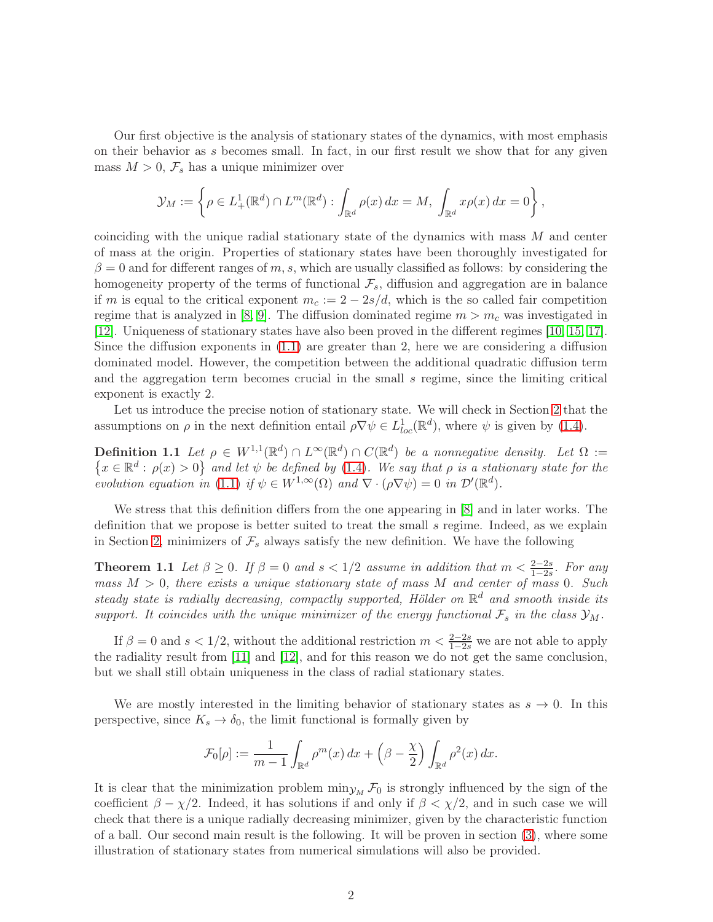Our first objective is the analysis of stationary states of the dynamics, with most emphasis on their behavior as $s$ becomes small. In fact, in our first result we show that for any given mass $M > 0$, $\mathcal{F}_s$ has a unique minimizer over

$$\mathcal{Y}_M := \left\{ \rho \in L^1_+(\mathbb{R}^d) \cap L^m(\mathbb{R}^d) : \int_{\mathbb{R}^d} \rho(x)\, dx = M,\ \int_{\mathbb{R}^d} x\rho(x)\, dx = 0 \right\},$$

coinciding with the unique radial stationary state of the dynamics with mass $M$ and center of mass at the origin. Properties of stationary states have been thoroughly investigated for $\beta = 0$ and for different ranges of $m, s$, which are usually classified as follows: by considering the homogeneity property of the terms of functional $\mathcal{F}_s$, diffusion and aggregation are in balance if $m$ is equal to the critical exponent $m_c := 2 - 2s/d$, which is the so called fair competition regime that is analyzed in [8, 9]. The diffusion dominated regime $m > m_c$ was investigated in [12]. Uniqueness of stationary states have also been proved in the different regimes [10, 15, 17]. Since the diffusion exponents in (1.1) are greater than 2, here we are considering a diffusion dominated model. However, the competition between the additional quadratic diffusion term and the aggregation term becomes crucial in the small $s$ regime, since the limiting critical exponent is exactly 2.

Let us introduce the precise notion of stationary state. We will check in Section 2 that the assumptions on $\rho$ in the next definition entail $\rho\nabla\psi \in L^1_{loc}(\mathbb{R}^d)$, where $\psi$ is given by (1.4).

**Definition 1.1** *Let $\rho \in W^{1,1}(\mathbb{R}^d) \cap L^\infty(\mathbb{R}^d) \cap C(\mathbb{R}^d)$ be a nonnegative density. Let $\Omega := \{x \in \mathbb{R}^d : \rho(x) > 0\}$ and let $\psi$ be defined by (1.4). We say that $\rho$ is a stationary state for the evolution equation in (1.1) if $\psi \in W^{1,\infty}(\Omega)$ and $\nabla \cdot (\rho\nabla\psi) = 0$ in $\mathcal{D}'(\mathbb{R}^d)$.*

We stress that this definition differs from the one appearing in [8] and in later works. The definition that we propose is better suited to treat the small $s$ regime. Indeed, as we explain in Section 2, minimizers of $\mathcal{F}_s$ always satisfy the new definition. We have the following

**Theorem 1.1** *Let $\beta \geq 0$. If $\beta = 0$ and $s < 1/2$ assume in addition that $m < \frac{2-2s}{1-2s}$. For any mass $M > 0$, there exists a unique stationary state of mass $M$ and center of mass 0. Such steady state is radially decreasing, compactly supported, Hölder on $\mathbb{R}^d$ and smooth inside its support. It coincides with the unique minimizer of the energy functional $\mathcal{F}_s$ in the class $\mathcal{Y}_M$.*

If $\beta = 0$ and $s < 1/2$, without the additional restriction $m < \frac{2-2s}{1-2s}$ we are not able to apply the radiality result from [11] and [12], and for this reason we do not get the same conclusion, but we shall still obtain uniqueness in the class of radial stationary states.

We are mostly interested in the limiting behavior of stationary states as $s \to 0$. In this perspective, since $K_s \to \delta_0$, the limit functional is formally given by

$$\mathcal{F}_0[\rho] := \frac{1}{m-1}\int_{\mathbb{R}^d} \rho^m(x)\, dx + \left(\beta - \frac{\chi}{2}\right)\int_{\mathbb{R}^d} \rho^2(x)\, dx.$$

It is clear that the minimization problem $\min_{\mathcal{Y}_M} \mathcal{F}_0$ is strongly influenced by the sign of the coefficient $\beta - \chi/2$. Indeed, it has solutions if and only if $\beta < \chi/2$, and in such case we will check that there is a unique radially decreasing minimizer, given by the characteristic function of a ball. Our second main result is the following. It will be proven in section (3), where some illustration of stationary states from numerical simulations will also be provided.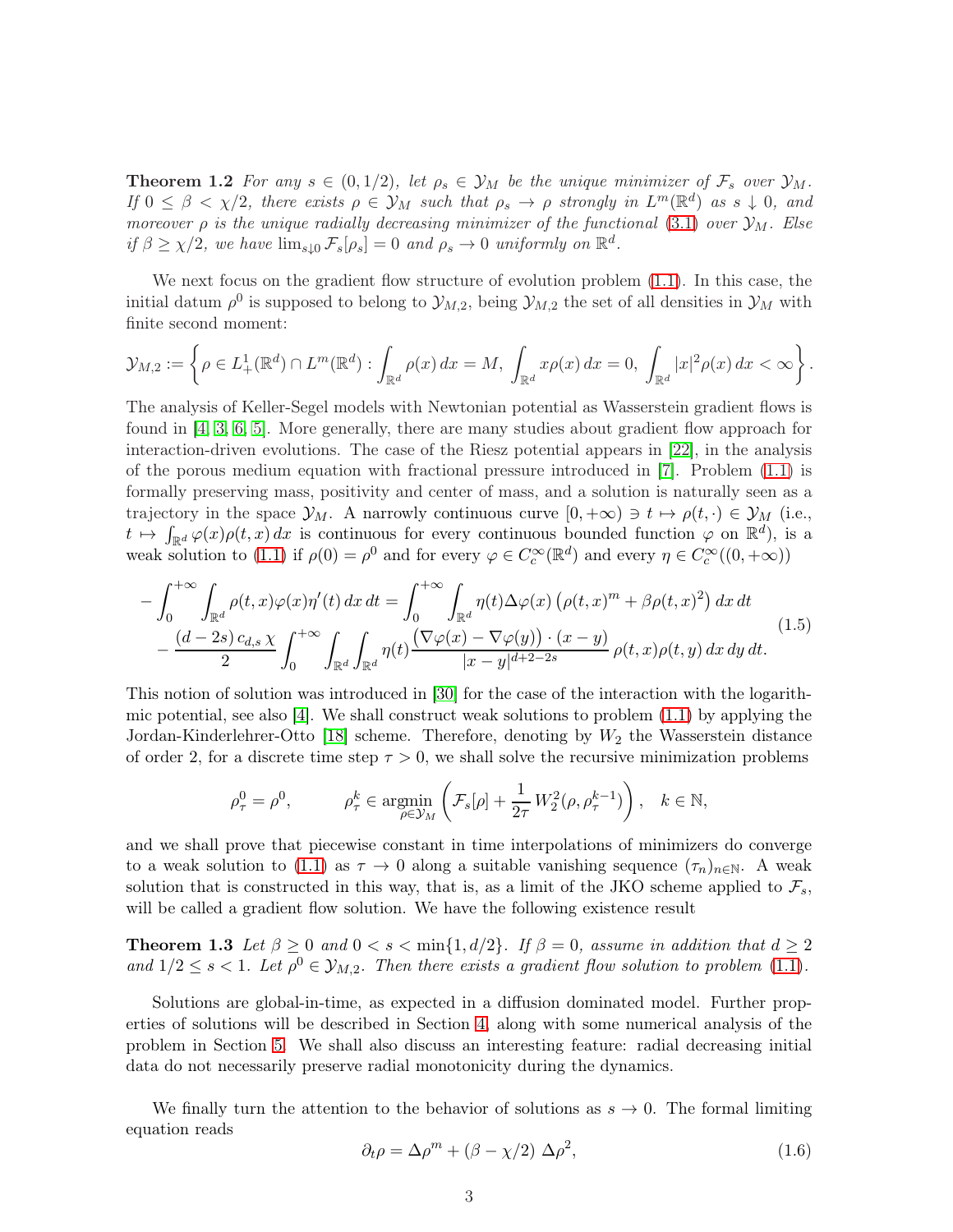**Theorem 1.2** *For any $s \in (0, 1/2)$, let $\rho_s \in \mathcal{Y}_M$ be the unique minimizer of $\mathcal{F}_s$ over $\mathcal{Y}_M$. If $0 \leq \beta < \chi/2$, there exists $\rho \in \mathcal{Y}_M$ such that $\rho_s \to \rho$ strongly in $L^m(\mathbb{R}^d)$ as $s \downarrow 0$, and moreover $\rho$ is the unique radially decreasing minimizer of the functional (3.1) over $\mathcal{Y}_M$. Else if $\beta \geq \chi/2$, we have $\lim_{s \downarrow 0} \mathcal{F}_s[\rho_s] = 0$ and $\rho_s \to 0$ uniformly on $\mathbb{R}^d$.*

We next focus on the gradient flow structure of evolution problem (1.1). In this case, the initial datum $\rho^0$ is supposed to belong to $\mathcal{Y}_{M,2}$, being $\mathcal{Y}_{M,2}$ the set of all densities in $\mathcal{Y}_M$ with finite second moment:

$$
\mathcal{Y}_{M,2} := \left\{ \rho \in L^1_+(\mathbb{R}^d) \cap L^m(\mathbb{R}^d) : \int_{\mathbb{R}^d} \rho(x)\,dx = M,\ \int_{\mathbb{R}^d} x\rho(x)\,dx = 0,\ \int_{\mathbb{R}^d} |x|^2 \rho(x)\,dx < \infty \right\}.
$$

The analysis of Keller-Segel models with Newtonian potential as Wasserstein gradient flows is found in [4, 3, 6, 5]. More generally, there are many studies about gradient flow approach for interaction-driven evolutions. The case of the Riesz potential appears in [22], in the analysis of the porous medium equation with fractional pressure introduced in [7]. Problem (1.1) is formally preserving mass, positivity and center of mass, and a solution is naturally seen as a trajectory in the space $\mathcal{Y}_M$. A narrowly continuous curve $[0, +\infty) \ni t \mapsto \rho(t, \cdot) \in \mathcal{Y}_M$ (i.e., $t \mapsto \int_{\mathbb{R}^d} \varphi(x)\rho(t,x)\,dx$ is continuous for every continuous bounded function $\varphi$ on $\mathbb{R}^d$), is a weak solution to (1.1) if $\rho(0) = \rho^0$ and for every $\varphi \in C_c^\infty(\mathbb{R}^d)$ and every $\eta \in C_c^\infty((0, +\infty))$

$$
\begin{aligned}
-\int_0^{+\infty} \int_{\mathbb{R}^d} \rho(t,x)\varphi(x)\eta'(t)\,dx\,dt &= \int_0^{+\infty} \int_{\mathbb{R}^d} \eta(t)\Delta\varphi(x) \left(\rho(t,x)^m + \beta\rho(t,x)^2\right) dx\,dt \\
&\quad - \frac{(d-2s)\,c_{d,s}\,\chi}{2} \int_0^{+\infty} \int_{\mathbb{R}^d} \int_{\mathbb{R}^d} \eta(t) \frac{(\nabla\varphi(x) - \nabla\varphi(y)) \cdot (x-y)}{|x-y|^{d+2-2s}}\, \rho(t,x)\rho(t,y)\,dx\,dy\,dt.
\end{aligned}
\tag{1.5}
$$

This notion of solution was introduced in [30] for the case of the interaction with the logarithmic potential, see also [4]. We shall construct weak solutions to problem (1.1) by applying the Jordan-Kinderlehrer-Otto [18] scheme. Therefore, denoting by $W_2$ the Wasserstein distance of order 2, for a discrete time step $\tau > 0$, we shall solve the recursive minimization problems

$$
\rho^0_\tau = \rho^0, \qquad \rho^k_\tau \in \operatorname*{argmin}_{\rho \in \mathcal{Y}_M} \left( \mathcal{F}_s[\rho] + \frac{1}{2\tau} W_2^2(\rho, \rho^{k-1}_\tau) \right), \quad k \in \mathbb{N},
$$

and we shall prove that piecewise constant in time interpolations of minimizers do converge to a weak solution to (1.1) as $\tau \to 0$ along a suitable vanishing sequence $(\tau_n)_{n \in \mathbb{N}}$. A weak solution that is constructed in this way, that is, as a limit of the JKO scheme applied to $\mathcal{F}_s$, will be called a gradient flow solution. We have the following existence result

**Theorem 1.3** *Let $\beta \geq 0$ and $0 < s < \min\{1, d/2\}$. If $\beta = 0$, assume in addition that $d \geq 2$ and $1/2 \leq s < 1$. Let $\rho^0 \in \mathcal{Y}_{M,2}$. Then there exists a gradient flow solution to problem (1.1).*

Solutions are global-in-time, as expected in a diffusion dominated model. Further properties of solutions will be described in Section 4, along with some numerical analysis of the problem in Section 5. We shall also discuss an interesting feature: radial decreasing initial data do not necessarily preserve radial monotonicity during the dynamics.

We finally turn the attention to the behavior of solutions as $s \to 0$. The formal limiting equation reads

$$
\partial_t \rho = \Delta\rho^m + (\beta - \chi/2)\,\Delta\rho^2, \tag{1.6}
$$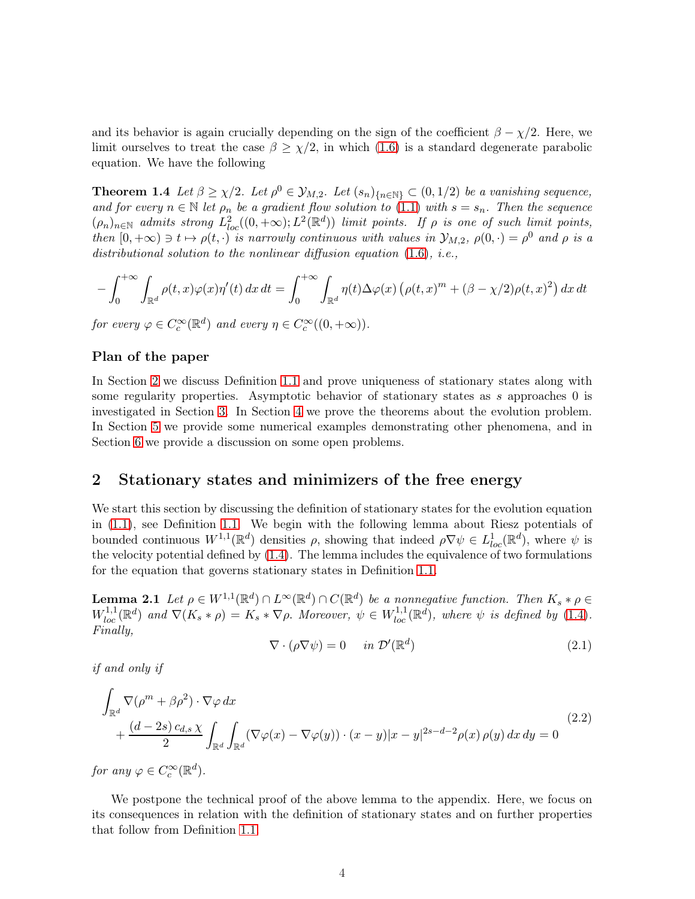and its behavior is again crucially depending on the sign of the coefficient $\beta - \chi/2$. Here, we limit ourselves to treat the case $\beta \geq \chi/2$, in which (1.6) is a standard degenerate parabolic equation. We have the following

**Theorem 1.4** *Let $\beta \geq \chi/2$. Let $\rho^0 \in \mathcal{Y}_{M,2}$. Let $(s_n)_{\{n\in\mathbb{N}\}} \subset (0, 1/2)$ be a vanishing sequence, and for every $n \in \mathbb{N}$ let $\rho_n$ be a gradient flow solution to (1.1) with $s = s_n$. Then the sequence $(\rho_n)_{n\in\mathbb{N}}$ admits strong $L^2_{loc}((0,+\infty); L^2(\mathbb{R}^d))$ limit points. If $\rho$ is one of such limit points, then $[0,+\infty) \ni t \mapsto \rho(t,\cdot)$ is narrowly continuous with values in $\mathcal{Y}_{M,2}$, $\rho(0,\cdot) = \rho^0$ and $\rho$ is a distributional solution to the nonlinear diffusion equation (1.6), i.e.,*

$$
-\int_0^{+\infty}\int_{\mathbb{R}^d} \rho(t,x)\varphi(x)\eta'(t)\,dx\,dt = \int_0^{+\infty}\int_{\mathbb{R}^d} \eta(t)\Delta\varphi(x)\left(\rho(t,x)^m + (\beta - \chi/2)\rho(t,x)^2\right)dx\,dt
$$

*for every $\varphi \in C_c^\infty(\mathbb{R}^d)$ and every $\eta \in C_c^\infty((0,+\infty))$.*

### Plan of the paper

In Section 2 we discuss Definition 1.1 and prove uniqueness of stationary states along with some regularity properties. Asymptotic behavior of stationary states as $s$ approaches 0 is investigated in Section 3. In Section 4 we prove the theorems about the evolution problem. In Section 5 we provide some numerical examples demonstrating other phenomena, and in Section 6 we provide a discussion on some open problems.

## 2 Stationary states and minimizers of the free energy

We start this section by discussing the definition of stationary states for the evolution equation in (1.1), see Definition 1.1. We begin with the following lemma about Riesz potentials of bounded continuous $W^{1,1}(\mathbb{R}^d)$ densities $\rho$, showing that indeed $\rho\nabla\psi \in L^1_{loc}(\mathbb{R}^d)$, where $\psi$ is the velocity potential defined by (1.4). The lemma includes the equivalence of two formulations for the equation that governs stationary states in Definition 1.1.

**Lemma 2.1** *Let $\rho \in W^{1,1}(\mathbb{R}^d) \cap L^\infty(\mathbb{R}^d) \cap C(\mathbb{R}^d)$ be a nonnegative function. Then $K_s * \rho \in W^{1,1}_{loc}(\mathbb{R}^d)$ and $\nabla(K_s * \rho) = K_s * \nabla\rho$. Moreover, $\psi \in W^{1,1}_{loc}(\mathbb{R}^d)$, where $\psi$ is defined by (1.4). Finally,*

$$
\nabla \cdot (\rho\nabla\psi) = 0 \quad \text{ in } \mathcal{D}'(\mathbb{R}^d) \tag{2.1}
$$

*if and only if*

$$
\begin{aligned}
&\int_{\mathbb{R}^d} \nabla(\rho^m + \beta\rho^2)\cdot\nabla\varphi\,dx \\
&\quad + \frac{(d-2s)\,c_{d,s}\,\chi}{2}\int_{\mathbb{R}^d}\int_{\mathbb{R}^d} (\nabla\varphi(x) - \nabla\varphi(y))\cdot(x-y)|x-y|^{2s-d-2}\rho(x)\,\rho(y)\,dx\,dy = 0
\end{aligned} \tag{2.2}
$$

*for any $\varphi \in C_c^\infty(\mathbb{R}^d)$.*

We postpone the technical proof of the above lemma to the appendix. Here, we focus on its consequences in relation with the definition of stationary states and on further properties that follow from Definition 1.1.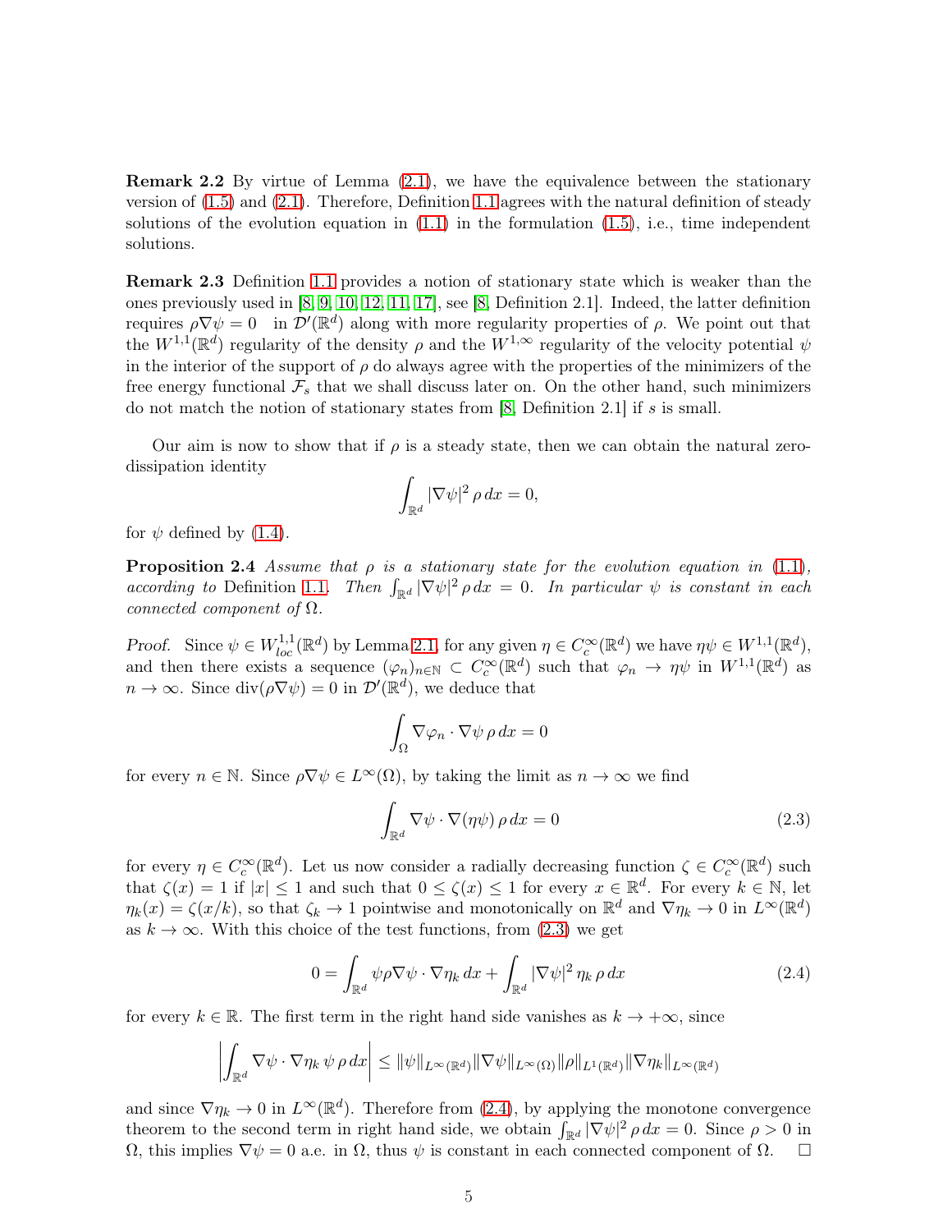**Remark 2.2** By virtue of Lemma (2.1), we have the equivalence between the stationary version of (1.5) and (2.1). Therefore, Definition 1.1 agrees with the natural definition of steady solutions of the evolution equation in (1.1) in the formulation (1.5), i.e., time independent solutions.

**Remark 2.3** Definition 1.1 provides a notion of stationary state which is weaker than the ones previously used in [8, 9, 10, 12, 11, 17], see [8, Definition 2.1]. Indeed, the latter definition requires $\rho\nabla\psi = 0$ in $\mathcal{D}'(\mathbb{R}^d)$ along with more regularity properties of $\rho$. We point out that the $W^{1,1}(\mathbb{R}^d)$ regularity of the density $\rho$ and the $W^{1,\infty}$ regularity of the velocity potential $\psi$ in the interior of the support of $\rho$ do always agree with the properties of the minimizers of the free energy functional $\mathcal{F}_s$ that we shall discuss later on. On the other hand, such minimizers do not match the notion of stationary states from [8, Definition 2.1] if $s$ is small.

Our aim is now to show that if $\rho$ is a steady state, then we can obtain the natural zero-dissipation identity

$$\int_{\mathbb{R}^d} |\nabla\psi|^2 \, \rho \, dx = 0,$$

for $\psi$ defined by (1.4).

**Proposition 2.4** *Assume that $\rho$ is a stationary state for the evolution equation in (1.1), according to* Definition 1.1. *Then $\int_{\mathbb{R}^d} |\nabla\psi|^2 \rho \, dx = 0$. In particular $\psi$ is constant in each connected component of $\Omega$.*

*Proof.* Since $\psi \in W^{1,1}_{loc}(\mathbb{R}^d)$ by Lemma 2.1, for any given $\eta \in C_c^\infty(\mathbb{R}^d)$ we have $\eta\psi \in W^{1,1}(\mathbb{R}^d)$, and then there exists a sequence $(\varphi_n)_{n\in\mathbb{N}} \subset C_c^\infty(\mathbb{R}^d)$ such that $\varphi_n \to \eta\psi$ in $W^{1,1}(\mathbb{R}^d)$ as $n \to \infty$. Since $\mathrm{div}(\rho\nabla\psi) = 0$ in $\mathcal{D}'(\mathbb{R}^d)$, we deduce that

$$\int_\Omega \nabla\varphi_n \cdot \nabla\psi \, \rho \, dx = 0$$

for every $n \in \mathbb{N}$. Since $\rho\nabla\psi \in L^\infty(\Omega)$, by taking the limit as $n \to \infty$ we find

$$\int_{\mathbb{R}^d} \nabla\psi \cdot \nabla(\eta\psi) \, \rho \, dx = 0 \tag{2.3}$$

for every $\eta \in C_c^\infty(\mathbb{R}^d)$. Let us now consider a radially decreasing function $\zeta \in C_c^\infty(\mathbb{R}^d)$ such that $\zeta(x) = 1$ if $|x| \le 1$ and such that $0 \le \zeta(x) \le 1$ for every $x \in \mathbb{R}^d$. For every $k \in \mathbb{N}$, let $\eta_k(x) = \zeta(x/k)$, so that $\zeta_k \to 1$ pointwise and monotonically on $\mathbb{R}^d$ and $\nabla\eta_k \to 0$ in $L^\infty(\mathbb{R}^d)$ as $k \to \infty$. With this choice of the test functions, from (2.3) we get

$$0 = \int_{\mathbb{R}^d} \psi\rho\nabla\psi \cdot \nabla\eta_k \, dx + \int_{\mathbb{R}^d} |\nabla\psi|^2 \, \eta_k \, \rho \, dx \tag{2.4}$$

for every $k \in \mathbb{R}$. The first term in the right hand side vanishes as $k \to +\infty$, since

$$\left| \int_{\mathbb{R}^d} \nabla\psi \cdot \nabla\eta_k \, \psi \, \rho \, dx \right| \le \|\psi\|_{L^\infty(\mathbb{R}^d)} \|\nabla\psi\|_{L^\infty(\Omega)} \|\rho\|_{L^1(\mathbb{R}^d)} \|\nabla\eta_k\|_{L^\infty(\mathbb{R}^d)}$$

and since $\nabla\eta_k \to 0$ in $L^\infty(\mathbb{R}^d)$. Therefore from (2.4), by applying the monotone convergence theorem to the second term in right hand side, we obtain $\int_{\mathbb{R}^d} |\nabla\psi|^2 \rho \, dx = 0$. Since $\rho > 0$ in $\Omega$, this implies $\nabla\psi = 0$ a.e. in $\Omega$, thus $\psi$ is constant in each connected component of $\Omega$. $\square$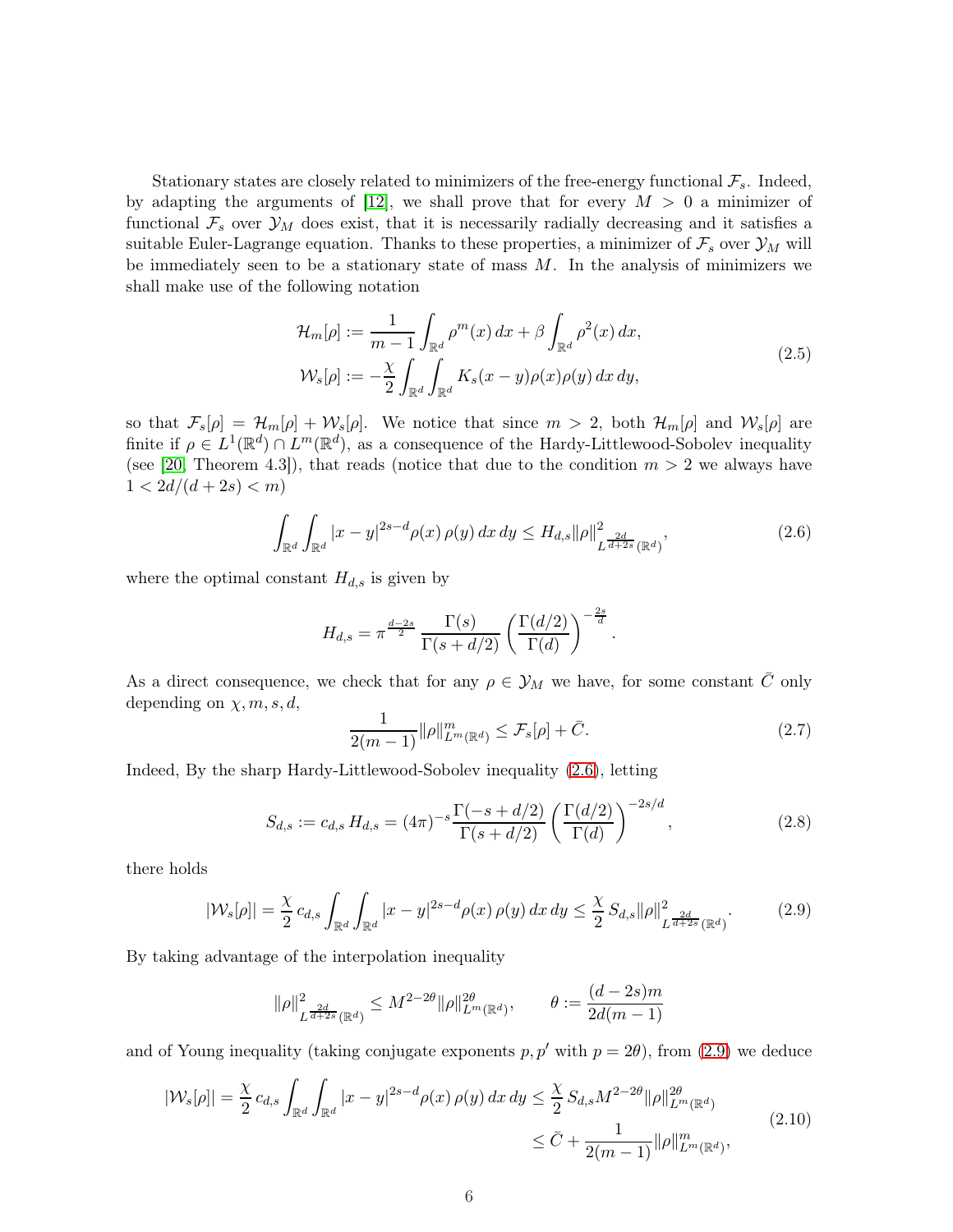Stationary states are closely related to minimizers of the free-energy functional $\mathcal{F}_s$. Indeed, by adapting the arguments of [12], we shall prove that for every $M > 0$ a minimizer of functional $\mathcal{F}_s$ over $\mathcal{Y}_M$ does exist, that it is necessarily radially decreasing and it satisfies a suitable Euler-Lagrange equation. Thanks to these properties, a minimizer of $\mathcal{F}_s$ over $\mathcal{Y}_M$ will be immediately seen to be a stationary state of mass $M$. In the analysis of minimizers we shall make use of the following notation

$$
\begin{aligned}
\mathcal{H}_m[\rho] &:= \frac{1}{m-1}\int_{\mathbb{R}^d} \rho^m(x)\,dx + \beta \int_{\mathbb{R}^d} \rho^2(x)\,dx, \\
\mathcal{W}_s[\rho] &:= -\frac{\chi}{2}\int_{\mathbb{R}^d}\int_{\mathbb{R}^d} K_s(x-y)\rho(x)\rho(y)\,dx\,dy,
\end{aligned}
\tag{2.5}
$$

so that $\mathcal{F}_s[\rho] = \mathcal{H}_m[\rho] + \mathcal{W}_s[\rho]$. We notice that since $m > 2$, both $\mathcal{H}_m[\rho]$ and $\mathcal{W}_s[\rho]$ are finite if $\rho \in L^1(\mathbb{R}^d) \cap L^m(\mathbb{R}^d)$, as a consequence of the Hardy-Littlewood-Sobolev inequality (see [20, Theorem 4.3]), that reads (notice that due to the condition $m > 2$ we always have $1 < 2d/(d+2s) < m$)

$$
\int_{\mathbb{R}^d}\int_{\mathbb{R}^d} |x-y|^{2s-d}\rho(x)\,\rho(y)\,dx\,dy \le H_{d,s}\|\rho\|^2_{L^{\frac{2d}{d+2s}}(\mathbb{R}^d)},
\tag{2.6}
$$

where the optimal constant $H_{d,s}$ is given by

$$
H_{d,s} = \pi^{\frac{d-2s}{2}}\,\frac{\Gamma(s)}{\Gamma(s+d/2)}\left(\frac{\Gamma(d/2)}{\Gamma(d)}\right)^{-\frac{2s}{d}}.
$$

As a direct consequence, we check that for any $\rho \in \mathcal{Y}_M$ we have, for some constant $\bar{C}$ only depending on $\chi, m, s, d$,

$$
\frac{1}{2(m-1)}\|\rho\|^m_{L^m(\mathbb{R}^d)} \le \mathcal{F}_s[\rho] + \bar{C}.
\tag{2.7}
$$

Indeed, By the sharp Hardy-Littlewood-Sobolev inequality (2.6), letting

$$
S_{d,s} := c_{d,s}\,H_{d,s} = (4\pi)^{-s}\frac{\Gamma(-s+d/2)}{\Gamma(s+d/2)}\left(\frac{\Gamma(d/2)}{\Gamma(d)}\right)^{-2s/d},
\tag{2.8}
$$

there holds

$$
|\mathcal{W}_s[\rho]| = \frac{\chi}{2}\,c_{d,s}\int_{\mathbb{R}^d}\int_{\mathbb{R}^d}|x-y|^{2s-d}\rho(x)\,\rho(y)\,dx\,dy \le \frac{\chi}{2}\,S_{d,s}\|\rho\|^2_{L^{\frac{2d}{d+2s}}(\mathbb{R}^d)}.
\tag{2.9}
$$

By taking advantage of the interpolation inequality

$$
\|\rho\|^2_{L^{\frac{2d}{d+2s}}(\mathbb{R}^d)} \le M^{2-2\theta}\|\rho\|^{2\theta}_{L^m(\mathbb{R}^d)}, \qquad \theta := \frac{(d-2s)m}{2d(m-1)}
$$

and of Young inequality (taking conjugate exponents $p, p'$ with $p = 2\theta$), from (2.9) we deduce

$$
\begin{aligned}
|\mathcal{W}_s[\rho]| = \frac{\chi}{2}\,c_{d,s}\int_{\mathbb{R}^d}\int_{\mathbb{R}^d}|x-y|^{2s-d}\rho(x)\,\rho(y)\,dx\,dy &\le \frac{\chi}{2}\,S_{d,s}M^{2-2\theta}\|\rho\|^{2\theta}_{L^m(\mathbb{R}^d)} \\
&\le \bar{C} + \frac{1}{2(m-1)}\|\rho\|^m_{L^m(\mathbb{R}^d)},
\end{aligned}
\tag{2.10}
$$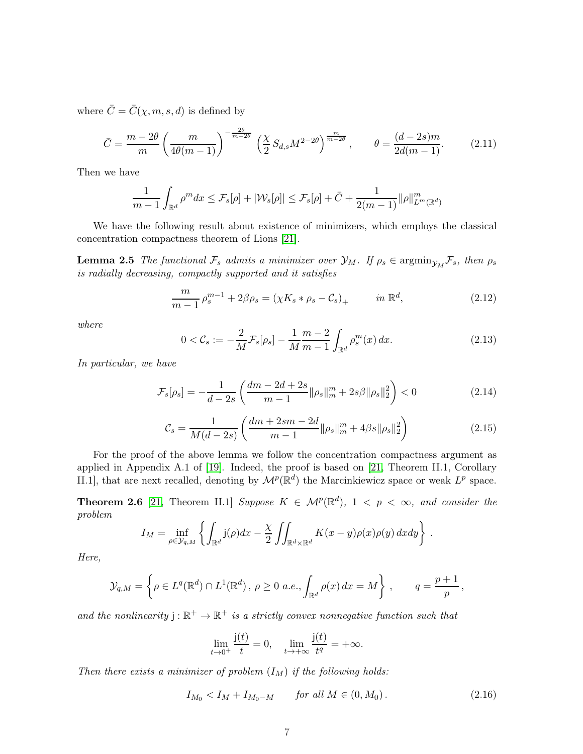where $\bar{C} = \bar{C}(\chi, m, s, d)$ is defined by

$$\bar{C} = \frac{m - 2\theta}{m} \left( \frac{m}{4\theta(m-1)} \right)^{-\frac{2\theta}{m-2\theta}} \left( \frac{\chi}{2} S_{d,s} M^{2-2\theta} \right)^{\frac{m}{m-2\theta}}, \qquad \theta = \frac{(d-2s)m}{2d(m-1)}. \tag{2.11}$$

Then we have

$$\frac{1}{m-1} \int_{\mathbb{R}^d} \rho^m dx \leq \mathcal{F}_s[\rho] + |\mathcal{W}_s[\rho]| \leq \mathcal{F}_s[\rho] + \bar{C} + \frac{1}{2(m-1)} \|\rho\|^m_{L^m(\mathbb{R}^d)}$$

We have the following result about existence of minimizers, which employs the classical concentration compactness theorem of Lions [21].

**Lemma 2.5** *The functional $\mathcal{F}_s$ admits a minimizer over $\mathcal{Y}_M$. If $\rho_s \in \operatorname{argmin}_{\mathcal{Y}_M} \mathcal{F}_s$, then $\rho_s$ is radially decreasing, compactly supported and it satisfies*

$$\frac{m}{m-1} \rho_s^{m-1} + 2\beta \rho_s = (\chi K_s * \rho_s - \mathcal{C}_s)_+ \qquad \text{in } \mathbb{R}^d, \tag{2.12}$$

*where*

$$0 < \mathcal{C}_s := -\frac{2}{M} \mathcal{F}_s[\rho_s] - \frac{1}{M} \frac{m-2}{m-1} \int_{\mathbb{R}^d} \rho_s^m(x)\, dx. \tag{2.13}$$

*In particular, we have*

$$\mathcal{F}_s[\rho_s] = -\frac{1}{d-2s} \left( \frac{dm - 2d + 2s}{m-1} \|\rho_s\|_m^m + 2s\beta \|\rho_s\|_2^2 \right) < 0 \tag{2.14}$$

$$\mathcal{C}_s = \frac{1}{M(d-2s)} \left( \frac{dm + 2sm - 2d}{m-1} \|\rho_s\|_m^m + 4\beta s \|\rho_s\|_2^2 \right) \tag{2.15}$$

For the proof of the above lemma we follow the concentration compactness argument as applied in Appendix A.1 of [19]. Indeed, the proof is based on [21, Theorem II.1, Corollary II.1], that are next recalled, denoting by $\mathcal{M}^p(\mathbb{R}^d)$ the Marcinkiewicz space or weak $L^p$ space.

**Theorem 2.6** [21, Theorem II.1] *Suppose $K \in \mathcal{M}^p(\mathbb{R}^d)$, $1 < p < \infty$, and consider the problem*

$$I_M = \inf_{\rho \in \mathcal{Y}_{q,M}} \left\{ \int_{\mathbb{R}^d} \mathsf{j}(\rho) dx - \frac{\chi}{2} \iint_{\mathbb{R}^d \times \mathbb{R}^d} K(x-y) \rho(x) \rho(y)\, dx dy \right\}.$$

*Here,*

$$\mathcal{Y}_{q,M} = \left\{ \rho \in L^q(\mathbb{R}^d) \cap L^1(\mathbb{R}^d),\, \rho \geq 0 \text{ a.e.}, \int_{\mathbb{R}^d} \rho(x)\, dx = M \right\}, \qquad q = \frac{p+1}{p},$$

*and the nonlinearity $\mathsf{j} : \mathbb{R}^+ \to \mathbb{R}^+$ is a strictly convex nonnegative function such that*

$$\lim_{t \to 0^+} \frac{\mathsf{j}(t)}{t} = 0, \quad \lim_{t \to +\infty} \frac{\mathsf{j}(t)}{t^q} = +\infty.$$

*Then there exists a minimizer of problem $(I_M)$ if the following holds:*

$$I_{M_0} < I_M + I_{M_0 - M} \qquad \text{for all } M \in (0, M_0). \tag{2.16}$$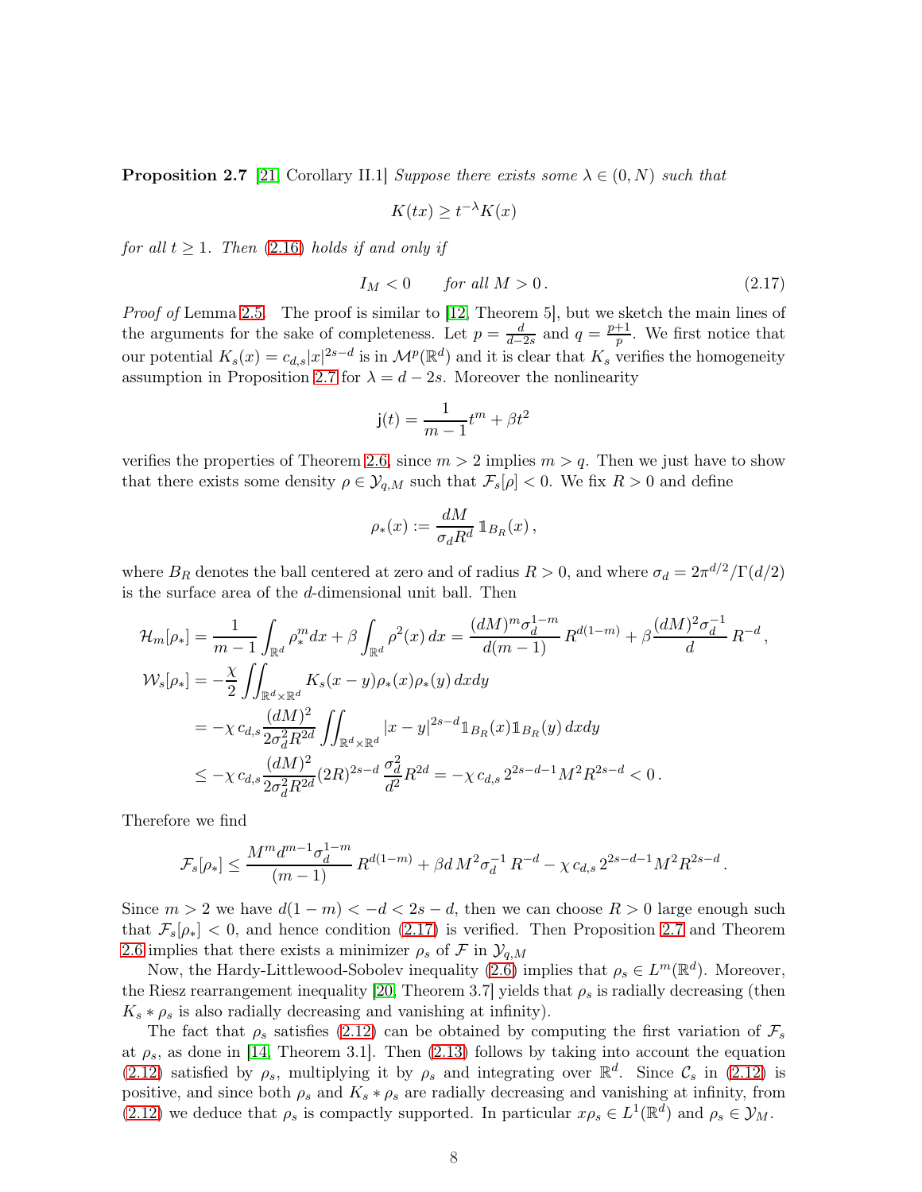**Proposition 2.7** [21, Corollary II.1] *Suppose there exists some $\lambda \in (0, N)$ such that*

$$K(tx) \geq t^{-\lambda} K(x)$$

*for all $t \geq 1$. Then (2.16) holds if and only if*

$$I_M < 0 \qquad \text{for all } M > 0\,. \tag{2.17}$$

*Proof of* Lemma 2.5. The proof is similar to [12, Theorem 5], but we sketch the main lines of the arguments for the sake of completeness. Let $p = \frac{d}{d-2s}$ and $q = \frac{p+1}{p}$. We first notice that our potential $K_s(x) = c_{d,s}|x|^{2s-d}$ is in $\mathcal{M}^p(\mathbb{R}^d)$ and it is clear that $K_s$ verifies the homogeneity assumption in Proposition 2.7 for $\lambda = d - 2s$. Moreover the nonlinearity

$$\mathrm{j}(t) = \frac{1}{m-1} t^m + \beta t^2$$

verifies the properties of Theorem 2.6, since $m > 2$ implies $m > q$. Then we just have to show that there exists some density $\rho \in \mathcal{Y}_{q,M}$ such that $\mathcal{F}_s[\rho] < 0$. We fix $R > 0$ and define

$$\rho_*(x) := \frac{dM}{\sigma_d R^d} \mathbb{1}_{B_R}(x)\,,$$

where $B_R$ denotes the ball centered at zero and of radius $R > 0$, and where $\sigma_d = 2\pi^{d/2}/\Gamma(d/2)$ is the surface area of the $d$-dimensional unit ball. Then

$$\begin{aligned}
\mathcal{H}_m[\rho_*] &= \frac{1}{m-1}\int_{\mathbb{R}^d} \rho_*^m dx + \beta \int_{\mathbb{R}^d} \rho^2(x)\, dx = \frac{(dM)^m \sigma_d^{1-m}}{d(m-1)} R^{d(1-m)} + \beta \frac{(dM)^2 \sigma_d^{-1}}{d} R^{-d}\,,\\
\mathcal{W}_s[\rho_*] &= -\frac{\chi}{2} \iint_{\mathbb{R}^d \times \mathbb{R}^d} K_s(x-y)\rho_*(x)\rho_*(y)\, dxdy\\
&= -\chi\, c_{d,s} \frac{(dM)^2}{2\sigma_d^2 R^{2d}} \iint_{\mathbb{R}^d \times \mathbb{R}^d} |x-y|^{2s-d} \mathbb{1}_{B_R}(x)\mathbb{1}_{B_R}(y)\, dxdy\\
&\leq -\chi\, c_{d,s} \frac{(dM)^2}{2\sigma_d^2 R^{2d}} (2R)^{2s-d} \frac{\sigma_d^2}{d^2} R^{2d} = -\chi\, c_{d,s}\, 2^{2s-d-1} M^2 R^{2s-d} < 0\,.
\end{aligned}$$

Therefore we find

$$\mathcal{F}_s[\rho_*] \leq \frac{M^m d^{m-1} \sigma_d^{1-m}}{(m-1)} R^{d(1-m)} + \beta d\, M^2 \sigma_d^{-1} R^{-d} - \chi\, c_{d,s}\, 2^{2s-d-1} M^2 R^{2s-d}\,.$$

Since $m > 2$ we have $d(1-m) < -d < 2s - d$, then we can choose $R > 0$ large enough such that $\mathcal{F}_s[\rho_*] < 0$, and hence condition (2.17) is verified. Then Proposition 2.7 and Theorem 2.6 implies that there exists a minimizer $\rho_s$ of $\mathcal{F}$ in $\mathcal{Y}_{q,M}$

Now, the Hardy-Littlewood-Sobolev inequality (2.6) implies that $\rho_s \in L^m(\mathbb{R}^d)$. Moreover, the Riesz rearrangement inequality [20, Theorem 3.7] yields that $\rho_s$ is radially decreasing (then $K_s * \rho_s$ is also radially decreasing and vanishing at infinity).

The fact that $\rho_s$ satisfies (2.12) can be obtained by computing the first variation of $\mathcal{F}_s$ at $\rho_s$, as done in [14, Theorem 3.1]. Then (2.13) follows by taking into account the equation (2.12) satisfied by $\rho_s$, multiplying it by $\rho_s$ and integrating over $\mathbb{R}^d$. Since $\mathcal{C}_s$ in (2.12) is positive, and since both $\rho_s$ and $K_s * \rho_s$ are radially decreasing and vanishing at infinity, from (2.12) we deduce that $\rho_s$ is compactly supported. In particular $x\rho_s \in L^1(\mathbb{R}^d)$ and $\rho_s \in \mathcal{Y}_M$.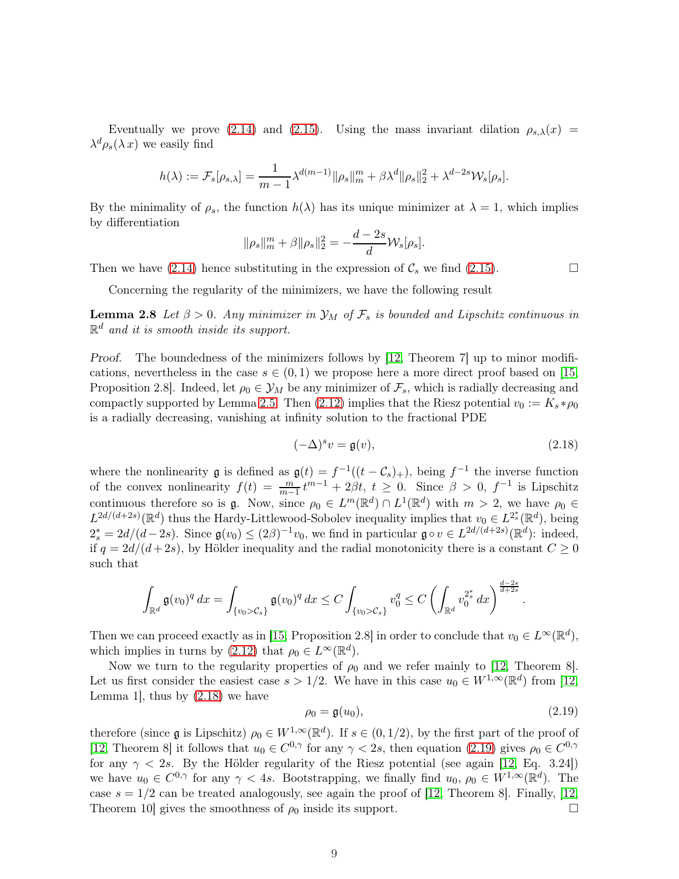Eventually we prove (2.14) and (2.15). Using the mass invariant dilation $\rho_{s,\lambda}(x) = \lambda^d \rho_s(\lambda x)$ we easily find

$$h(\lambda) := \mathcal{F}_s[\rho_{s,\lambda}] = \frac{1}{m-1}\lambda^{d(m-1)}\|\rho_s\|_m^m + \beta\lambda^d\|\rho_s\|_2^2 + \lambda^{d-2s}\mathcal{W}_s[\rho_s].$$

By the minimality of $\rho_s$, the function $h(\lambda)$ has its unique minimizer at $\lambda = 1$, which implies by differentiation

$$\|\rho_s\|_m^m + \beta\|\rho_s\|_2^2 = -\frac{d-2s}{d}\mathcal{W}_s[\rho_s].$$

Then we have (2.14) hence substituting in the expression of $\mathcal{C}_s$ we find (2.15). $\square$

Concerning the regularity of the minimizers, we have the following result

**Lemma 2.8** *Let $\beta > 0$. Any minimizer in $\mathcal{Y}_M$ of $\mathcal{F}_s$ is bounded and Lipschitz continuous in $\mathbb{R}^d$ and it is smooth inside its support.*

*Proof.* The boundedness of the minimizers follows by [12, Theorem 7] up to minor modifications, nevertheless in the case $s \in (0,1)$ we propose here a more direct proof based on [15, Proposition 2.8]. Indeed, let $\rho_0 \in \mathcal{Y}_M$ be any minimizer of $\mathcal{F}_s$, which is radially decreasing and compactly supported by Lemma 2.5. Then (2.12) implies that the Riesz potential $v_0 := K_s * \rho_0$ is a radially decreasing, vanishing at infinity solution to the fractional PDE

$$(-\Delta)^s v = \mathfrak{g}(v), \tag{2.18}$$

where the nonlinearity $\mathfrak{g}$ is defined as $\mathfrak{g}(t) = f^{-1}((t - \mathcal{C}_s)_+)$, being $f^{-1}$ the inverse function of the convex nonlinearity $f(t) = \frac{m}{m-1}t^{m-1} + 2\beta t$, $t \geq 0$. Since $\beta > 0$, $f^{-1}$ is Lipschitz continuous therefore so is $\mathfrak{g}$. Now, since $\rho_0 \in L^m(\mathbb{R}^d) \cap L^1(\mathbb{R}^d)$ with $m > 2$, we have $\rho_0 \in L^{2d/(d+2s)}(\mathbb{R}^d)$ thus the Hardy-Littlewood-Sobolev inequality implies that $v_0 \in L^{2^*_s}(\mathbb{R}^d)$, being $2^*_s = 2d/(d-2s)$. Since $\mathfrak{g}(v_0) \leq (2\beta)^{-1}v_0$, we find in particular $\mathfrak{g} \circ v \in L^{2d/(d+2s)}(\mathbb{R}^d)$: indeed, if $q = 2d/(d+2s)$, by Hölder inequality and the radial monotonicity there is a constant $C \geq 0$ such that

$$\int_{\mathbb{R}^d} \mathfrak{g}(v_0)^q\,dx = \int_{\{v_0 > \mathcal{C}_s\}} \mathfrak{g}(v_0)^q\,dx \leq C\int_{\{v_0 > \mathcal{C}_s\}} v_0^q \leq C\left(\int_{\mathbb{R}^d} v_0^{2^*_s}\,dx\right)^{\frac{d-2s}{d+2s}}.$$

Then we can proceed exactly as in [15, Proposition 2.8] in order to conclude that $v_0 \in L^\infty(\mathbb{R}^d)$, which implies in turns by (2.12) that $\rho_0 \in L^\infty(\mathbb{R}^d)$.

Now we turn to the regularity properties of $\rho_0$ and we refer mainly to [12, Theorem 8]. Let us first consider the easiest case $s > 1/2$. We have in this case $u_0 \in W^{1,\infty}(\mathbb{R}^d)$ from [12, Lemma 1], thus by (2.18) we have

$$\rho_0 = \mathfrak{g}(u_0), \tag{2.19}$$

therefore (since $\mathfrak{g}$ is Lipschitz) $\rho_0 \in W^{1,\infty}(\mathbb{R}^d)$. If $s \in (0, 1/2)$, by the first part of the proof of [12, Theorem 8] it follows that $u_0 \in C^{0,\gamma}$ for any $\gamma < 2s$, then equation (2.19) gives $\rho_0 \in C^{0,\gamma}$ for any $\gamma < 2s$. By the Hölder regularity of the Riesz potential (see again [12, Eq. 3.24]) we have $u_0 \in C^{0,\gamma}$ for any $\gamma < 4s$. Bootstrapping, we finally find $u_0, \rho_0 \in W^{1,\infty}(\mathbb{R}^d)$. The case $s = 1/2$ can be treated analogously, see again the proof of [12, Theorem 8]. Finally, [12, Theorem 10] gives the smoothness of $\rho_0$ inside its support. $\square$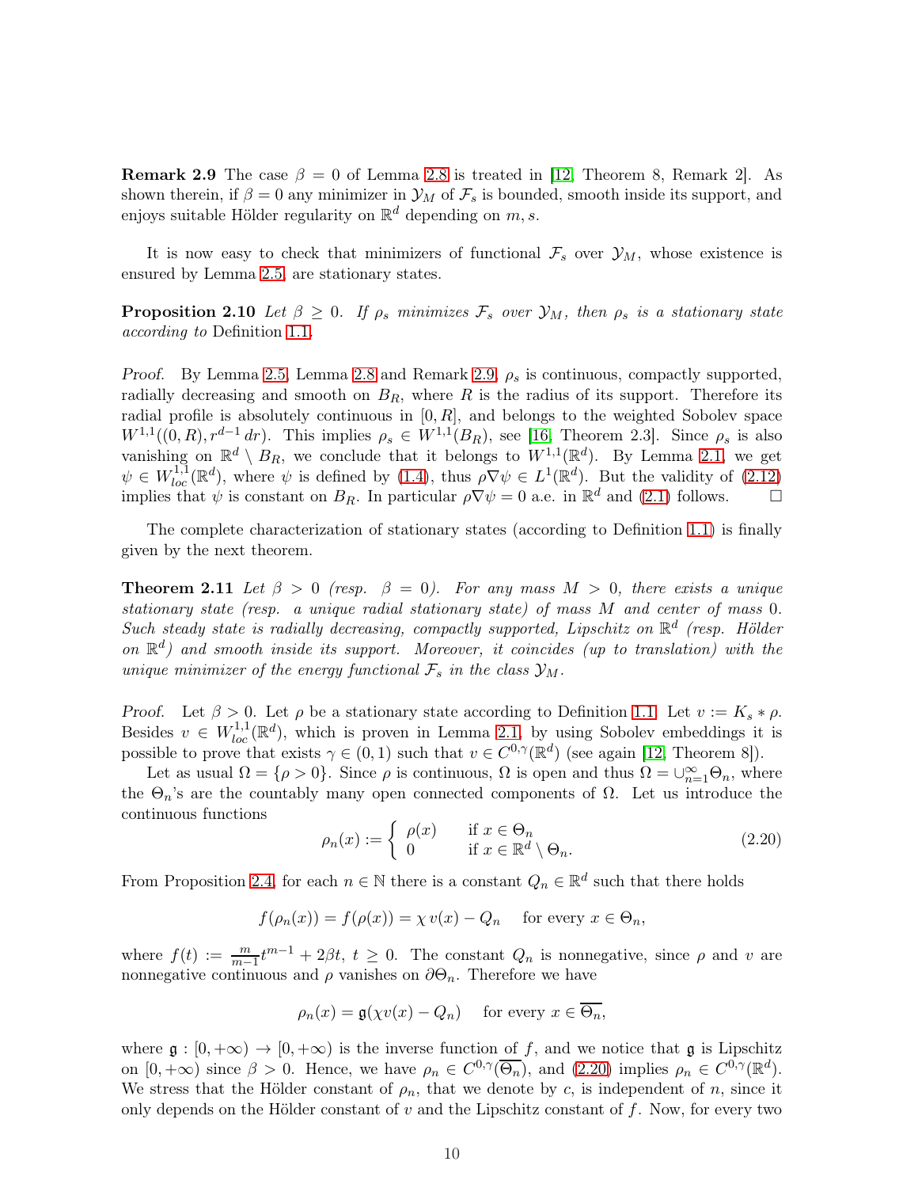**Remark 2.9** The case $\beta = 0$ of Lemma 2.8 is treated in [12, Theorem 8, Remark 2]. As shown therein, if $\beta = 0$ any minimizer in $\mathcal{Y}_M$ of $\mathcal{F}_s$ is bounded, smooth inside its support, and enjoys suitable Hölder regularity on $\mathbb{R}^d$ depending on $m, s$.

It is now easy to check that minimizers of functional $\mathcal{F}_s$ over $\mathcal{Y}_M$, whose existence is ensured by Lemma 2.5, are stationary states.

**Proposition 2.10** *Let $\beta \geq 0$. If $\rho_s$ minimizes $\mathcal{F}_s$ over $\mathcal{Y}_M$, then $\rho_s$ is a stationary state according to* Definition 1.1.

*Proof.* By Lemma 2.5, Lemma 2.8 and Remark 2.9, $\rho_s$ is continuous, compactly supported, radially decreasing and smooth on $B_R$, where $R$ is the radius of its support. Therefore its radial profile is absolutely continuous in $[0, R]$, and belongs to the weighted Sobolev space $W^{1,1}((0,R), r^{d-1}\,dr)$. This implies $\rho_s \in W^{1,1}(B_R)$, see [16, Theorem 2.3]. Since $\rho_s$ is also vanishing on $\mathbb{R}^d \setminus B_R$, we conclude that it belongs to $W^{1,1}(\mathbb{R}^d)$. By Lemma 2.1, we get $\psi \in W^{1,1}_{loc}(\mathbb{R}^d)$, where $\psi$ is defined by (1.4), thus $\rho\nabla\psi \in L^1(\mathbb{R}^d)$. But the validity of (2.12) implies that $\psi$ is constant on $B_R$. In particular $\rho\nabla\psi = 0$ a.e. in $\mathbb{R}^d$ and (2.1) follows. $\square$

The complete characterization of stationary states (according to Definition 1.1) is finally given by the next theorem.

**Theorem 2.11** *Let $\beta > 0$ (resp. $\beta = 0$). For any mass $M > 0$, there exists a unique stationary state (resp. a unique radial stationary state) of mass $M$ and center of mass 0. Such steady state is radially decreasing, compactly supported, Lipschitz on $\mathbb{R}^d$ (resp. Hölder on $\mathbb{R}^d$) and smooth inside its support. Moreover, it coincides (up to translation) with the unique minimizer of the energy functional $\mathcal{F}_s$ in the class $\mathcal{Y}_M$.*

*Proof.* Let $\beta > 0$. Let $\rho$ be a stationary state according to Definition 1.1. Let $v := K_s * \rho$. Besides $v \in W^{1,1}_{loc}(\mathbb{R}^d)$, which is proven in Lemma 2.1, by using Sobolev embeddings it is possible to prove that exists $\gamma \in (0,1)$ such that $v \in C^{0,\gamma}(\mathbb{R}^d)$ (see again [12, Theorem 8]).

Let as usual $\Omega = \{\rho > 0\}$. Since $\rho$ is continuous, $\Omega$ is open and thus $\Omega = \cup_{n=1}^{\infty}\Theta_n$, where the $\Theta_n$'s are the countably many open connected components of $\Omega$. Let us introduce the continuous functions

$$
\rho_n(x) := \begin{cases} \rho(x) & \text{if } x \in \Theta_n \\ 0 & \text{if } x \in \mathbb{R}^d \setminus \Theta_n. \end{cases} \tag{2.20}
$$

From Proposition 2.4, for each $n \in \mathbb{N}$ there is a constant $Q_n \in \mathbb{R}^d$ such that there holds

$$
f(\rho_n(x)) = f(\rho(x)) = \chi\, v(x) - Q_n \quad \text{for every } x \in \Theta_n,
$$

where $f(t) := \frac{m}{m-1}t^{m-1} + 2\beta t$, $t \geq 0$. The constant $Q_n$ is nonnegative, since $\rho$ and $v$ are nonnegative continuous and $\rho$ vanishes on $\partial\Theta_n$. Therefore we have

$$
\rho_n(x) = \mathfrak{g}(\chi v(x) - Q_n) \quad \text{for every } x \in \overline{\Theta_n},
$$

where $\mathfrak{g} : [0, +\infty) \to [0, +\infty)$ is the inverse function of $f$, and we notice that $\mathfrak{g}$ is Lipschitz on $[0, +\infty)$ since $\beta > 0$. Hence, we have $\rho_n \in C^{0,\gamma}(\overline{\Theta_n})$, and (2.20) implies $\rho_n \in C^{0,\gamma}(\mathbb{R}^d)$. We stress that the Hölder constant of $\rho_n$, that we denote by $c$, is independent of $n$, since it only depends on the Hölder constant of $v$ and the Lipschitz constant of $f$. Now, for every two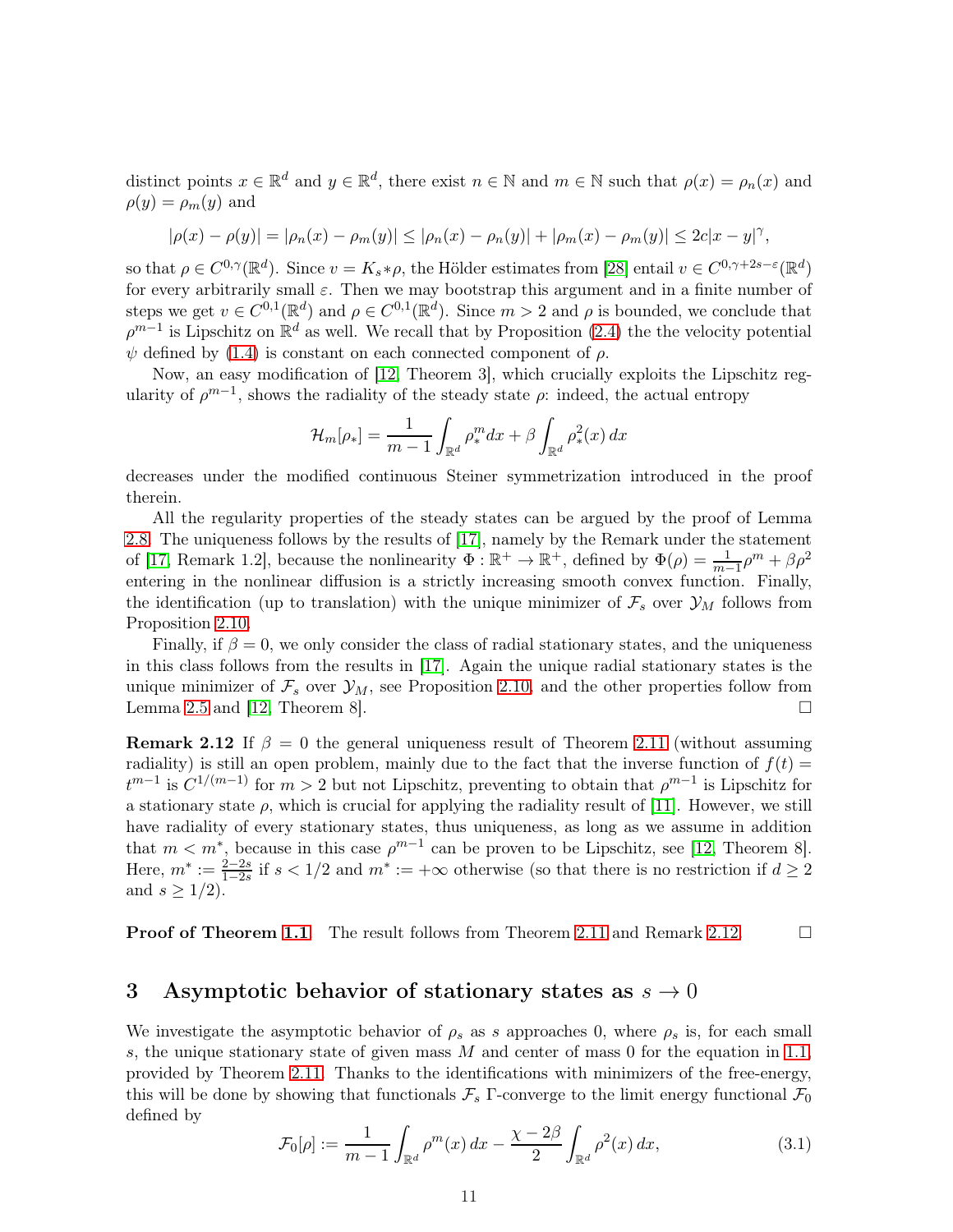distinct points $x \in \mathbb{R}^d$ and $y \in \mathbb{R}^d$, there exist $n \in \mathbb{N}$ and $m \in \mathbb{N}$ such that $\rho(x) = \rho_n(x)$ and $\rho(y) = \rho_m(y)$ and

$$|\rho(x) - \rho(y)| = |\rho_n(x) - \rho_m(y)| \leq |\rho_n(x) - \rho_n(y)| + |\rho_m(x) - \rho_m(y)| \leq 2c|x-y|^\gamma,$$

so that $\rho \in C^{0,\gamma}(\mathbb{R}^d)$. Since $v = K_s * \rho$, the Hölder estimates from [28] entail $v \in C^{0,\gamma+2s-\varepsilon}(\mathbb{R}^d)$ for every arbitrarily small $\varepsilon$. Then we may bootstrap this argument and in a finite number of steps we get $v \in C^{0,1}(\mathbb{R}^d)$ and $\rho \in C^{0,1}(\mathbb{R}^d)$. Since $m > 2$ and $\rho$ is bounded, we conclude that $\rho^{m-1}$ is Lipschitz on $\mathbb{R}^d$ as well. We recall that by Proposition (2.4) the the velocity potential $\psi$ defined by (1.4) is constant on each connected component of $\rho$.

Now, an easy modification of [12, Theorem 3], which crucially exploits the Lipschitz regularity of $\rho^{m-1}$, shows the radiality of the steady state $\rho$: indeed, the actual entropy

$$\mathcal{H}_m[\rho_*] = \frac{1}{m-1}\int_{\mathbb{R}^d} \rho_*^m dx + \beta \int_{\mathbb{R}^d} \rho_*^2(x)\, dx$$

decreases under the modified continuous Steiner symmetrization introduced in the proof therein.

All the regularity properties of the steady states can be argued by the proof of Lemma 2.8. The uniqueness follows by the results of [17], namely by the Remark under the statement of [17, Remark 1.2], because the nonlinearity $\Phi : \mathbb{R}^+ \to \mathbb{R}^+$, defined by $\Phi(\rho) = \frac{1}{m-1}\rho^m + \beta\rho^2$ entering in the nonlinear diffusion is a strictly increasing smooth convex function. Finally, the identification (up to translation) with the unique minimizer of $\mathcal{F}_s$ over $\mathcal{Y}_M$ follows from Proposition 2.10.

Finally, if $\beta = 0$, we only consider the class of radial stationary states, and the uniqueness in this class follows from the results in [17]. Again the unique radial stationary states is the unique minimizer of $\mathcal{F}_s$ over $\mathcal{Y}_M$, see Proposition 2.10, and the other properties follow from Lemma 2.5 and [12, Theorem 8]. $\square$

**Remark 2.12** If $\beta = 0$ the general uniqueness result of Theorem 2.11 (without assuming radiality) is still an open problem, mainly due to the fact that the inverse function of $f(t) = t^{m-1}$ is $C^{1/(m-1)}$ for $m > 2$ but not Lipschitz, preventing to obtain that $\rho^{m-1}$ is Lipschitz for a stationary state $\rho$, which is crucial for applying the radiality result of [11]. However, we still have radiality of every stationary states, thus uniqueness, as long as we assume in addition that $m < m^*$, because in this case $\rho^{m-1}$ can be proven to be Lipschitz, see [12, Theorem 8]. Here, $m^* := \frac{2-2s}{1-2s}$ if $s < 1/2$ and $m^* := +\infty$ otherwise (so that there is no restriction if $d \geq 2$ and $s \geq 1/2$).

**Proof of Theorem 1.1** The result follows from Theorem 2.11 and Remark 2.12. $\square$

## 3 Asymptotic behavior of stationary states as $s \to 0$

We investigate the asymptotic behavior of $\rho_s$ as $s$ approaches 0, where $\rho_s$ is, for each small $s$, the unique stationary state of given mass $M$ and center of mass 0 for the equation in 1.1, provided by Theorem 2.11. Thanks to the identifications with minimizers of the free-energy, this will be done by showing that functionals $\mathcal{F}_s$ $\Gamma$-converge to the limit energy functional $\mathcal{F}_0$ defined by

$$\mathcal{F}_0[\rho] := \frac{1}{m-1}\int_{\mathbb{R}^d} \rho^m(x)\, dx - \frac{\chi - 2\beta}{2}\int_{\mathbb{R}^d} \rho^2(x)\, dx, \tag{3.1}$$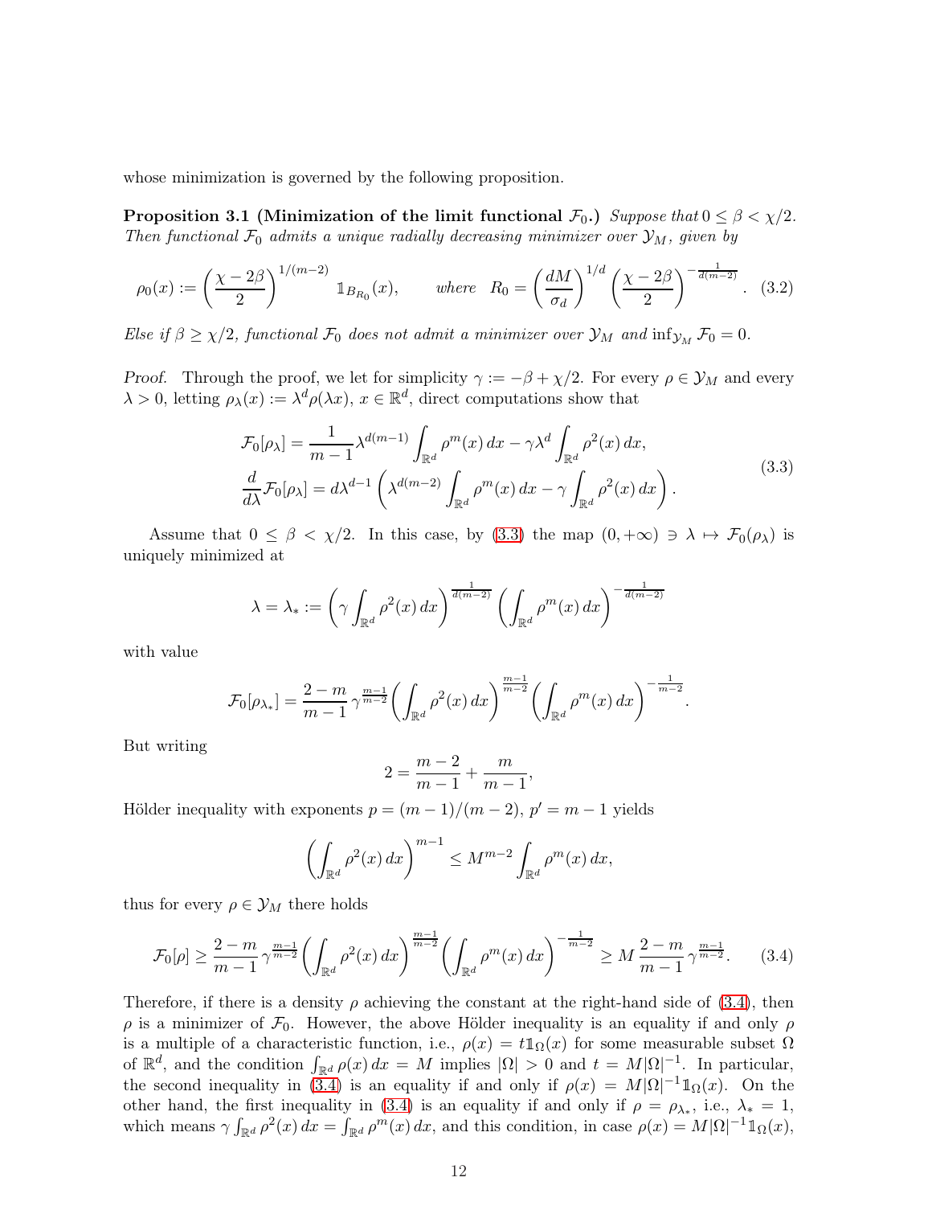whose minimization is governed by the following proposition.

**Proposition 3.1 (Minimization of the limit functional $\mathcal{F}_0$.)** *Suppose that $0 \le \beta < \chi/2$. Then functional $\mathcal{F}_0$ admits a unique radially decreasing minimizer over $\mathcal{Y}_M$, given by*

$$\rho_0(x) := \left(\frac{\chi - 2\beta}{2}\right)^{1/(m-2)} \mathbb{1}_{B_{R_0}}(x), \qquad \textit{where} \quad R_0 = \left(\frac{dM}{\sigma_d}\right)^{1/d}\left(\frac{\chi-2\beta}{2}\right)^{-\frac{1}{d(m-2)}}. \quad (3.2)$$

*Else if $\beta \ge \chi/2$, functional $\mathcal{F}_0$ does not admit a minimizer over $\mathcal{Y}_M$ and $\inf_{\mathcal{Y}_M} \mathcal{F}_0 = 0$.*

*Proof.* Through the proof, we let for simplicity $\gamma := -\beta + \chi/2$. For every $\rho \in \mathcal{Y}_M$ and every $\lambda > 0$, letting $\rho_\lambda(x) := \lambda^d \rho(\lambda x)$, $x \in \mathbb{R}^d$, direct computations show that

$$\begin{aligned}
\mathcal{F}_0[\rho_\lambda] &= \frac{1}{m-1}\lambda^{d(m-1)}\int_{\mathbb{R}^d}\rho^m(x)\,dx - \gamma\lambda^d\int_{\mathbb{R}^d}\rho^2(x)\,dx, \\
\frac{d}{d\lambda}\mathcal{F}_0[\rho_\lambda] &= d\lambda^{d-1}\left(\lambda^{d(m-2)}\int_{\mathbb{R}^d}\rho^m(x)\,dx - \gamma\int_{\mathbb{R}^d}\rho^2(x)\,dx\right).
\end{aligned} \quad (3.3)$$

Assume that $0 \le \beta < \chi/2$. In this case, by (3.3) the map $(0, +\infty) \ni \lambda \mapsto \mathcal{F}_0(\rho_\lambda)$ is uniquely minimized at

$$\lambda = \lambda_* := \left(\gamma\int_{\mathbb{R}^d}\rho^2(x)\,dx\right)^{\frac{1}{d(m-2)}}\left(\int_{\mathbb{R}^d}\rho^m(x)\,dx\right)^{-\frac{1}{d(m-2)}}$$

with value

$$\mathcal{F}_0[\rho_{\lambda_*}] = \frac{2-m}{m-1}\,\gamma^{\frac{m-1}{m-2}}\left(\int_{\mathbb{R}^d}\rho^2(x)\,dx\right)^{\frac{m-1}{m-2}}\left(\int_{\mathbb{R}^d}\rho^m(x)\,dx\right)^{-\frac{1}{m-2}}.$$

But writing

$$2 = \frac{m-2}{m-1} + \frac{m}{m-1},$$

Hölder inequality with exponents $p = (m-1)/(m-2)$, $p' = m-1$ yields

$$\left(\int_{\mathbb{R}^d}\rho^2(x)\,dx\right)^{m-1} \le M^{m-2}\int_{\mathbb{R}^d}\rho^m(x)\,dx,$$

thus for every $\rho \in \mathcal{Y}_M$ there holds

$$\mathcal{F}_0[\rho] \ge \frac{2-m}{m-1}\,\gamma^{\frac{m-1}{m-2}}\left(\int_{\mathbb{R}^d}\rho^2(x)\,dx\right)^{\frac{m-1}{m-2}}\left(\int_{\mathbb{R}^d}\rho^m(x)\,dx\right)^{-\frac{1}{m-2}} \ge M\,\frac{2-m}{m-1}\,\gamma^{\frac{m-1}{m-2}}. \quad (3.4)$$

Therefore, if there is a density $\rho$ achieving the constant at the right-hand side of (3.4), then $\rho$ is a minimizer of $\mathcal{F}_0$. However, the above Hölder inequality is an equality if and only $\rho$ is a multiple of a characteristic function, i.e., $\rho(x) = t\mathbb{1}_\Omega(x)$ for some measurable subset $\Omega$ of $\mathbb{R}^d$, and the condition $\int_{\mathbb{R}^d}\rho(x)\,dx = M$ implies $|\Omega| > 0$ and $t = M|\Omega|^{-1}$. In particular, the second inequality in (3.4) is an equality if and only if $\rho(x) = M|\Omega|^{-1}\mathbb{1}_\Omega(x)$. On the other hand, the first inequality in (3.4) is an equality if and only if $\rho = \rho_{\lambda_*}$, i.e., $\lambda_* = 1$, which means $\gamma\int_{\mathbb{R}^d}\rho^2(x)\,dx = \int_{\mathbb{R}^d}\rho^m(x)\,dx$, and this condition, in case $\rho(x) = M|\Omega|^{-1}\mathbb{1}_\Omega(x)$,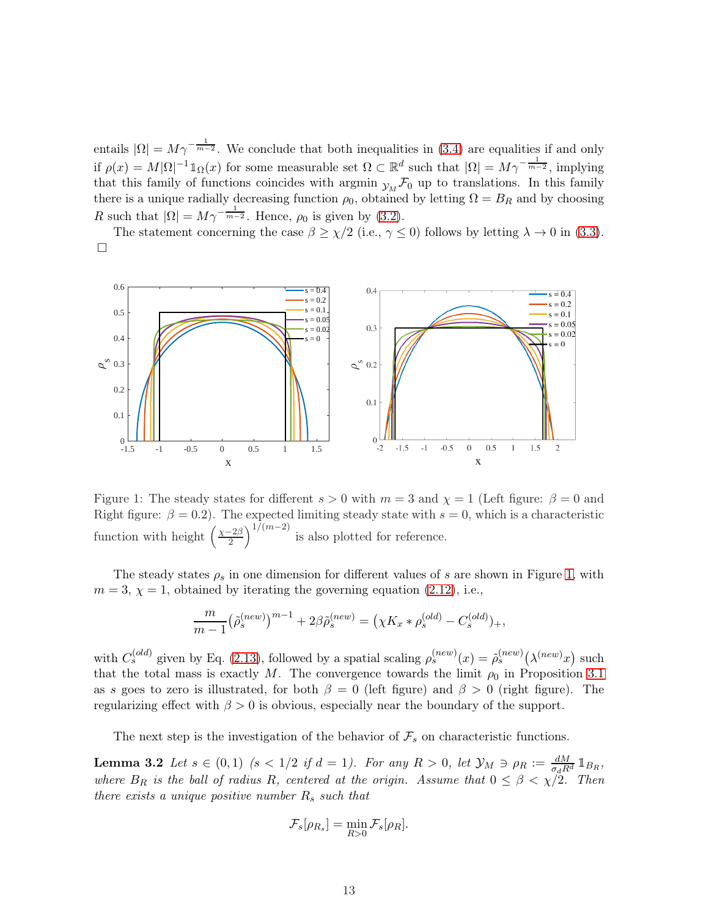entails $|\Omega| = M\gamma^{-\frac{1}{m-2}}$. We conclude that both inequalities in (3.4) are equalities if and only if $\rho(x) = M|\Omega|^{-1}\mathbb{1}_\Omega(x)$ for some measurable set $\Omega \subset \mathbb{R}^d$ such that $|\Omega| = M\gamma^{-\frac{1}{m-2}}$, implying that this family of functions coincides with argmin $_{\mathcal{Y}_M}\mathcal{F}_0$ up to translations. In this family there is a unique radially decreasing function $\rho_0$, obtained by letting $\Omega = B_R$ and by choosing $R$ such that $|\Omega| = M\gamma^{-\frac{1}{m-2}}$. Hence, $\rho_0$ is given by (3.2).

The statement concerning the case $\beta \geq \chi/2$ (i.e., $\gamma \leq 0$) follows by letting $\lambda \to 0$ in (3.3). $\square$

Figure 1: The steady states for different $s > 0$ with $m = 3$ and $\chi = 1$ (Left figure: $\beta = 0$ and Right figure: $\beta = 0.2$). The expected limiting steady state with $s = 0$, which is a characteristic function with height $\left(\frac{\chi - 2\beta}{2}\right)^{1/(m-2)}$ is also plotted for reference.

The steady states $\rho_s$ in one dimension for different values of $s$ are shown in Figure 1, with $m = 3$, $\chi = 1$, obtained by iterating the governing equation (2.12), i.e.,

$$\frac{m}{m-1}\big(\tilde{\rho}_s^{(new)}\big)^{m-1} + 2\beta\tilde{\rho}_s^{(new)} = \big(\chi K_x * \rho_s^{(old)} - C_s^{(old)}\big)_+,$$

with $C_s^{(old)}$ given by Eq. (2.13), followed by a spatial scaling $\rho_s^{(new)}(x) = \tilde{\rho}_s^{(new)}\big(\lambda^{(new)}x\big)$ such that the total mass is exactly $M$. The convergence towards the limit $\rho_0$ in Proposition 3.1 as $s$ goes to zero is illustrated, for both $\beta = 0$ (left figure) and $\beta > 0$ (right figure). The regularizing effect with $\beta > 0$ is obvious, especially near the boundary of the support.

The next step is the investigation of the behavior of $\mathcal{F}_s$ on characteristic functions.

**Lemma 3.2** *Let $s \in (0, 1)$ ($s < 1/2$ if $d = 1$). For any $R > 0$, let $\mathcal{Y}_M \ni \rho_R := \frac{dM}{\sigma_d R^d}\mathbb{1}_{B_R}$, where $B_R$ is the ball of radius $R$, centered at the origin. Assume that $0 \leq \beta < \chi/2$. Then there exists a unique positive number $R_s$ such that*

$$\mathcal{F}_s[\rho_{R_s}] = \min_{R>0}\mathcal{F}_s[\rho_R].$$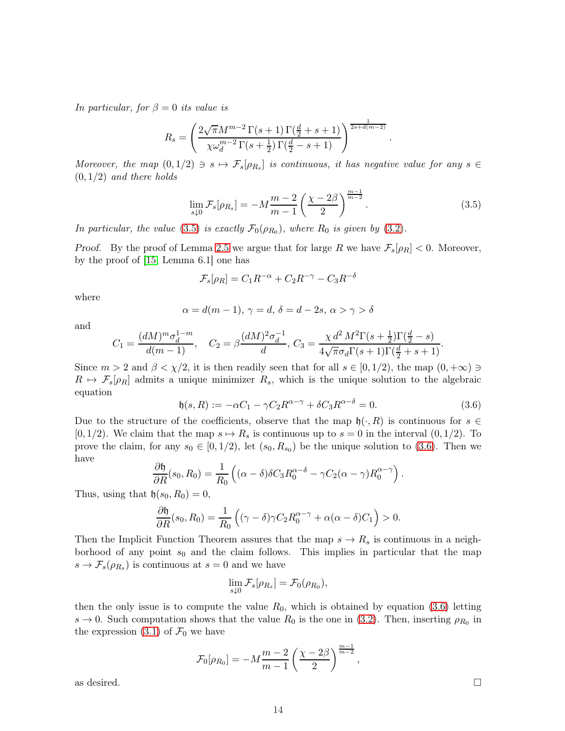*In particular, for $\beta = 0$ its value is*

$$R_s = \left( \frac{2\sqrt{\pi} M^{m-2}\, \Gamma(s+1)\, \Gamma(\frac{d}{2}+s+1)}{\chi \omega_d^{m-2}\, \Gamma(s+\frac{1}{2})\, \Gamma(\frac{d}{2}-s+1)} \right)^{\frac{1}{2s+d(m-2)}}.$$

*Moreover, the map $(0, 1/2) \ni s \mapsto \mathcal{F}_s[\rho_{R_s}]$ is continuous, it has negative value for any $s \in (0, 1/2)$ and there holds*

$$\lim_{s \downarrow 0} \mathcal{F}_s[\rho_{R_s}] = -M \frac{m-2}{m-1} \left( \frac{\chi - 2\beta}{2} \right)^{\frac{m-1}{m-2}}. \tag{3.5}$$

*In particular, the value (3.5) is exactly $\mathcal{F}_0(\rho_{R_0})$, where $R_0$ is given by (3.2).*

*Proof.* By the proof of Lemma 2.5 we argue that for large $R$ we have $\mathcal{F}_s[\rho_R] < 0$. Moreover, by the proof of [15, Lemma 6.1] one has

$$\mathcal{F}_s[\rho_R] = C_1 R^{-\alpha} + C_2 R^{-\gamma} - C_3 R^{-\delta}$$

where

$$\alpha = d(m-1),\ \gamma = d,\ \delta = d - 2s,\ \alpha > \gamma > \delta$$

and

$$C_1 = \frac{(dM)^m \sigma_d^{1-m}}{d(m-1)}, \quad C_2 = \beta \frac{(dM)^2 \sigma_d^{-1}}{d},\ C_3 = \frac{\chi\, d^2\, M^2 \Gamma(s+\frac{1}{2}) \Gamma(\frac{d}{2}-s)}{4\sqrt{\pi} \sigma_d \Gamma(s+1) \Gamma(\frac{d}{2}+s+1)}.$$

Since $m > 2$ and $\beta < \chi/2$, it is then readily seen that for all $s \in [0, 1/2)$, the map $(0, +\infty) \ni R \mapsto \mathcal{F}_s[\rho_R]$ admits a unique minimizer $R_s$, which is the unique solution to the algebraic equation

$$\mathfrak{h}(s, R) := -\alpha C_1 - \gamma C_2 R^{\alpha-\gamma} + \delta C_3 R^{\alpha-\delta} = 0. \tag{3.6}$$

Due to the structure of the coefficients, observe that the map $\mathfrak{h}(\cdot, R)$ is continuous for $s \in [0, 1/2)$. We claim that the map $s \mapsto R_s$ is continuous up to $s = 0$ in the interval $(0, 1/2)$. To prove the claim, for any $s_0 \in [0, 1/2)$, let $(s_0, R_{s_0})$ be the unique solution to (3.6). Then we have

$$\frac{\partial \mathfrak{h}}{\partial R}(s_0, R_0) = \frac{1}{R_0} \left( (\alpha - \delta)\delta C_3 R_0^{\alpha-\delta} - \gamma C_2 (\alpha - \gamma) R_0^{\alpha-\gamma} \right).$$

Thus, using that $\mathfrak{h}(s_0, R_0) = 0$,

$$\frac{\partial \mathfrak{h}}{\partial R}(s_0, R_0) = \frac{1}{R_0} \left( (\gamma - \delta)\gamma C_2 R_0^{\alpha-\gamma} + \alpha(\alpha - \delta) C_1 \right) > 0.$$

Then the Implicit Function Theorem assures that the map $s \to R_s$ is continuous in a neighborhood of any point $s_0$ and the claim follows. This implies in particular that the map $s \to \mathcal{F}_s(\rho_{R_s})$ is continuous at $s = 0$ and we have

$$\lim_{s \downarrow 0} \mathcal{F}_s[\rho_{R_s}] = \mathcal{F}_0(\rho_{R_0}),$$

then the only issue is to compute the value $R_0$, which is obtained by equation (3.6) letting $s \to 0$. Such computation shows that the value $R_0$ is the one in (3.2). Then, inserting $\rho_{R_0}$ in the expression (3.1) of $\mathcal{F}_0$ we have

$$\mathcal{F}_0[\rho_{R_0}] = -M \frac{m-2}{m-1} \left( \frac{\chi - 2\beta}{2} \right)^{\frac{m-1}{m-2}},$$

as desired. □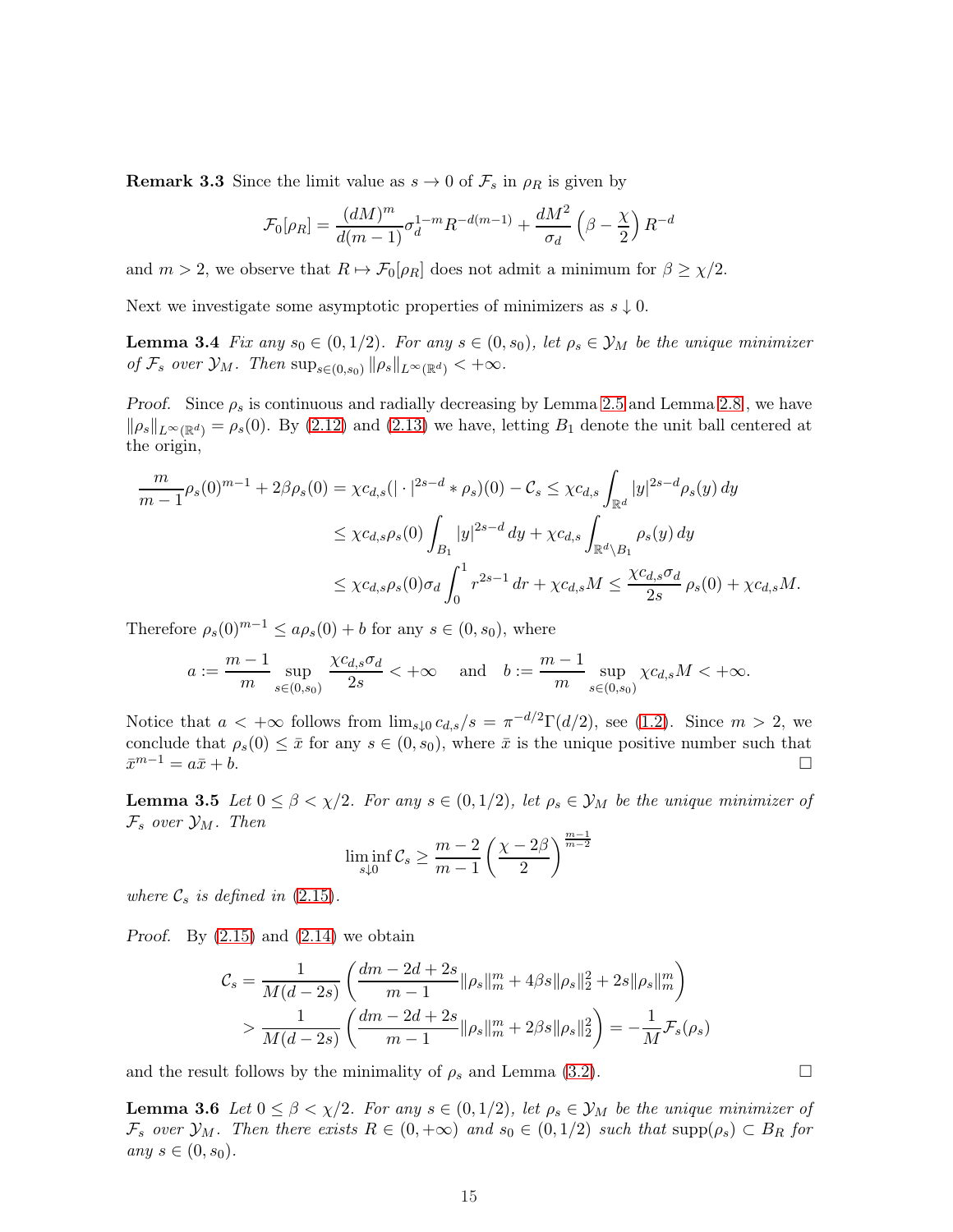**Remark 3.3** Since the limit value as $s \to 0$ of $\mathcal{F}_s$ in $\rho_R$ is given by

$$\mathcal{F}_0[\rho_R] = \frac{(dM)^m}{d(m-1)}\sigma_d^{1-m}R^{-d(m-1)} + \frac{dM^2}{\sigma_d}\left(\beta - \frac{\chi}{2}\right)R^{-d}$$

and $m > 2$, we observe that $R \mapsto \mathcal{F}_0[\rho_R]$ does not admit a minimum for $\beta \geq \chi/2$.

Next we investigate some asymptotic properties of minimizers as $s \downarrow 0$.

**Lemma 3.4** *Fix any $s_0 \in (0, 1/2)$. For any $s \in (0, s_0)$, let $\rho_s \in \mathcal{Y}_M$ be the unique minimizer of $\mathcal{F}_s$ over $\mathcal{Y}_M$. Then $\sup_{s\in(0,s_0)} \|\rho_s\|_{L^\infty(\mathbb{R}^d)} < +\infty$.*

*Proof.* Since $\rho_s$ is continuous and radially decreasing by Lemma 2.5 and Lemma 2.8, we have $\|\rho_s\|_{L^\infty(\mathbb{R}^d)} = \rho_s(0)$. By (2.12) and (2.13) we have, letting $B_1$ denote the unit ball centered at the origin,

$$\begin{aligned}
\frac{m}{m-1}\rho_s(0)^{m-1} + 2\beta\rho_s(0) &= \chi c_{d,s}(|\cdot|^{2s-d} * \rho_s)(0) - \mathcal{C}_s \leq \chi c_{d,s}\int_{\mathbb{R}^d} |y|^{2s-d}\rho_s(y)\,dy \\
&\leq \chi c_{d,s}\rho_s(0)\int_{B_1} |y|^{2s-d}\,dy + \chi c_{d,s}\int_{\mathbb{R}^d\setminus B_1} \rho_s(y)\,dy \\
&\leq \chi c_{d,s}\rho_s(0)\sigma_d\int_0^1 r^{2s-1}\,dr + \chi c_{d,s}M \leq \frac{\chi c_{d,s}\sigma_d}{2s}\,\rho_s(0) + \chi c_{d,s}M.
\end{aligned}$$

Therefore $\rho_s(0)^{m-1} \leq a\rho_s(0) + b$ for any $s \in (0, s_0)$, where

$$a := \frac{m-1}{m}\sup_{s\in(0,s_0)} \frac{\chi c_{d,s}\sigma_d}{2s} < +\infty \quad \text{ and } \quad b := \frac{m-1}{m}\sup_{s\in(0,s_0)} \chi c_{d,s}M < +\infty.$$

Notice that $a < +\infty$ follows from $\lim_{s\downarrow 0} c_{d,s}/s = \pi^{-d/2}\Gamma(d/2)$, see (1.2). Since $m > 2$, we conclude that $\rho_s(0) \leq \bar{x}$ for any $s \in (0, s_0)$, where $\bar{x}$ is the unique positive number such that $\bar{x}^{m-1} = a\bar{x} + b$. $\square$

**Lemma 3.5** *Let $0 \leq \beta < \chi/2$. For any $s \in (0, 1/2)$, let $\rho_s \in \mathcal{Y}_M$ be the unique minimizer of $\mathcal{F}_s$ over $\mathcal{Y}_M$. Then*

$$\liminf_{s\downarrow 0} \mathcal{C}_s \geq \frac{m-2}{m-1}\left(\frac{\chi - 2\beta}{2}\right)^{\frac{m-1}{m-2}}$$

*where $\mathcal{C}_s$ is defined in (2.15).*

*Proof.* By (2.15) and (2.14) we obtain

$$\begin{aligned}
\mathcal{C}_s &= \frac{1}{M(d-2s)}\left(\frac{dm - 2d + 2s}{m-1}\|\rho_s\|_m^m + 4\beta s\|\rho_s\|_2^2 + 2s\|\rho_s\|_m^m\right) \\
&> \frac{1}{M(d-2s)}\left(\frac{dm - 2d + 2s}{m-1}\|\rho_s\|_m^m + 2\beta s\|\rho_s\|_2^2\right) = -\frac{1}{M}\mathcal{F}_s(\rho_s)
\end{aligned}$$

and the result follows by the minimality of $\rho_s$ and Lemma (3.2). $\square$

**Lemma 3.6** *Let $0 \leq \beta < \chi/2$. For any $s \in (0, 1/2)$, let $\rho_s \in \mathcal{Y}_M$ be the unique minimizer of $\mathcal{F}_s$ over $\mathcal{Y}_M$. Then there exists $R \in (0, +\infty)$ and $s_0 \in (0, 1/2)$ such that $\text{supp}(\rho_s) \subset B_R$ for any $s \in (0, s_0)$.*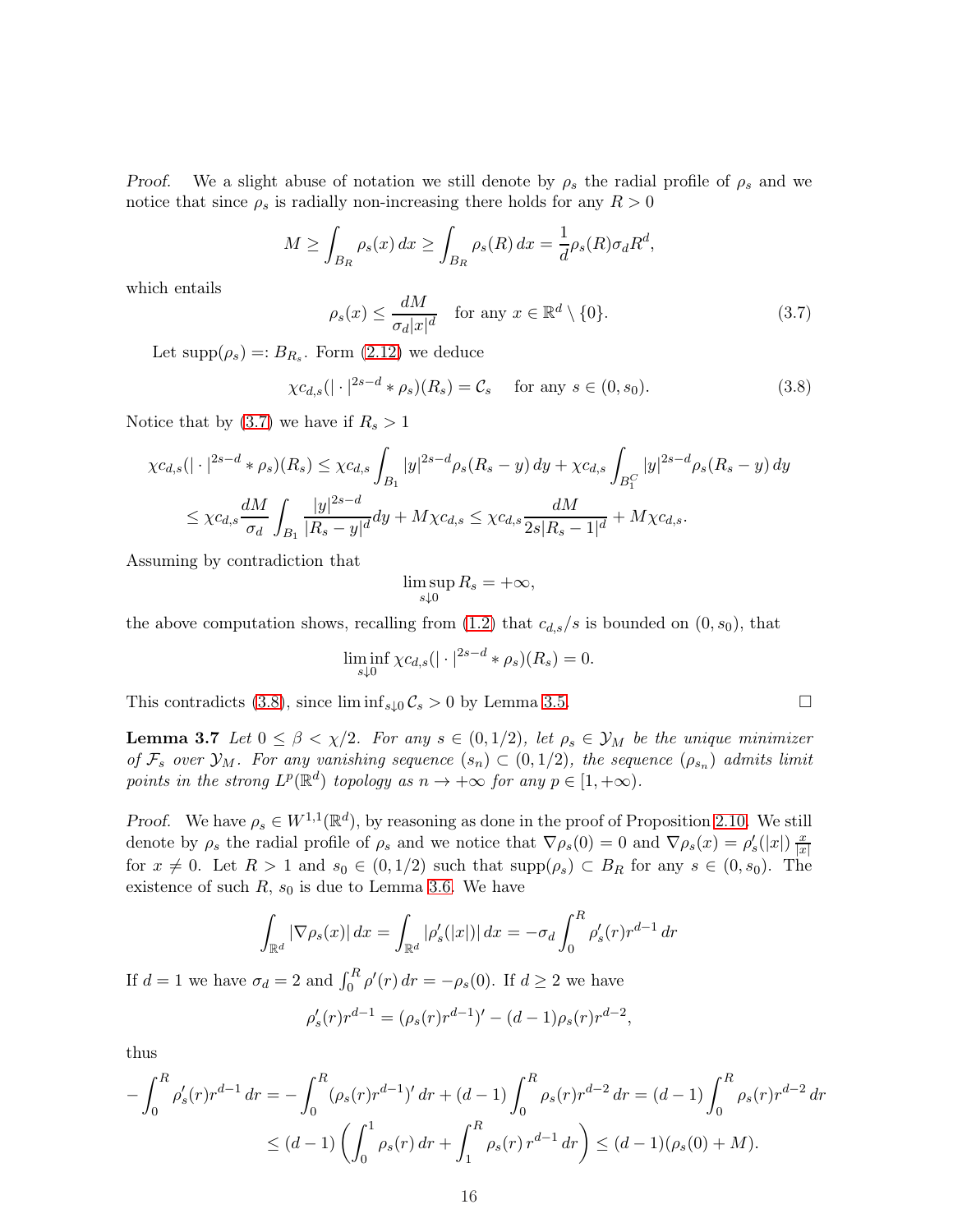*Proof.* We a slight abuse of notation we still denote by $\rho_s$ the radial profile of $\rho_s$ and we notice that since $\rho_s$ is radially non-increasing there holds for any $R > 0$

$$M \geq \int_{B_R} \rho_s(x)\, dx \geq \int_{B_R} \rho_s(R)\, dx = \frac{1}{d}\rho_s(R)\sigma_d R^d,$$

which entails

$$\rho_s(x) \leq \frac{dM}{\sigma_d |x|^d} \quad \text{for any } x \in \mathbb{R}^d \setminus \{0\}. \tag{3.7}$$

Let $\mathrm{supp}(\rho_s) =: B_{R_s}$. Form (2.12) we deduce

$$\chi c_{d,s}(|\cdot|^{2s-d} * \rho_s)(R_s) = \mathcal{C}_s \quad \text{ for any } s \in (0, s_0). \tag{3.8}$$

Notice that by (3.7) we have if $R_s > 1$

$$\begin{aligned}\chi c_{d,s}(|\cdot|^{2s-d} * \rho_s)(R_s) &\leq \chi c_{d,s} \int_{B_1} |y|^{2s-d} \rho_s(R_s - y)\, dy + \chi c_{d,s} \int_{B_1^C} |y|^{2s-d} \rho_s(R_s - y)\, dy \\ &\leq \chi c_{d,s} \frac{dM}{\sigma_d} \int_{B_1} \frac{|y|^{2s-d}}{|R_s - y|^d} dy + M\chi c_{d,s} \leq \chi c_{d,s} \frac{dM}{2s|R_s - 1|^d} + M\chi c_{d,s}.\end{aligned}$$

Assuming by contradiction that

$$\limsup_{s \downarrow 0} R_s = +\infty,$$

the above computation shows, recalling from (1.2) that $c_{d,s}/s$ is bounded on $(0, s_0)$, that

$$\liminf_{s \downarrow 0} \chi c_{d,s}(|\cdot|^{2s-d} * \rho_s)(R_s) = 0.$$

This contradicts (3.8), since $\liminf_{s \downarrow 0} \mathcal{C}_s > 0$ by Lemma 3.5. □

**Lemma 3.7** *Let $0 \leq \beta < \chi/2$. For any $s \in (0, 1/2)$, let $\rho_s \in \mathcal{Y}_M$ be the unique minimizer of $\mathcal{F}_s$ over $\mathcal{Y}_M$. For any vanishing sequence $(s_n) \subset (0, 1/2)$, the sequence $(\rho_{s_n})$ admits limit points in the strong $L^p(\mathbb{R}^d)$ topology as $n \to +\infty$ for any $p \in [1, +\infty)$.*

*Proof.* We have $\rho_s \in W^{1,1}(\mathbb{R}^d)$, by reasoning as done in the proof of Proposition 2.10. We still denote by $\rho_s$ the radial profile of $\rho_s$ and we notice that $\nabla \rho_s(0) = 0$ and $\nabla \rho_s(x) = \rho_s'(|x|) \frac{x}{|x|}$ for $x \neq 0$. Let $R > 1$ and $s_0 \in (0, 1/2)$ such that $\mathrm{supp}(\rho_s) \subset B_R$ for any $s \in (0, s_0)$. The existence of such $R$, $s_0$ is due to Lemma 3.6. We have

$$\int_{\mathbb{R}^d} |\nabla \rho_s(x)|\, dx = \int_{\mathbb{R}^d} |\rho_s'(|x|)|\, dx = -\sigma_d \int_0^R \rho_s'(r) r^{d-1}\, dr$$

If $d = 1$ we have $\sigma_d = 2$ and $\int_0^R \rho'(r)\, dr = -\rho_s(0)$. If $d \geq 2$ we have

$$\rho_s'(r) r^{d-1} = (\rho_s(r) r^{d-1})' - (d-1)\rho_s(r) r^{d-2},$$

thus

$$\begin{aligned}-\int_0^R \rho_s'(r) r^{d-1}\, dr &= -\int_0^R (\rho_s(r) r^{d-1})'\, dr + (d-1)\int_0^R \rho_s(r) r^{d-2}\, dr = (d-1)\int_0^R \rho_s(r) r^{d-2}\, dr \\ &\leq (d-1)\left(\int_0^1 \rho_s(r)\, dr + \int_1^R \rho_s(r)\, r^{d-1}\, dr\right) \leq (d-1)(\rho_s(0) + M).\end{aligned}$$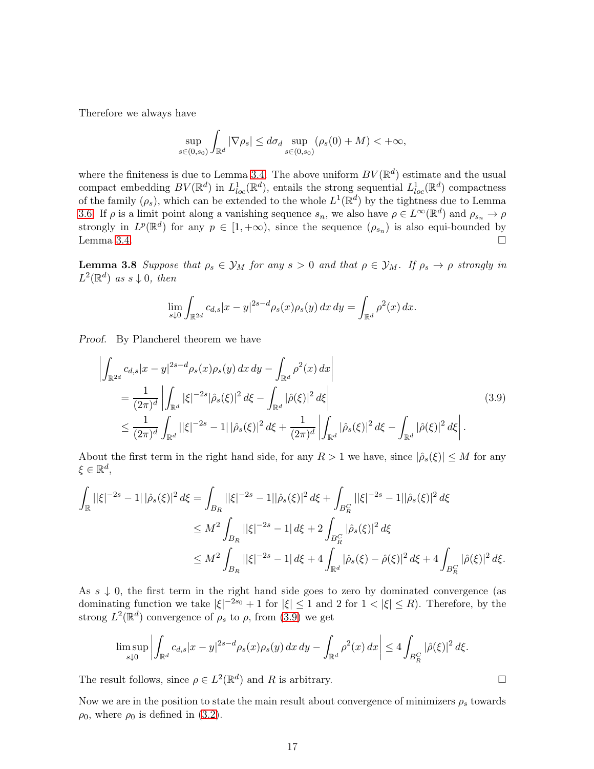Therefore we always have

$$\sup_{s\in(0,s_0)} \int_{\mathbb{R}^d} |\nabla \rho_s| \le d\sigma_d \sup_{s\in(0,s_0)} (\rho_s(0) + M) < +\infty,$$

where the finiteness is due to Lemma 3.4. The above uniform $BV(\mathbb{R}^d)$ estimate and the usual compact embedding $BV(\mathbb{R}^d)$ in $L^1_{loc}(\mathbb{R}^d)$, entails the strong sequential $L^1_{loc}(\mathbb{R}^d)$ compactness of the family $(\rho_s)$, which can be extended to the whole $L^1(\mathbb{R}^d)$ by the tightness due to Lemma 3.6. If $\rho$ is a limit point along a vanishing sequence $s_n$, we also have $\rho \in L^\infty(\mathbb{R}^d)$ and $\rho_{s_n} \to \rho$ strongly in $L^p(\mathbb{R}^d)$ for any $p \in [1, +\infty)$, since the sequence $(\rho_{s_n})$ is also equi-bounded by Lemma 3.4. $\square$

**Lemma 3.8** *Suppose that $\rho_s \in \mathcal{Y}_M$ for any $s > 0$ and that $\rho \in \mathcal{Y}_M$. If $\rho_s \to \rho$ strongly in $L^2(\mathbb{R}^d)$ as $s \downarrow 0$, then*

$$\lim_{s\downarrow 0} \int_{\mathbb{R}^{2d}} c_{d,s} |x-y|^{2s-d} \rho_s(x)\rho_s(y)\, dx\, dy = \int_{\mathbb{R}^d} \rho^2(x)\, dx.$$

*Proof.* By Plancherel theorem we have

$$\begin{aligned}
&\left| \int_{\mathbb{R}^{2d}} c_{d,s} |x-y|^{2s-d} \rho_s(x)\rho_s(y)\, dx\, dy - \int_{\mathbb{R}^d} \rho^2(x)\, dx \right| \\
&\quad = \frac{1}{(2\pi)^d} \left| \int_{\mathbb{R}^d} |\xi|^{-2s} |\hat{\rho}_s(\xi)|^2\, d\xi - \int_{\mathbb{R}^d} |\hat{\rho}(\xi)|^2\, d\xi \right| \\
&\quad \le \frac{1}{(2\pi)^d} \int_{\mathbb{R}^d} ||\xi|^{-2s} - 1|\, |\hat{\rho}_s(\xi)|^2\, d\xi + \frac{1}{(2\pi)^d} \left| \int_{\mathbb{R}^d} |\hat{\rho}_s(\xi)|^2\, d\xi - \int_{\mathbb{R}^d} |\hat{\rho}(\xi)|^2\, d\xi \right|.
\end{aligned} \tag{3.9}$$

About the first term in the right hand side, for any $R > 1$ we have, since $|\hat{\rho}_s(\xi)| \le M$ for any $\xi \in \mathbb{R}^d$,

$$\begin{aligned}
\int_{\mathbb{R}} ||\xi|^{-2s} - 1|\, |\hat{\rho}_s(\xi)|^2\, d\xi &= \int_{B_R} ||\xi|^{-2s} - 1| |\hat{\rho}_s(\xi)|^2\, d\xi + \int_{B_R^C} ||\xi|^{-2s} - 1| |\hat{\rho}_s(\xi)|^2\, d\xi \\
&\le M^2 \int_{B_R} ||\xi|^{-2s} - 1|\, d\xi + 2 \int_{B_R^C} |\hat{\rho}_s(\xi)|^2\, d\xi \\
&\le M^2 \int_{B_R} ||\xi|^{-2s} - 1|\, d\xi + 4 \int_{\mathbb{R}^d} |\hat{\rho}_s(\xi) - \hat{\rho}(\xi)|^2\, d\xi + 4 \int_{B_R^C} |\hat{\rho}(\xi)|^2\, d\xi.
\end{aligned}$$

As $s \downarrow 0$, the first term in the right hand side goes to zero by dominated convergence (as dominating function we take $|\xi|^{-2s_0} + 1$ for $|\xi| \le 1$ and 2 for $1 < |\xi| \le R$). Therefore, by the strong $L^2(\mathbb{R}^d)$ convergence of $\rho_s$ to $\rho$, from (3.9) we get

$$\limsup_{s\downarrow 0} \left| \int_{\mathbb{R}^d} c_{d,s} |x-y|^{2s-d} \rho_s(x)\rho_s(y)\, dx\, dy - \int_{\mathbb{R}^d} \rho^2(x)\, dx \right| \le 4 \int_{B_R^C} |\hat{\rho}(\xi)|^2\, d\xi.$$

The result follows, since $\rho \in L^2(\mathbb{R}^d)$ and $R$ is arbitrary. $\square$

Now we are in the position to state the main result about convergence of minimizers $\rho_s$ towards $\rho_0$, where $\rho_0$ is defined in (3.2).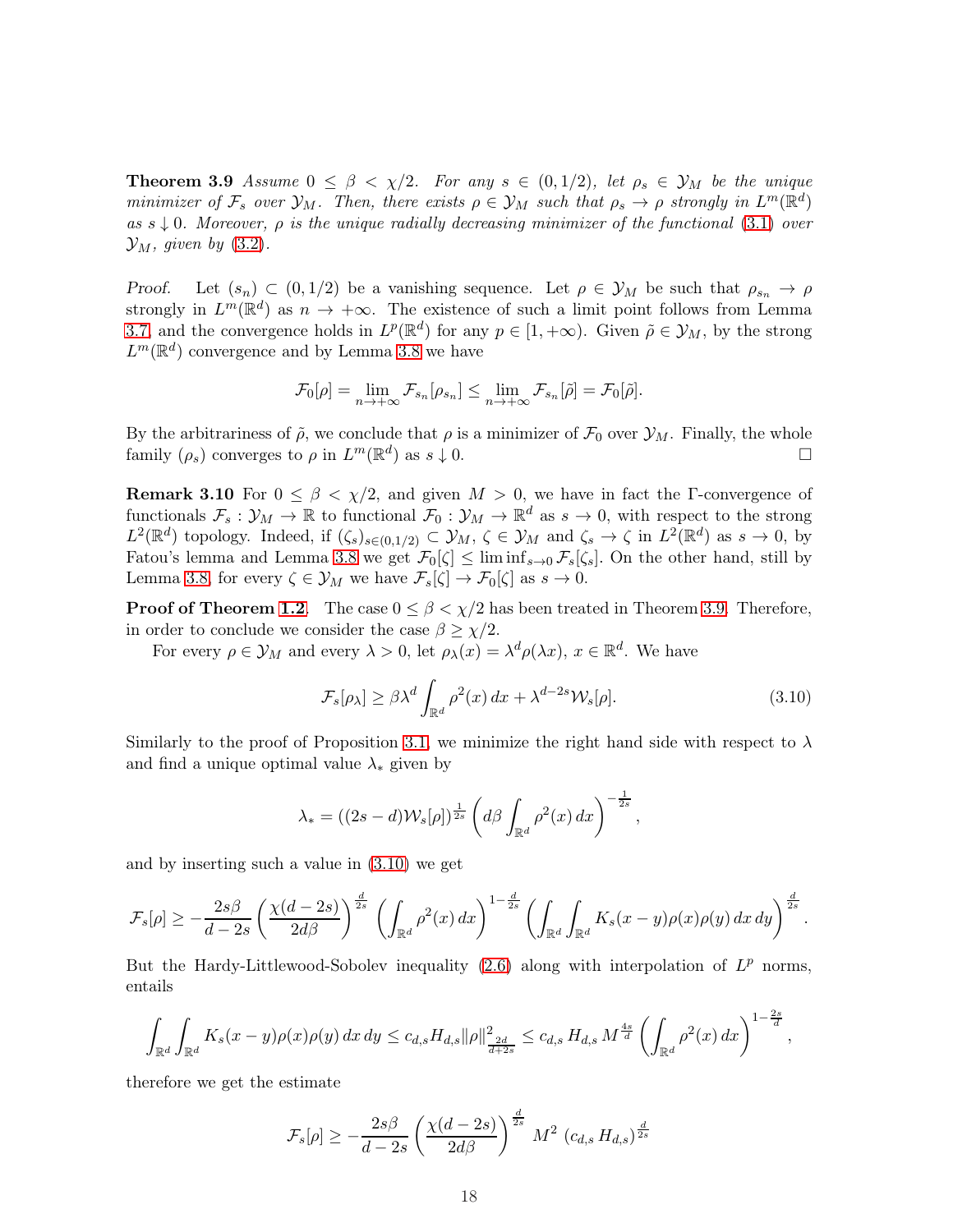**Theorem 3.9** *Assume $0 \le \beta < \chi/2$. For any $s \in (0, 1/2)$, let $\rho_s \in \mathcal{Y}_M$ be the unique minimizer of $\mathcal{F}_s$ over $\mathcal{Y}_M$. Then, there exists $\rho \in \mathcal{Y}_M$ such that $\rho_s \to \rho$ strongly in $L^m(\mathbb{R}^d)$ as $s \downarrow 0$. Moreover, $\rho$ is the unique radially decreasing minimizer of the functional (3.1) over $\mathcal{Y}_M$, given by (3.2).*

*Proof.* Let $(s_n) \subset (0, 1/2)$ be a vanishing sequence. Let $\rho \in \mathcal{Y}_M$ be such that $\rho_{s_n} \to \rho$ strongly in $L^m(\mathbb{R}^d)$ as $n \to +\infty$. The existence of such a limit point follows from Lemma 3.7, and the convergence holds in $L^p(\mathbb{R}^d)$ for any $p \in [1, +\infty)$. Given $\tilde{\rho} \in \mathcal{Y}_M$, by the strong $L^m(\mathbb{R}^d)$ convergence and by Lemma 3.8 we have

$$\mathcal{F}_0[\rho] = \lim_{n \to +\infty} \mathcal{F}_{s_n}[\rho_{s_n}] \le \lim_{n \to +\infty} \mathcal{F}_{s_n}[\tilde{\rho}] = \mathcal{F}_0[\tilde{\rho}].$$

By the arbitrariness of $\tilde{\rho}$, we conclude that $\rho$ is a minimizer of $\mathcal{F}_0$ over $\mathcal{Y}_M$. Finally, the whole family $(\rho_s)$ converges to $\rho$ in $L^m(\mathbb{R}^d)$ as $s \downarrow 0$. $\square$

**Remark 3.10** For $0 \le \beta < \chi/2$, and given $M > 0$, we have in fact the $\Gamma$-convergence of functionals $\mathcal{F}_s : \mathcal{Y}_M \to \mathbb{R}$ to functional $\mathcal{F}_0 : \mathcal{Y}_M \to \mathbb{R}^d$ as $s \to 0$, with respect to the strong $L^2(\mathbb{R}^d)$ topology. Indeed, if $(\zeta_s)_{s \in (0,1/2)} \subset \mathcal{Y}_M$, $\zeta \in \mathcal{Y}_M$ and $\zeta_s \to \zeta$ in $L^2(\mathbb{R}^d)$ as $s \to 0$, by Fatou's lemma and Lemma 3.8 we get $\mathcal{F}_0[\zeta] \le \liminf_{s \to 0} \mathcal{F}_s[\zeta_s]$. On the other hand, still by Lemma 3.8, for every $\zeta \in \mathcal{Y}_M$ we have $\mathcal{F}_s[\zeta] \to \mathcal{F}_0[\zeta]$ as $s \to 0$.

**Proof of Theorem 1.2.** The case $0 \le \beta < \chi/2$ has been treated in Theorem 3.9. Therefore, in order to conclude we consider the case $\beta \ge \chi/2$.

For every $\rho \in \mathcal{Y}_M$ and every $\lambda > 0$, let $\rho_\lambda(x) = \lambda^d \rho(\lambda x)$, $x \in \mathbb{R}^d$. We have

$$\mathcal{F}_s[\rho_\lambda] \ge \beta \lambda^d \int_{\mathbb{R}^d} \rho^2(x)\, dx + \lambda^{d-2s} \mathcal{W}_s[\rho]. \tag{3.10}$$

Similarly to the proof of Proposition 3.1, we minimize the right hand side with respect to $\lambda$ and find a unique optimal value $\lambda_*$ given by

$$\lambda_* = ((2s-d)\mathcal{W}_s[\rho])^{\frac{1}{2s}} \left( d\beta \int_{\mathbb{R}^d} \rho^2(x)\, dx \right)^{-\frac{1}{2s}},$$

and by inserting such a value in (3.10) we get

$$\mathcal{F}_s[\rho] \ge -\frac{2s\beta}{d-2s} \left( \frac{\chi(d-2s)}{2d\beta} \right)^{\frac{d}{2s}} \left( \int_{\mathbb{R}^d} \rho^2(x)\, dx \right)^{1-\frac{d}{2s}} \left( \int_{\mathbb{R}^d} \int_{\mathbb{R}^d} K_s(x-y)\rho(x)\rho(y)\, dx\, dy \right)^{\frac{d}{2s}}.$$

But the Hardy-Littlewood-Sobolev inequality (2.6) along with interpolation of $L^p$ norms, entails

$$\int_{\mathbb{R}^d} \int_{\mathbb{R}^d} K_s(x-y)\rho(x)\rho(y)\, dx\, dy \le c_{d,s} H_{d,s} \|\rho\|^2_{\frac{2d}{d+2s}} \le c_{d,s}\, H_{d,s}\, M^{\frac{4s}{d}} \left( \int_{\mathbb{R}^d} \rho^2(x)\, dx \right)^{1-\frac{2s}{d}},$$

therefore we get the estimate

$$\mathcal{F}_s[\rho] \ge -\frac{2s\beta}{d-2s} \left( \frac{\chi(d-2s)}{2d\beta} \right)^{\frac{d}{2s}} M^2 \, (c_{d,s}\, H_{d,s})^{\frac{d}{2s}}$$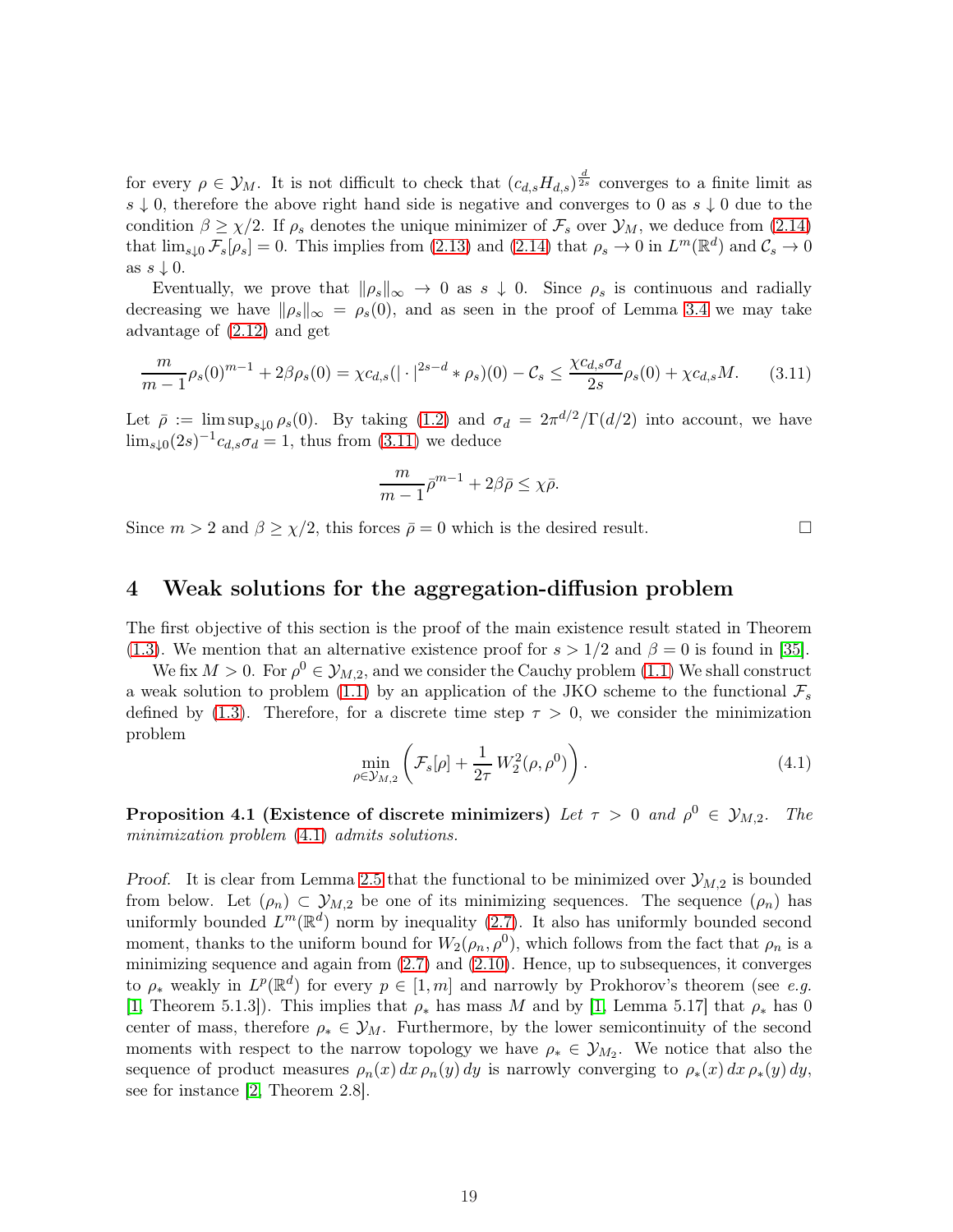for every $\rho \in \mathcal{Y}_M$. It is not difficult to check that $(c_{d,s}H_{d,s})^{\frac{d}{2s}}$ converges to a finite limit as $s \downarrow 0$, therefore the above right hand side is negative and converges to 0 as $s \downarrow 0$ due to the condition $\beta \geq \chi/2$. If $\rho_s$ denotes the unique minimizer of $\mathcal{F}_s$ over $\mathcal{Y}_M$, we deduce from (2.14) that $\lim_{s\downarrow 0} \mathcal{F}_s[\rho_s] = 0$. This implies from (2.13) and (2.14) that $\rho_s \to 0$ in $L^m(\mathbb{R}^d)$ and $\mathcal{C}_s \to 0$ as $s \downarrow 0$.

Eventually, we prove that $\|\rho_s\|_\infty \to 0$ as $s \downarrow 0$. Since $\rho_s$ is continuous and radially decreasing we have $\|\rho_s\|_\infty = \rho_s(0)$, and as seen in the proof of Lemma 3.4 we may take advantage of (2.12) and get

$$\frac{m}{m-1}\rho_s(0)^{m-1} + 2\beta\rho_s(0) = \chi c_{d,s}(|\cdot|^{2s-d} * \rho_s)(0) - \mathcal{C}_s \leq \frac{\chi c_{d,s}\sigma_d}{2s}\rho_s(0) + \chi c_{d,s} M. \tag{3.11}$$

Let $\bar{\rho} := \limsup_{s\downarrow 0} \rho_s(0)$. By taking (1.2) and $\sigma_d = 2\pi^{d/2}/\Gamma(d/2)$ into account, we have $\lim_{s\downarrow 0}(2s)^{-1}c_{d,s}\sigma_d = 1$, thus from (3.11) we deduce

$$\frac{m}{m-1}\bar{\rho}^{m-1} + 2\beta\bar{\rho} \leq \chi\bar{\rho}.$$

Since $m > 2$ and $\beta \geq \chi/2$, this forces $\bar{\rho} = 0$ which is the desired result. $\square$

## 4 Weak solutions for the aggregation-diffusion problem

The first objective of this section is the proof of the main existence result stated in Theorem (1.3). We mention that an alternative existence proof for $s > 1/2$ and $\beta = 0$ is found in [35].

We fix $M > 0$. For $\rho^0 \in \mathcal{Y}_{M,2}$, and we consider the Cauchy problem (1.1) We shall construct a weak solution to problem (1.1) by an application of the JKO scheme to the functional $\mathcal{F}_s$ defined by (1.3). Therefore, for a discrete time step $\tau > 0$, we consider the minimization problem

$$\min_{\rho\in\mathcal{Y}_{M,2}} \left(\mathcal{F}_s[\rho] + \frac{1}{2\tau}\, W_2^2(\rho, \rho^0)\right). \tag{4.1}$$

**Proposition 4.1 (Existence of discrete minimizers)** *Let $\tau > 0$ and $\rho^0 \in \mathcal{Y}_{M,2}$. The minimization problem (4.1) admits solutions.*

*Proof.* It is clear from Lemma 2.5 that the functional to be minimized over $\mathcal{Y}_{M,2}$ is bounded from below. Let $(\rho_n) \subset \mathcal{Y}_{M,2}$ be one of its minimizing sequences. The sequence $(\rho_n)$ has uniformly bounded $L^m(\mathbb{R}^d)$ norm by inequality (2.7). It also has uniformly bounded second moment, thanks to the uniform bound for $W_2(\rho_n, \rho^0)$, which follows from the fact that $\rho_n$ is a minimizing sequence and again from (2.7) and (2.10). Hence, up to subsequences, it converges to $\rho_*$ weakly in $L^p(\mathbb{R}^d)$ for every $p \in [1, m]$ and narrowly by Prokhorov's theorem (see *e.g.* [1, Theorem 5.1.3]). This implies that $\rho_*$ has mass $M$ and by [1, Lemma 5.17] that $\rho_*$ has 0 center of mass, therefore $\rho_* \in \mathcal{Y}_M$. Furthermore, by the lower semicontinuity of the second moments with respect to the narrow topology we have $\rho_* \in \mathcal{Y}_{M_2}$. We notice that also the sequence of product measures $\rho_n(x)\,dx\,\rho_n(y)\,dy$ is narrowly converging to $\rho_*(x)\,dx\,\rho_*(y)\,dy$, see for instance [2, Theorem 2.8].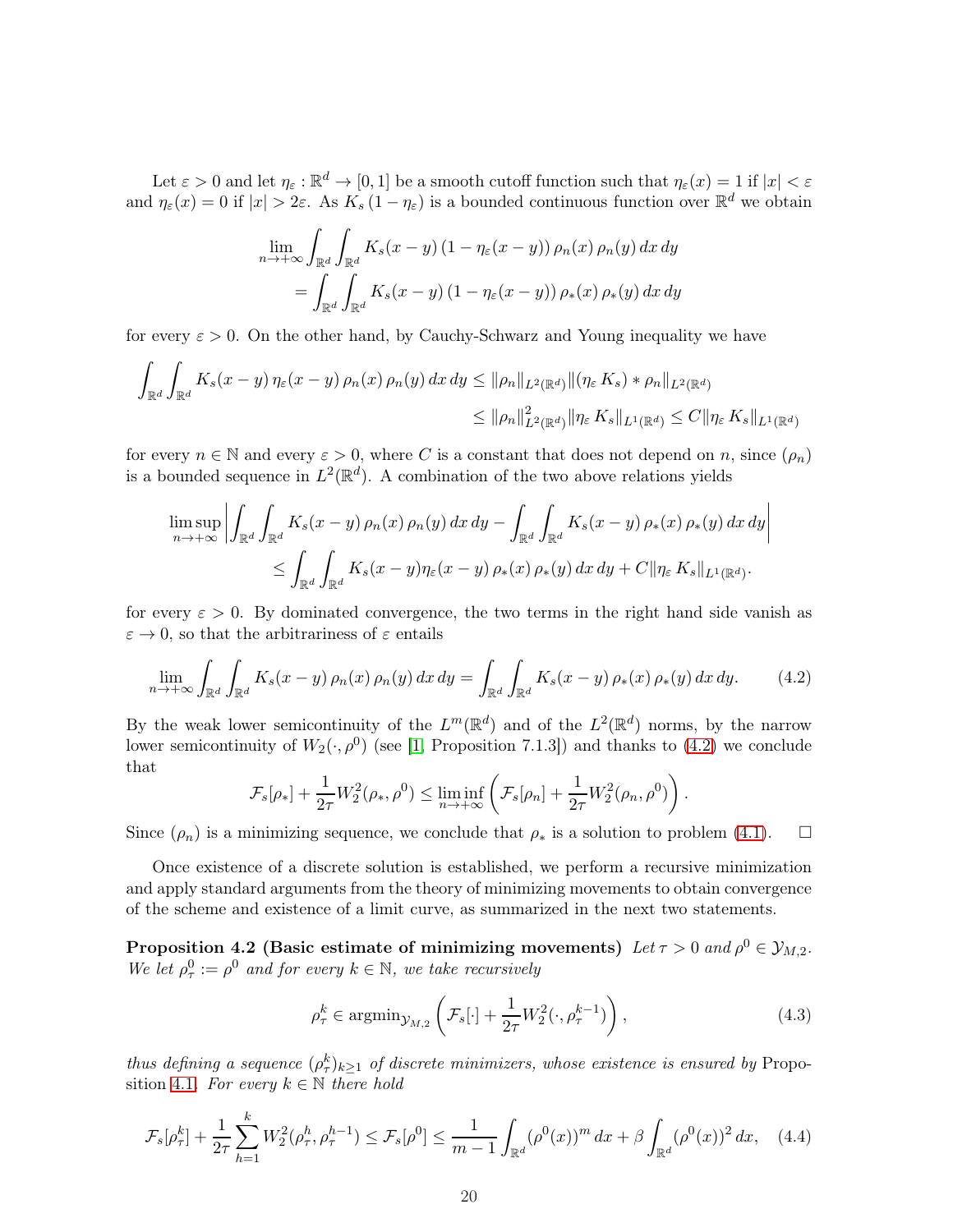Let $\varepsilon > 0$ and let $\eta_\varepsilon : \mathbb{R}^d \to [0,1]$ be a smooth cutoff function such that $\eta_\varepsilon(x) = 1$ if $|x| < \varepsilon$ and $\eta_\varepsilon(x) = 0$ if $|x| > 2\varepsilon$. As $K_s\,(1-\eta_\varepsilon)$ is a bounded continuous function over $\mathbb{R}^d$ we obtain

$$\begin{aligned}\lim_{n\to+\infty} \int_{\mathbb{R}^d}\int_{\mathbb{R}^d} K_s(x-y)\,(1-\eta_\varepsilon(x-y))\,\rho_n(x)\,\rho_n(y)\,dx\,dy \\ = \int_{\mathbb{R}^d}\int_{\mathbb{R}^d} K_s(x-y)\,(1-\eta_\varepsilon(x-y))\,\rho_*(x)\,\rho_*(y)\,dx\,dy\end{aligned}$$

for every $\varepsilon > 0$. On the other hand, by Cauchy-Schwarz and Young inequality we have

$$\begin{aligned}\int_{\mathbb{R}^d}\int_{\mathbb{R}^d} K_s(x-y)\,\eta_\varepsilon(x-y)\,\rho_n(x)\,\rho_n(y)\,dx\,dy &\le \|\rho_n\|_{L^2(\mathbb{R}^d)}\|(\eta_\varepsilon\,K_s)*\rho_n\|_{L^2(\mathbb{R}^d)} \\ &\le \|\rho_n\|^2_{L^2(\mathbb{R}^d)}\|\eta_\varepsilon\,K_s\|_{L^1(\mathbb{R}^d)} \le C\|\eta_\varepsilon\,K_s\|_{L^1(\mathbb{R}^d)}\end{aligned}$$

for every $n \in \mathbb{N}$ and every $\varepsilon > 0$, where $C$ is a constant that does not depend on $n$, since $(\rho_n)$ is a bounded sequence in $L^2(\mathbb{R}^d)$. A combination of the two above relations yields

$$\begin{aligned}\limsup_{n\to+\infty}\left|\int_{\mathbb{R}^d}\int_{\mathbb{R}^d} K_s(x-y)\,\rho_n(x)\,\rho_n(y)\,dx\,dy - \int_{\mathbb{R}^d}\int_{\mathbb{R}^d} K_s(x-y)\,\rho_*(x)\,\rho_*(y)\,dx\,dy\right| \\ \le \int_{\mathbb{R}^d}\int_{\mathbb{R}^d} K_s(x-y)\eta_\varepsilon(x-y)\,\rho_*(x)\,\rho_*(y)\,dx\,dy + C\|\eta_\varepsilon\,K_s\|_{L^1(\mathbb{R}^d)}.\end{aligned}$$

for every $\varepsilon > 0$. By dominated convergence, the two terms in the right hand side vanish as $\varepsilon \to 0$, so that the arbitrariness of $\varepsilon$ entails

$$\lim_{n\to+\infty}\int_{\mathbb{R}^d}\int_{\mathbb{R}^d} K_s(x-y)\,\rho_n(x)\,\rho_n(y)\,dx\,dy = \int_{\mathbb{R}^d}\int_{\mathbb{R}^d} K_s(x-y)\,\rho_*(x)\,\rho_*(y)\,dx\,dy. \tag{4.2}$$

By the weak lower semicontinuity of the $L^m(\mathbb{R}^d)$ and of the $L^2(\mathbb{R}^d)$ norms, by the narrow lower semicontinuity of $W_2(\cdot,\rho^0)$ (see [1, Proposition 7.1.3]) and thanks to (4.2) we conclude that

$$\mathcal{F}_s[\rho_*] + \frac{1}{2\tau}W_2^2(\rho_*,\rho^0) \le \liminf_{n\to+\infty}\left(\mathcal{F}_s[\rho_n] + \frac{1}{2\tau}W_2^2(\rho_n,\rho^0)\right).$$

Since $(\rho_n)$ is a minimizing sequence, we conclude that $\rho_*$ is a solution to problem (4.1). $\square$

Once existence of a discrete solution is established, we perform a recursive minimization and apply standard arguments from the theory of minimizing movements to obtain convergence of the scheme and existence of a limit curve, as summarized in the next two statements.

**Proposition 4.2 (Basic estimate of minimizing movements)** *Let $\tau > 0$ and $\rho^0 \in \mathcal{Y}_{M,2}$. We let $\rho^0_\tau := \rho^0$ and for every $k \in \mathbb{N}$, we take recursively*

$$\rho^k_\tau \in \operatorname{argmin}_{\mathcal{Y}_{M,2}}\left(\mathcal{F}_s[\cdot] + \frac{1}{2\tau}W_2^2(\cdot,\rho^{k-1}_\tau)\right), \tag{4.3}$$

*thus defining a sequence $(\rho^k_\tau)_{k\ge1}$ of discrete minimizers, whose existence is ensured by* Proposition 4.1. *For every $k \in \mathbb{N}$ there hold*

$$\mathcal{F}_s[\rho^k_\tau] + \frac{1}{2\tau}\sum_{h=1}^{k} W_2^2(\rho^h_\tau,\rho^{h-1}_\tau) \le \mathcal{F}_s[\rho^0] \le \frac{1}{m-1}\int_{\mathbb{R}^d}(\rho^0(x))^m\,dx + \beta\int_{\mathbb{R}^d}(\rho^0(x))^2\,dx, \tag{4.4}$$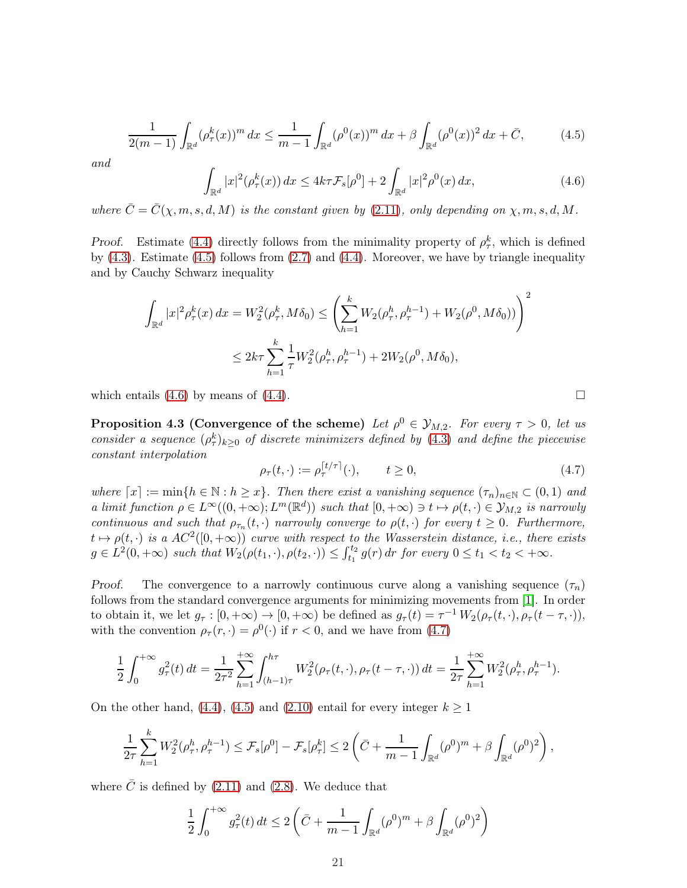$$\frac{1}{2(m-1)}\int_{\mathbb{R}^d}(\rho_\tau^k(x))^m\,dx \le \frac{1}{m-1}\int_{\mathbb{R}^d}(\rho^0(x))^m\,dx + \beta\int_{\mathbb{R}^d}(\rho^0(x))^2\,dx + \bar{C}, \tag{4.5}$$

*and*

$$\int_{\mathbb{R}^d}|x|^2(\rho_\tau^k(x))\,dx \le 4k\tau\mathcal{F}_s[\rho^0] + 2\int_{\mathbb{R}^d}|x|^2\rho^0(x)\,dx, \tag{4.6}$$

*where $\bar{C} = \bar{C}(\chi, m, s, d, M)$ is the constant given by (2.11), only depending on $\chi, m, s, d, M$.*

*Proof.* Estimate (4.4) directly follows from the minimality property of $\rho_\tau^k$, which is defined by (4.3). Estimate (4.5) follows from (2.7) and (4.4). Moreover, we have by triangle inequality and by Cauchy Schwarz inequality

$$\int_{\mathbb{R}^d}|x|^2\rho_\tau^k(x)\,dx = W_2^2(\rho_\tau^k, M\delta_0) \le \left(\sum_{h=1}^k W_2(\rho_\tau^h, \rho_\tau^{h-1}) + W_2(\rho^0, M\delta_0)\right)^2$$

$$\le 2k\tau\sum_{h=1}^k\frac{1}{\tau}W_2^2(\rho_\tau^h, \rho_\tau^{h-1}) + 2W_2(\rho^0, M\delta_0),$$

which entails (4.6) by means of (4.4). $\square$

**Proposition 4.3 (Convergence of the scheme)** *Let $\rho^0 \in \mathcal{Y}_{M,2}$. For every $\tau > 0$, let us consider a sequence $(\rho_\tau^k)_{k\ge 0}$ of discrete minimizers defined by (4.3) and define the piecewise constant interpolation*

$$\rho_\tau(t,\cdot) := \rho_\tau^{\lceil t/\tau\rceil}(\cdot), \qquad t \ge 0, \tag{4.7}$$

*where $\lceil x\rceil := \min\{h \in \mathbb{N} : h \ge x\}$. Then there exist a vanishing sequence $(\tau_n)_{n\in\mathbb{N}} \subset (0,1)$ and a limit function $\rho \in L^\infty((0,+\infty); L^m(\mathbb{R}^d))$ such that $[0,+\infty) \ni t \mapsto \rho(t,\cdot) \in \mathcal{Y}_{M,2}$ is narrowly continuous and such that $\rho_{\tau_n}(t,\cdot)$ narrowly converge to $\rho(t,\cdot)$ for every $t \ge 0$. Furthermore, $t \mapsto \rho(t,\cdot)$ is a $AC^2([0,+\infty))$ curve with respect to the Wasserstein distance, i.e., there exists $g \in L^2(0,+\infty)$ such that $W_2(\rho(t_1,\cdot), \rho(t_2,\cdot)) \le \int_{t_1}^{t_2} g(r)\,dr$ for every $0 \le t_1 < t_2 < +\infty$.*

*Proof.* The convergence to a narrowly continuous curve along a vanishing sequence $(\tau_n)$ follows from the standard convergence arguments for minimizing movements from [1]. In order to obtain it, we let $g_\tau : [0,+\infty) \to [0,+\infty)$ be defined as $g_\tau(t) = \tau^{-1}W_2(\rho_\tau(t,\cdot), \rho_\tau(t-\tau,\cdot))$, with the convention $\rho_\tau(r,\cdot) = \rho^0(\cdot)$ if $r < 0$, and we have from (4.7)

$$\frac{1}{2}\int_0^{+\infty} g_\tau^2(t)\,dt = \frac{1}{2\tau^2}\sum_{h=1}^{+\infty}\int_{(h-1)\tau}^{h\tau} W_2^2(\rho_\tau(t,\cdot), \rho_\tau(t-\tau,\cdot))\,dt = \frac{1}{2\tau}\sum_{h=1}^{+\infty} W_2^2(\rho_\tau^h, \rho_\tau^{h-1}).$$

On the other hand, (4.4), (4.5) and (2.10) entail for every integer $k \ge 1$

$$\frac{1}{2\tau}\sum_{h=1}^k W_2^2(\rho_\tau^h, \rho_\tau^{h-1}) \le \mathcal{F}_s[\rho^0] - \mathcal{F}_s[\rho_\tau^k] \le 2\left(\bar{C} + \frac{1}{m-1}\int_{\mathbb{R}^d}(\rho^0)^m + \beta\int_{\mathbb{R}^d}(\rho^0)^2\right),$$

where $\bar{C}$ is defined by (2.11) and (2.8). We deduce that

$$\frac{1}{2}\int_0^{+\infty} g_\tau^2(t)\,dt \le 2\left(\bar{C} + \frac{1}{m-1}\int_{\mathbb{R}^d}(\rho^0)^m + \beta\int_{\mathbb{R}^d}(\rho^0)^2\right)$$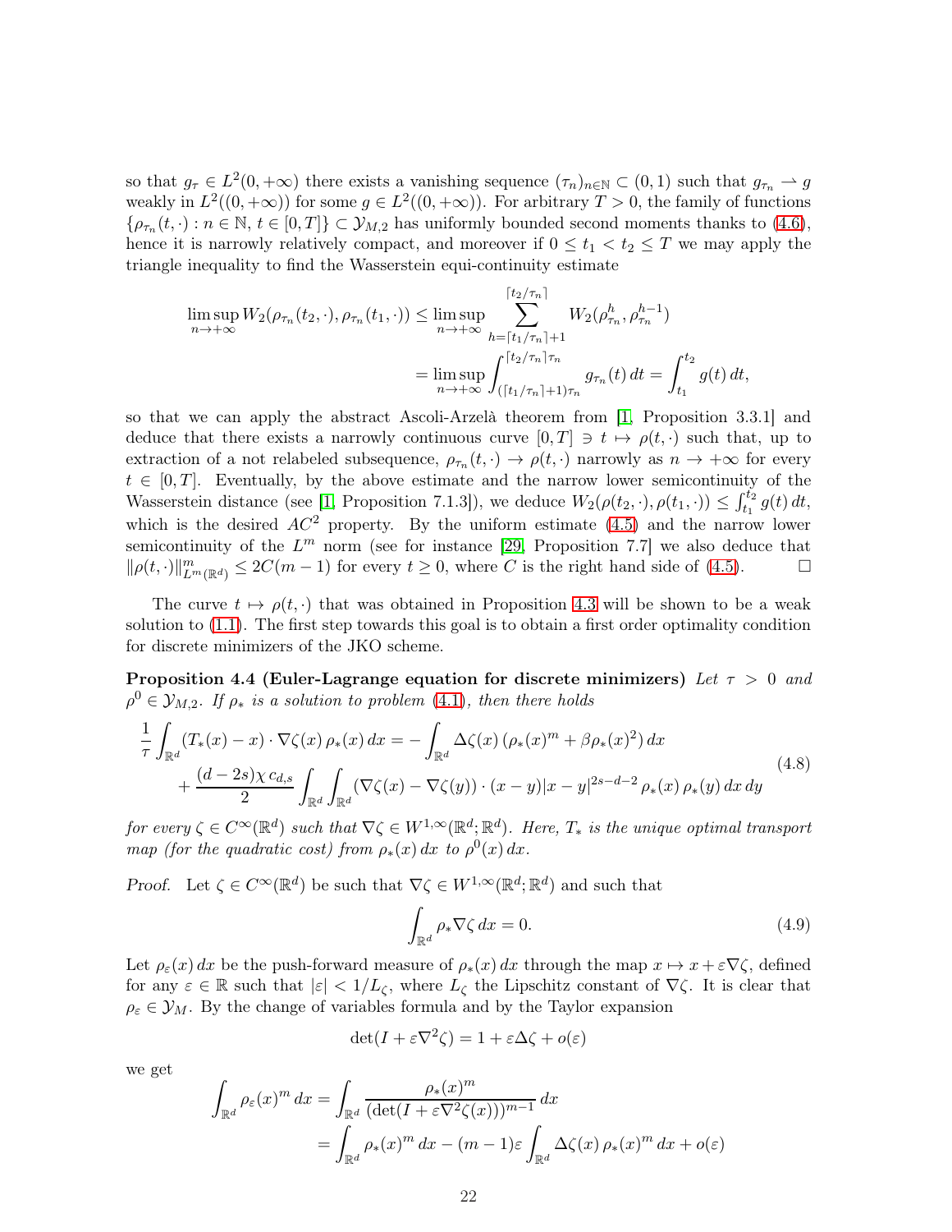so that $g_\tau \in L^2(0,+\infty)$ there exists a vanishing sequence $(\tau_n)_{n\in\mathbb{N}} \subset (0,1)$ such that $g_{\tau_n} \rightharpoonup g$ weakly in $L^2((0,+\infty))$ for some $g \in L^2((0,+\infty))$. For arbitrary $T > 0$, the family of functions $\{\rho_{\tau_n}(t,\cdot) : n \in \mathbb{N},\, t \in [0,T]\} \subset \mathcal{Y}_{M,2}$ has uniformly bounded second moments thanks to (4.6), hence it is narrowly relatively compact, and moreover if $0 \le t_1 < t_2 \le T$ we may apply the triangle inequality to find the Wasserstein equi-continuity estimate

$$
\begin{aligned}
\limsup_{n\to+\infty} W_2(\rho_{\tau_n}(t_2,\cdot), \rho_{\tau_n}(t_1,\cdot)) &\le \limsup_{n\to+\infty} \sum_{h=\lceil t_1/\tau_n\rceil+1}^{\lceil t_2/\tau_n\rceil} W_2(\rho^h_{\tau_n}, \rho^{h-1}_{\tau_n}) \\
&= \limsup_{n\to+\infty} \int_{(\lceil t_1/\tau_n\rceil+1)\tau_n}^{\lceil t_2/\tau_n\rceil\tau_n} g_{\tau_n}(t)\, dt = \int_{t_1}^{t_2} g(t)\, dt,
\end{aligned}
$$

so that we can apply the abstract Ascoli-Arzelà theorem from [1, Proposition 3.3.1] and deduce that there exists a narrowly continuous curve $[0,T] \ni t \mapsto \rho(t,\cdot)$ such that, up to extraction of a not relabeled subsequence, $\rho_{\tau_n}(t,\cdot) \to \rho(t,\cdot)$ narrowly as $n \to +\infty$ for every $t \in [0,T]$. Eventually, by the above estimate and the narrow lower semicontinuity of the Wasserstein distance (see [1, Proposition 7.1.3]), we deduce $W_2(\rho(t_2,\cdot), \rho(t_1,\cdot)) \le \int_{t_1}^{t_2} g(t)\, dt$, which is the desired $AC^2$ property. By the uniform estimate (4.5) and the narrow lower semicontinuity of the $L^m$ norm (see for instance [29, Proposition 7.7] we also deduce that $\|\rho(t,\cdot)\|^m_{L^m(\mathbb{R}^d)} \le 2C(m-1)$ for every $t \ge 0$, where $C$ is the right hand side of (4.5). □

The curve $t \mapsto \rho(t,\cdot)$ that was obtained in Proposition 4.3 will be shown to be a weak solution to (1.1). The first step towards this goal is to obtain a first order optimality condition for discrete minimizers of the JKO scheme.

**Proposition 4.4 (Euler-Lagrange equation for discrete minimizers)** *Let $\tau > 0$ and $\rho^0 \in \mathcal{Y}_{M,2}$. If $\rho_*$ is a solution to problem (4.1), then there holds*

$$
\begin{aligned}
\frac{1}{\tau}\int_{\mathbb{R}^d} (T_*(x) - x)\cdot\nabla\zeta(x)\,\rho_*(x)\,dx &= -\int_{\mathbb{R}^d} \Delta\zeta(x)\,(\rho_*(x)^m + \beta\rho_*(x)^2)\,dx \\
&+ \frac{(d-2s)\chi\, c_{d,s}}{2}\int_{\mathbb{R}^d}\int_{\mathbb{R}^d} (\nabla\zeta(x) - \nabla\zeta(y))\cdot(x-y)|x-y|^{2s-d-2}\,\rho_*(x)\,\rho_*(y)\,dx\,dy
\end{aligned}
\tag{4.8}
$$

*for every $\zeta \in C^\infty(\mathbb{R}^d)$ such that $\nabla\zeta \in W^{1,\infty}(\mathbb{R}^d;\mathbb{R}^d)$. Here, $T_*$ is the unique optimal transport map (for the quadratic cost) from $\rho_*(x)\,dx$ to $\rho^0(x)\,dx$.*

*Proof.* Let $\zeta \in C^\infty(\mathbb{R}^d)$ be such that $\nabla\zeta \in W^{1,\infty}(\mathbb{R}^d;\mathbb{R}^d)$ and such that

$$
\int_{\mathbb{R}^d} \rho_*\nabla\zeta\,dx = 0. \tag{4.9}
$$

Let $\rho_\varepsilon(x)\,dx$ be the push-forward measure of $\rho_*(x)\,dx$ through the map $x \mapsto x + \varepsilon\nabla\zeta$, defined for any $\varepsilon \in \mathbb{R}$ such that $|\varepsilon| < 1/L_\zeta$, where $L_\zeta$ the Lipschitz constant of $\nabla\zeta$. It is clear that $\rho_\varepsilon \in \mathcal{Y}_M$. By the change of variables formula and by the Taylor expansion

$$
\det(I + \varepsilon\nabla^2\zeta) = 1 + \varepsilon\Delta\zeta + o(\varepsilon)
$$

we get

$$
\begin{aligned}
\int_{\mathbb{R}^d} \rho_\varepsilon(x)^m\,dx &= \int_{\mathbb{R}^d} \frac{\rho_*(x)^m}{(\det(I + \varepsilon\nabla^2\zeta(x)))^{m-1}}\,dx \\
&= \int_{\mathbb{R}^d} \rho_*(x)^m\,dx - (m-1)\varepsilon\int_{\mathbb{R}^d} \Delta\zeta(x)\,\rho_*(x)^m\,dx + o(\varepsilon)
\end{aligned}
$$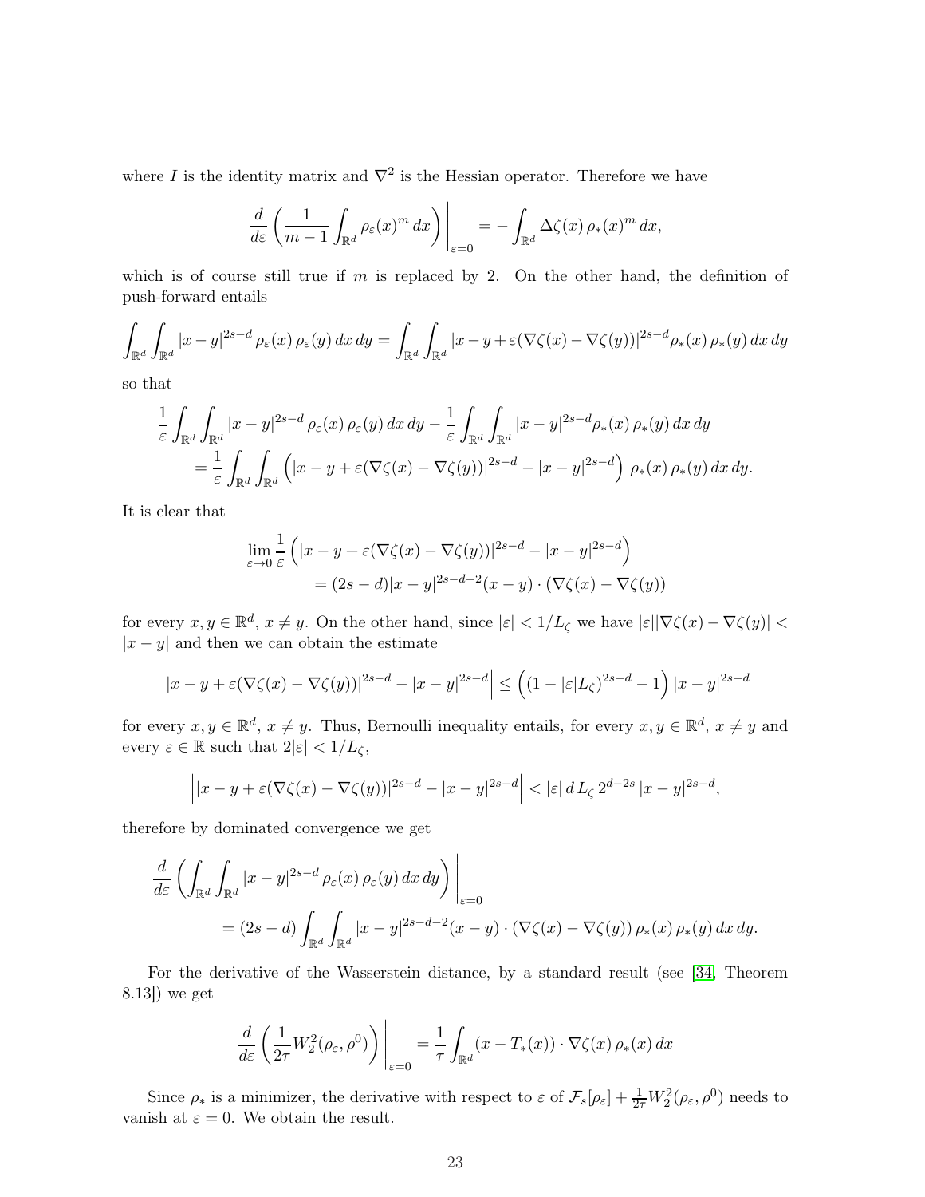where $I$ is the identity matrix and $\nabla^2$ is the Hessian operator. Therefore we have

$$\frac{d}{d\varepsilon}\left(\frac{1}{m-1}\int_{\mathbb{R}^d}\rho_\varepsilon(x)^m\,dx\right)\Bigg|_{\varepsilon=0} = -\int_{\mathbb{R}^d}\Delta\zeta(x)\,\rho_*(x)^m\,dx,$$

which is of course still true if $m$ is replaced by 2. On the other hand, the definition of push-forward entails

$$\int_{\mathbb{R}^d}\int_{\mathbb{R}^d}|x-y|^{2s-d}\,\rho_\varepsilon(x)\,\rho_\varepsilon(y)\,dx\,dy = \int_{\mathbb{R}^d}\int_{\mathbb{R}^d}|x-y+\varepsilon(\nabla\zeta(x)-\nabla\zeta(y))|^{2s-d}\rho_*(x)\,\rho_*(y)\,dx\,dy$$

so that

$$\begin{aligned}\frac{1}{\varepsilon}\int_{\mathbb{R}^d}\int_{\mathbb{R}^d}&|x-y|^{2s-d}\,\rho_\varepsilon(x)\,\rho_\varepsilon(y)\,dx\,dy - \frac{1}{\varepsilon}\int_{\mathbb{R}^d}\int_{\mathbb{R}^d}|x-y|^{2s-d}\rho_*(x)\,\rho_*(y)\,dx\,dy\\ &= \frac{1}{\varepsilon}\int_{\mathbb{R}^d}\int_{\mathbb{R}^d}\left(|x-y+\varepsilon(\nabla\zeta(x)-\nabla\zeta(y))|^{2s-d}-|x-y|^{2s-d}\right)\,\rho_*(x)\,\rho_*(y)\,dx\,dy.\end{aligned}$$

It is clear that

$$\begin{aligned}\lim_{\varepsilon\to 0}\frac{1}{\varepsilon}&\left(|x-y+\varepsilon(\nabla\zeta(x)-\nabla\zeta(y))|^{2s-d}-|x-y|^{2s-d}\right)\\ &= (2s-d)|x-y|^{2s-d-2}(x-y)\cdot(\nabla\zeta(x)-\nabla\zeta(y))\end{aligned}$$

for every $x,y\in\mathbb{R}^d$, $x\neq y$. On the other hand, since $|\varepsilon|<1/L_\zeta$ we have $|\varepsilon||\nabla\zeta(x)-\nabla\zeta(y)|<|x-y|$ and then we can obtain the estimate

$$\left||x-y+\varepsilon(\nabla\zeta(x)-\nabla\zeta(y))|^{2s-d}-|x-y|^{2s-d}\right| \le \left((1-|\varepsilon|L_\zeta)^{2s-d}-1\right)|x-y|^{2s-d}$$

for every $x,y\in\mathbb{R}^d$, $x\neq y$. Thus, Bernoulli inequality entails, for every $x,y\in\mathbb{R}^d$, $x\neq y$ and every $\varepsilon\in\mathbb{R}$ such that $2|\varepsilon|<1/L_\zeta$,

$$\left||x-y+\varepsilon(\nabla\zeta(x)-\nabla\zeta(y))|^{2s-d}-|x-y|^{2s-d}\right| < |\varepsilon|\,d\,L_\zeta\,2^{d-2s}\,|x-y|^{2s-d},$$

therefore by dominated convergence we get

$$\begin{aligned}\frac{d}{d\varepsilon}&\left(\int_{\mathbb{R}^d}\int_{\mathbb{R}^d}|x-y|^{2s-d}\,\rho_\varepsilon(x)\,\rho_\varepsilon(y)\,dx\,dy\right)\Bigg|_{\varepsilon=0}\\ &= (2s-d)\int_{\mathbb{R}^d}\int_{\mathbb{R}^d}|x-y|^{2s-d-2}(x-y)\cdot(\nabla\zeta(x)-\nabla\zeta(y))\,\rho_*(x)\,\rho_*(y)\,dx\,dy.\end{aligned}$$

For the derivative of the Wasserstein distance, by a standard result (see [34, Theorem 8.13]) we get

$$\frac{d}{d\varepsilon}\left(\frac{1}{2\tau}W_2^2(\rho_\varepsilon,\rho^0)\right)\Bigg|_{\varepsilon=0} = \frac{1}{\tau}\int_{\mathbb{R}^d}(x-T_*(x))\cdot\nabla\zeta(x)\,\rho_*(x)\,dx$$

Since $\rho_*$ is a minimizer, the derivative with respect to $\varepsilon$ of $\mathcal{F}_s[\rho_\varepsilon]+\frac{1}{2\tau}W_2^2(\rho_\varepsilon,\rho^0)$ needs to vanish at $\varepsilon=0$. We obtain the result.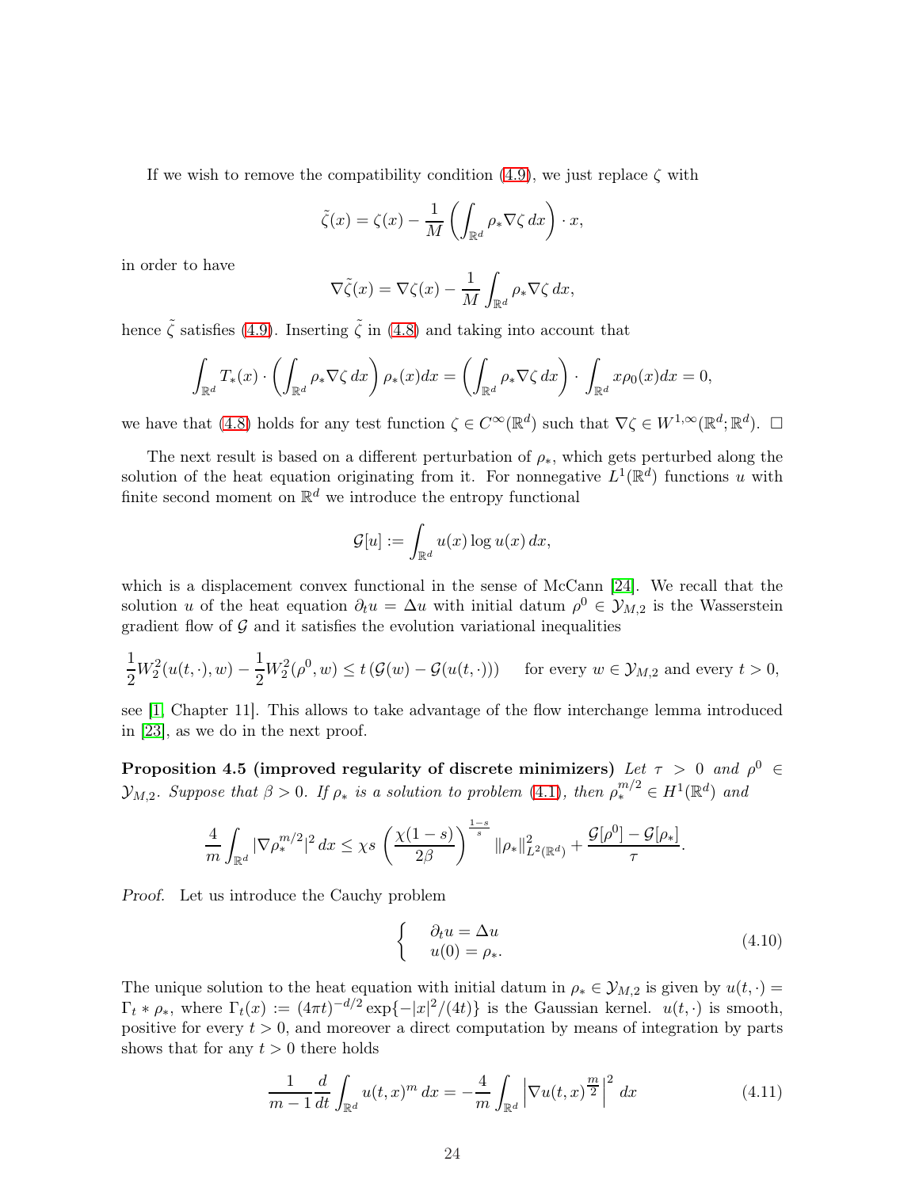If we wish to remove the compatibility condition (4.9), we just replace $\zeta$ with

$$\tilde{\zeta}(x) = \zeta(x) - \frac{1}{M}\left(\int_{\mathbb{R}^d} \rho_* \nabla\zeta \, dx\right) \cdot x,$$

in order to have

$$\nabla\tilde{\zeta}(x) = \nabla\zeta(x) - \frac{1}{M}\int_{\mathbb{R}^d} \rho_* \nabla\zeta \, dx,$$

hence $\tilde{\zeta}$ satisfies (4.9). Inserting $\tilde{\zeta}$ in (4.8) and taking into account that

$$\int_{\mathbb{R}^d} T_*(x) \cdot \left(\int_{\mathbb{R}^d} \rho_* \nabla\zeta \, dx\right) \rho_*(x) dx = \left(\int_{\mathbb{R}^d} \rho_* \nabla\zeta \, dx\right) \cdot \int_{\mathbb{R}^d} x \rho_0(x) dx = 0,$$

we have that (4.8) holds for any test function $\zeta \in C^\infty(\mathbb{R}^d)$ such that $\nabla\zeta \in W^{1,\infty}(\mathbb{R}^d;\mathbb{R}^d)$. $\square$

The next result is based on a different perturbation of $\rho_*$, which gets perturbed along the solution of the heat equation originating from it. For nonnegative $L^1(\mathbb{R}^d)$ functions $u$ with finite second moment on $\mathbb{R}^d$ we introduce the entropy functional

$$\mathcal{G}[u] := \int_{\mathbb{R}^d} u(x) \log u(x) \, dx,$$

which is a displacement convex functional in the sense of McCann [24]. We recall that the solution $u$ of the heat equation $\partial_t u = \Delta u$ with initial datum $\rho^0 \in \mathcal{Y}_{M,2}$ is the Wasserstein gradient flow of $\mathcal{G}$ and it satisfies the evolution variational inequalities

$$\frac{1}{2}W_2^2(u(t,\cdot), w) - \frac{1}{2}W_2^2(\rho^0, w) \le t\left(\mathcal{G}(w) - \mathcal{G}(u(t,\cdot))\right) \qquad \text{for every } w \in \mathcal{Y}_{M,2} \text{ and every } t > 0,$$

see [1, Chapter 11]. This allows to take advantage of the flow interchange lemma introduced in [23], as we do in the next proof.

**Proposition 4.5 (improved regularity of discrete minimizers)** *Let $\tau > 0$ and $\rho^0 \in \mathcal{Y}_{M,2}$. Suppose that $\beta > 0$. If $\rho_*$ is a solution to problem (4.1), then $\rho_*^{m/2} \in H^1(\mathbb{R}^d)$ and*

$$\frac{4}{m}\int_{\mathbb{R}^d} |\nabla\rho_*^{m/2}|^2 \, dx \le \chi s \left(\frac{\chi(1-s)}{2\beta}\right)^{\frac{1-s}{s}} \|\rho_*\|^2_{L^2(\mathbb{R}^d)} + \frac{\mathcal{G}[\rho^0] - \mathcal{G}[\rho_*]}{\tau}.$$

*Proof.* Let us introduce the Cauchy problem

$$\begin{cases} \partial_t u = \Delta u \\ u(0) = \rho_*. \end{cases} \tag{4.10}$$

The unique solution to the heat equation with initial datum in $\rho_* \in \mathcal{Y}_{M,2}$ is given by $u(t,\cdot) = \Gamma_t * \rho_*$, where $\Gamma_t(x) := (4\pi t)^{-d/2}\exp\{-|x|^2/(4t)\}$ is the Gaussian kernel. $u(t,\cdot)$ is smooth, positive for every $t > 0$, and moreover a direct computation by means of integration by parts shows that for any $t > 0$ there holds

$$\frac{1}{m-1}\frac{d}{dt}\int_{\mathbb{R}^d} u(t,x)^m \, dx = -\frac{4}{m}\int_{\mathbb{R}^d} \left|\nabla u(t,x)^{\frac{m}{2}}\right|^2 dx \tag{4.11}$$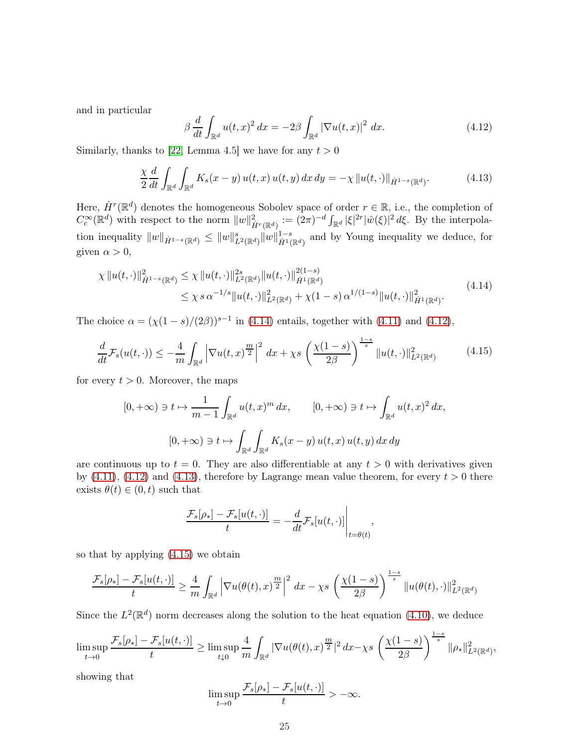and in particular

$$\beta \frac{d}{dt} \int_{\mathbb{R}^d} u(t,x)^2 \, dx = -2\beta \int_{\mathbb{R}^d} |\nabla u(t,x)|^2 \, dx. \tag{4.12}$$

Similarly, thanks to [22, Lemma 4.5] we have for any $t > 0$

$$\frac{\chi}{2} \frac{d}{dt} \int_{\mathbb{R}^d} \int_{\mathbb{R}^d} K_s(x-y)\, u(t,x)\, u(t,y) \, dx \, dy = -\chi \, \|u(t,\cdot)\|_{\dot{H}^{1-s}(\mathbb{R}^d)}. \tag{4.13}$$

Here, $\dot{H}^r(\mathbb{R}^d)$ denotes the homogeneous Sobolev space of order $r \in \mathbb{R}$, i.e., the completion of $C_c^\infty(\mathbb{R}^d)$ with respect to the norm $\|w\|^2_{\dot{H}^r(\mathbb{R}^d)} := (2\pi)^{-d} \int_{\mathbb{R}^d} |\xi|^{2r} |\hat{w}(\xi)|^2 \, d\xi$. By the interpolation inequality $\|w\|_{\dot{H}^{1-s}(\mathbb{R}^d)} \leq \|w\|^s_{L^2(\mathbb{R}^d)} \|w\|^{1-s}_{\dot{H}^1(\mathbb{R}^d)}$ and by Young inequality we deduce, for given $\alpha > 0$,

$$\begin{aligned}
\chi \, \|u(t,\cdot)\|^2_{\dot{H}^{1-s}(\mathbb{R}^d)} &\leq \chi \, \|u(t,\cdot)\|^{2s}_{L^2(\mathbb{R}^d)} \|u(t,\cdot)\|^{2(1-s)}_{\dot{H}^1(\mathbb{R}^d)} \\
&\leq \chi \, s \, \alpha^{-1/s} \|u(t,\cdot)\|^2_{L^2(\mathbb{R}^d)} + \chi(1-s)\, \alpha^{1/(1-s)} \|u(t,\cdot)\|^2_{\dot{H}^1(\mathbb{R}^d)}.
\end{aligned} \tag{4.14}$$

The choice $\alpha = (\chi(1-s)/(2\beta))^{s-1}$ in (4.14) entails, together with (4.11) and (4.12),

$$\frac{d}{dt} \mathcal{F}_s(u(t,\cdot)) \leq -\frac{4}{m} \int_{\mathbb{R}^d} \left| \nabla u(t,x)^{\frac{m}{2}} \right|^2 dx + \chi s \left( \frac{\chi(1-s)}{2\beta} \right)^{\frac{1-s}{s}} \|u(t,\cdot)\|^2_{L^2(\mathbb{R}^d)} \tag{4.15}$$

for every $t > 0$. Moreover, the maps

$$[0,+\infty) \ni t \mapsto \frac{1}{m-1} \int_{\mathbb{R}^d} u(t,x)^m \, dx, \qquad [0,+\infty) \ni t \mapsto \int_{\mathbb{R}^d} u(t,x)^2 \, dx,$$

$$[0,+\infty) \ni t \mapsto \int_{\mathbb{R}^d} \int_{\mathbb{R}^d} K_s(x-y)\, u(t,x)\, u(t,y) \, dx \, dy$$

are continuous up to $t = 0$. They are also differentiable at any $t > 0$ with derivatives given by (4.11), (4.12) and (4.13), therefore by Lagrange mean value theorem, for every $t > 0$ there exists $\theta(t) \in (0,t)$ such that

$$\frac{\mathcal{F}_s[\rho_*] - \mathcal{F}_s[u(t,\cdot)]}{t} = -\frac{d}{dt} \mathcal{F}_s[u(t,\cdot)] \bigg|_{t=\theta(t)},$$

so that by applying (4.15) we obtain

$$\frac{\mathcal{F}_s[\rho_*] - \mathcal{F}_s[u(t,\cdot)]}{t} \geq \frac{4}{m} \int_{\mathbb{R}^d} \left| \nabla u(\theta(t),x)^{\frac{m}{2}} \right|^2 dx - \chi s \left( \frac{\chi(1-s)}{2\beta} \right)^{\frac{1-s}{s}} \|u(\theta(t),\cdot)\|^2_{L^2(\mathbb{R}^d)}$$

Since the $L^2(\mathbb{R}^d)$ norm decreases along the solution to the heat equation (4.10), we deduce

$$\limsup_{t \to 0} \frac{\mathcal{F}_s[\rho_*] - \mathcal{F}_s[u(t,\cdot)]}{t} \geq \limsup_{t \downarrow 0} \frac{4}{m} \int_{\mathbb{R}^d} |\nabla u(\theta(t),x)^{\frac{m}{2}}|^2 \, dx - \chi s \left( \frac{\chi(1-s)}{2\beta} \right)^{\frac{1-s}{s}} \|\rho_*\|^2_{L^2(\mathbb{R}^d)},$$

showing that

$$\limsup_{t \to 0} \frac{\mathcal{F}_s[\rho_*] - \mathcal{F}_s[u(t,\cdot)]}{t} > -\infty.$$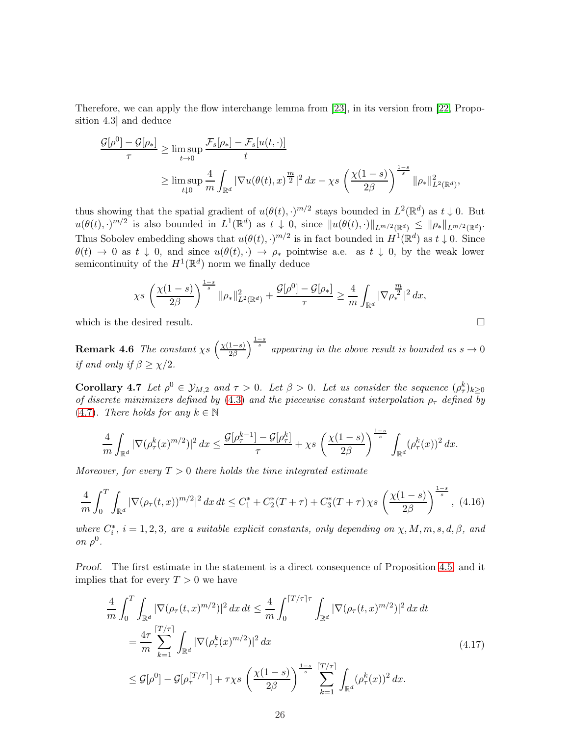Therefore, we can apply the flow interchange lemma from [23], in its version from [22, Proposition 4.3] and deduce

$$
\begin{aligned}
\frac{\mathcal{G}[\rho^0]-\mathcal{G}[\rho_*]}{\tau} &\geq \limsup_{t\to 0} \frac{\mathcal{F}_s[\rho_*]-\mathcal{F}_s[u(t,\cdot)]}{t} \\
&\geq \limsup_{t\downarrow 0} \frac{4}{m}\int_{\mathbb{R}^d} |\nabla u(\theta(t),x)^{\frac{m}{2}}|^2\,dx - \chi s\left(\frac{\chi(1-s)}{2\beta}\right)^{\frac{1-s}{s}} \|\rho_*\|^2_{L^2(\mathbb{R}^d)},
\end{aligned}
$$

thus showing that the spatial gradient of $u(\theta(t),\cdot)^{m/2}$ stays bounded in $L^2(\mathbb{R}^d)$ as $t\downarrow 0$. But $u(\theta(t),\cdot)^{m/2}$ is also bounded in $L^1(\mathbb{R}^d)$ as $t\downarrow 0$, since $\|u(\theta(t),\cdot)\|_{L^{m/2}(\mathbb{R}^d)} \leq \|\rho_*\|_{L^{m/2}(\mathbb{R}^d)}$. Thus Sobolev embedding shows that $u(\theta(t),\cdot)^{m/2}$ is in fact bounded in $H^1(\mathbb{R}^d)$ as $t\downarrow 0$. Since $\theta(t)\to 0$ as $t\downarrow 0$, and since $u(\theta(t),\cdot)\to\rho_*$ pointwise a.e. as $t\downarrow 0$, by the weak lower semicontinuity of the $H^1(\mathbb{R}^d)$ norm we finally deduce

$$
\chi s\left(\frac{\chi(1-s)}{2\beta}\right)^{\frac{1-s}{s}} \|\rho_*\|^2_{L^2(\mathbb{R}^d)} + \frac{\mathcal{G}[\rho^0]-\mathcal{G}[\rho_*]}{\tau} \geq \frac{4}{m}\int_{\mathbb{R}^d} |\nabla \rho_*^{\frac{m}{2}}|^2\,dx,
$$

which is the desired result. □

**Remark 4.6** *The constant $\chi s\left(\frac{\chi(1-s)}{2\beta}\right)^{\frac{1-s}{s}}$ appearing in the above result is bounded as $s\to 0$ if and only if $\beta\geq\chi/2$.*

**Corollary 4.7** *Let $\rho^0\in\mathcal{Y}_{M,2}$ and $\tau>0$. Let $\beta>0$. Let us consider the sequence $(\rho^k_\tau)_{k\geq 0}$ of discrete minimizers defined by (4.3) and the piecewise constant interpolation $\rho_\tau$ defined by (4.7). There holds for any $k\in\mathbb{N}$*

$$
\frac{4}{m}\int_{\mathbb{R}^d} |\nabla(\rho^k_\tau(x)^{m/2})|^2\,dx \leq \frac{\mathcal{G}[\rho^{k-1}_\tau]-\mathcal{G}[\rho^k_\tau]}{\tau} + \chi s\left(\frac{\chi(1-s)}{2\beta}\right)^{\frac{1-s}{s}} \int_{\mathbb{R}^d} (\rho^k_\tau(x))^2\,dx.
$$

*Moreover, for every $T>0$ there holds the time integrated estimate*

$$
\frac{4}{m}\int_0^T\int_{\mathbb{R}^d} |\nabla(\rho_\tau(t,x))^{m/2}|^2\,dx\,dt \leq C_1^* + C_2^*(T+\tau) + C_3^*(T+\tau)\,\chi s\left(\frac{\chi(1-s)}{2\beta}\right)^{\frac{1-s}{s}}, \tag{4.16}
$$

*where $C_i^*$, $i=1,2,3$, are a suitable explicit constants, only depending on $\chi, M, m, s, d, \beta$, and on $\rho^0$.*

*Proof.* The first estimate in the statement is a direct consequence of Proposition 4.5, and it implies that for every $T>0$ we have

$$
\begin{aligned}
\frac{4}{m}\int_0^T\int_{\mathbb{R}^d} |\nabla(\rho_\tau(t,x)^{m/2})|^2\,dx\,dt &\leq \frac{4}{m}\int_0^{\lceil T/\tau\rceil\tau}\int_{\mathbb{R}^d} |\nabla(\rho_\tau(t,x)^{m/2})|^2\,dx\,dt \\
&= \frac{4\tau}{m}\sum_{k=1}^{\lceil T/\tau\rceil}\int_{\mathbb{R}^d} |\nabla(\rho^k_\tau(x)^{m/2})|^2\,dx \\
&\leq \mathcal{G}[\rho^0]-\mathcal{G}[\rho_\tau^{\lceil T/\tau\rceil}] + \tau\chi s\left(\frac{\chi(1-s)}{2\beta}\right)^{\frac{1-s}{s}} \sum_{k=1}^{\lceil T/\tau\rceil}\int_{\mathbb{R}^d} (\rho^k_\tau(x))^2\,dx.
\end{aligned} \tag{4.17}
$$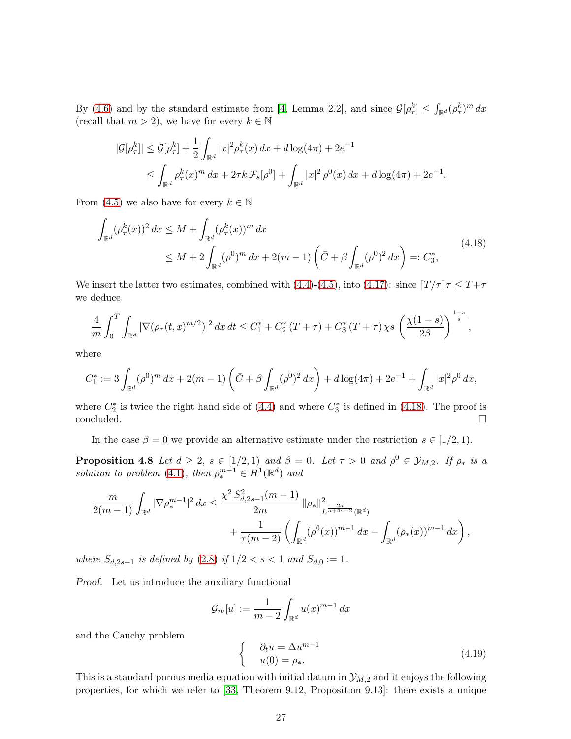By (4.6) and by the standard estimate from [4, Lemma 2.2], and since $\mathcal{G}[\rho_\tau^k] \le \int_{\mathbb{R}^d} (\rho_\tau^k)^m \, dx$ (recall that $m > 2$), we have for every $k \in \mathbb{N}$

$$
\begin{aligned}
|\mathcal{G}[\rho_\tau^k]| &\le \mathcal{G}[\rho_\tau^k] + \frac{1}{2}\int_{\mathbb{R}^d} |x|^2 \rho_\tau^k(x)\, dx + d\log(4\pi) + 2e^{-1} \\
&\le \int_{\mathbb{R}^d} \rho_\tau^k(x)^m \, dx + 2\tau k \, \mathcal{F}_s[\rho^0] + \int_{\mathbb{R}^d} |x|^2 \rho^0(x)\, dx + d\log(4\pi) + 2e^{-1}.
\end{aligned}
$$

From (4.5) we also have for every $k \in \mathbb{N}$

$$
\begin{aligned}
\int_{\mathbb{R}^d} (\rho_\tau^k(x))^2 \, dx &\le M + \int_{\mathbb{R}^d} (\rho_\tau^k(x))^m \, dx \\
&\le M + 2\int_{\mathbb{R}^d} (\rho^0)^m \, dx + 2(m-1)\left(\bar{C} + \beta \int_{\mathbb{R}^d} (\rho^0)^2 \, dx\right) =: C_3^*,
\end{aligned}
\tag{4.18}
$$

We insert the latter two estimates, combined with (4.4)-(4.5), into (4.17): since $\lceil T/\tau \rceil \tau \le T + \tau$ we deduce

$$
\frac{4}{m}\int_0^T \int_{\mathbb{R}^d} |\nabla (\rho_\tau(t,x)^{m/2})|^2 \, dx\, dt \le C_1^* + C_2^*\,(T+\tau) + C_3^*\,(T+\tau)\,\chi s \left(\frac{\chi(1-s)}{2\beta}\right)^{\frac{1-s}{s}},
$$

where

$$
C_1^* := 3\int_{\mathbb{R}^d} (\rho^0)^m \, dx + 2(m-1)\left(\bar{C} + \beta\int_{\mathbb{R}^d} (\rho^0)^2 \, dx\right) + d\log(4\pi) + 2e^{-1} + \int_{\mathbb{R}^d} |x|^2 \rho^0 \, dx,
$$

where $C_2^*$ is twice the right hand side of (4.4) and where $C_3^*$ is defined in (4.18). The proof is concluded. □

In the case $\beta = 0$ we provide an alternative estimate under the restriction $s \in [1/2, 1)$.

**Proposition 4.8** *Let $d \ge 2$, $s \in [1/2, 1)$ and $\beta = 0$. Let $\tau > 0$ and $\rho^0 \in \mathcal{Y}_{M,2}$. If $\rho_*$ is a solution to problem (4.1), then $\rho_*^{m-1} \in H^1(\mathbb{R}^d)$ and*

$$
\begin{aligned}
\frac{m}{2(m-1)}\int_{\mathbb{R}^d} |\nabla \rho_*^{m-1}|^2 \, dx &\le \frac{\chi^2 \, S_{d,2s-1}^2 (m-1)}{2m} \|\rho_*\|^2_{L^{\frac{2d}{d+4s-2}}(\mathbb{R}^d)} \\
&\quad + \frac{1}{\tau(m-2)}\left(\int_{\mathbb{R}^d} (\rho^0(x))^{m-1} \, dx - \int_{\mathbb{R}^d} (\rho_*(x))^{m-1} \, dx\right),
\end{aligned}
$$

*where $S_{d,2s-1}$ is defined by (2.8) if $1/2 < s < 1$ and $S_{d,0} := 1$.*

*Proof.* Let us introduce the auxiliary functional

$$
\mathcal{G}_m[u] := \frac{1}{m-2}\int_{\mathbb{R}^d} u(x)^{m-1} \, dx
$$

and the Cauchy problem

$$
\begin{cases}
\partial_t u = \Delta u^{m-1} \\
u(0) = \rho_*.
\end{cases}
\tag{4.19}
$$

This is a standard porous media equation with initial datum in $\mathcal{Y}_{M,2}$ and it enjoys the following properties, for which we refer to [33, Theorem 9.12, Proposition 9.13]: there exists a unique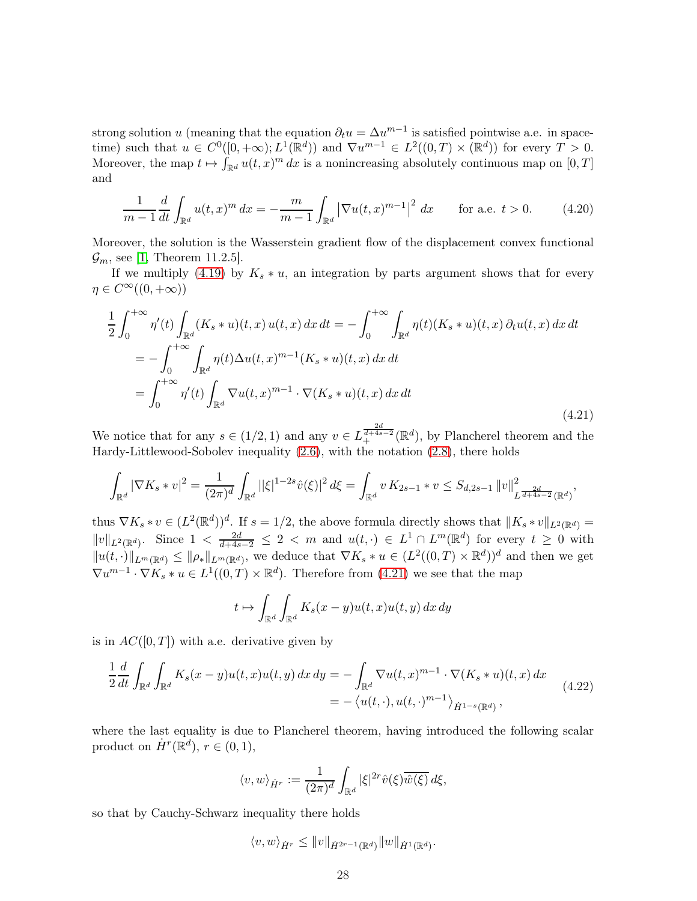strong solution $u$ (meaning that the equation $\partial_t u = \Delta u^{m-1}$ is satisfied pointwise a.e. in space-time) such that $u \in C^0([0,+\infty); L^1(\mathbb{R}^d))$ and $\nabla u^{m-1} \in L^2((0,T)\times(\mathbb{R}^d))$ for every $T>0$. Moreover, the map $t \mapsto \int_{\mathbb{R}^d} u(t,x)^m\,dx$ is a nonincreasing absolutely continuous map on $[0,T]$ and

$$
\frac{1}{m-1}\frac{d}{dt}\int_{\mathbb{R}^d} u(t,x)^m\,dx = -\frac{m}{m-1}\int_{\mathbb{R}^d}\left|\nabla u(t,x)^{m-1}\right|^2\,dx \qquad \text{for a.e. } t>0. \tag{4.20}
$$

Moreover, the solution is the Wasserstein gradient flow of the displacement convex functional $\mathcal{G}_m$, see [1, Theorem 11.2.5].

If we multiply (4.19) by $K_s * u$, an integration by parts argument shows that for every $\eta \in C^\infty((0,+\infty))$

$$
\begin{aligned}
\frac{1}{2}\int_0^{+\infty}\eta'(t)\int_{\mathbb{R}^d}(K_s*u)(t,x)\,u(t,x)\,dx\,dt &= -\int_0^{+\infty}\int_{\mathbb{R}^d}\eta(t)(K_s*u)(t,x)\,\partial_t u(t,x)\,dx\,dt\\
&= -\int_0^{+\infty}\int_{\mathbb{R}^d}\eta(t)\Delta u(t,x)^{m-1}(K_s*u)(t,x)\,dx\,dt\\
&= \int_0^{+\infty}\eta'(t)\int_{\mathbb{R}^d}\nabla u(t,x)^{m-1}\cdot\nabla(K_s*u)(t,x)\,dx\,dt
\end{aligned}
\tag{4.21}
$$

We notice that for any $s\in(1/2,1)$ and any $v\in L_+^{\frac{2d}{d+4s-2}}(\mathbb{R}^d)$, by Plancherel theorem and the Hardy-Littlewood-Sobolev inequality (2.6), with the notation (2.8), there holds

$$
\int_{\mathbb{R}^d}|\nabla K_s * v|^2 = \frac{1}{(2\pi)^d}\int_{\mathbb{R}^d}||\xi|^{1-2s}\hat{v}(\xi)|^2\,d\xi = \int_{\mathbb{R}^d} v\,K_{2s-1}*v \le S_{d,2s-1}\,\|v\|^2_{L^{\frac{2d}{d+4s-2}}(\mathbb{R}^d)},
$$

thus $\nabla K_s * v \in (L^2(\mathbb{R}^d))^d$. If $s=1/2$, the above formula directly shows that $\|K_s*v\|_{L^2(\mathbb{R}^d)} = \|v\|_{L^2(\mathbb{R}^d)}$. Since $1<\frac{2d}{d+4s-2}\le 2<m$ and $u(t,\cdot)\in L^1\cap L^m(\mathbb{R}^d)$ for every $t\ge 0$ with $\|u(t,\cdot)\|_{L^m(\mathbb{R}^d)}\le\|\rho_*\|_{L^m(\mathbb{R}^d)}$, we deduce that $\nabla K_s * u \in (L^2((0,T)\times\mathbb{R}^d))^d$ and then we get $\nabla u^{m-1}\cdot\nabla K_s*u\in L^1((0,T)\times\mathbb{R}^d)$. Therefore from (4.21) we see that the map

$$
t\mapsto\int_{\mathbb{R}^d}\int_{\mathbb{R}^d}K_s(x-y)u(t,x)u(t,y)\,dx\,dy
$$

is in $AC([0,T])$ with a.e. derivative given by

$$
\begin{aligned}
\frac{1}{2}\frac{d}{dt}\int_{\mathbb{R}^d}\int_{\mathbb{R}^d}K_s(x-y)u(t,x)u(t,y)\,dx\,dy &= -\int_{\mathbb{R}^d}\nabla u(t,x)^{m-1}\cdot\nabla(K_s*u)(t,x)\,dx\\
&= -\left\langle u(t,\cdot),u(t,\cdot)^{m-1}\right\rangle_{\dot{H}^{1-s}(\mathbb{R}^d)},
\end{aligned}
\tag{4.22}
$$

where the last equality is due to Plancherel theorem, having introduced the following scalar product on $\dot{H}^r(\mathbb{R}^d)$, $r\in(0,1)$,

$$
\langle v,w\rangle_{\dot{H}^r} := \frac{1}{(2\pi)^d}\int_{\mathbb{R}^d}|\xi|^{2r}\hat{v}(\xi)\overline{\hat{w}(\xi)}\,d\xi,
$$

so that by Cauchy-Schwarz inequality there holds

$$
\langle v,w\rangle_{\dot{H}^r}\le\|v\|_{\dot{H}^{2r-1}(\mathbb{R}^d)}\|w\|_{\dot{H}^1(\mathbb{R}^d)}.
$$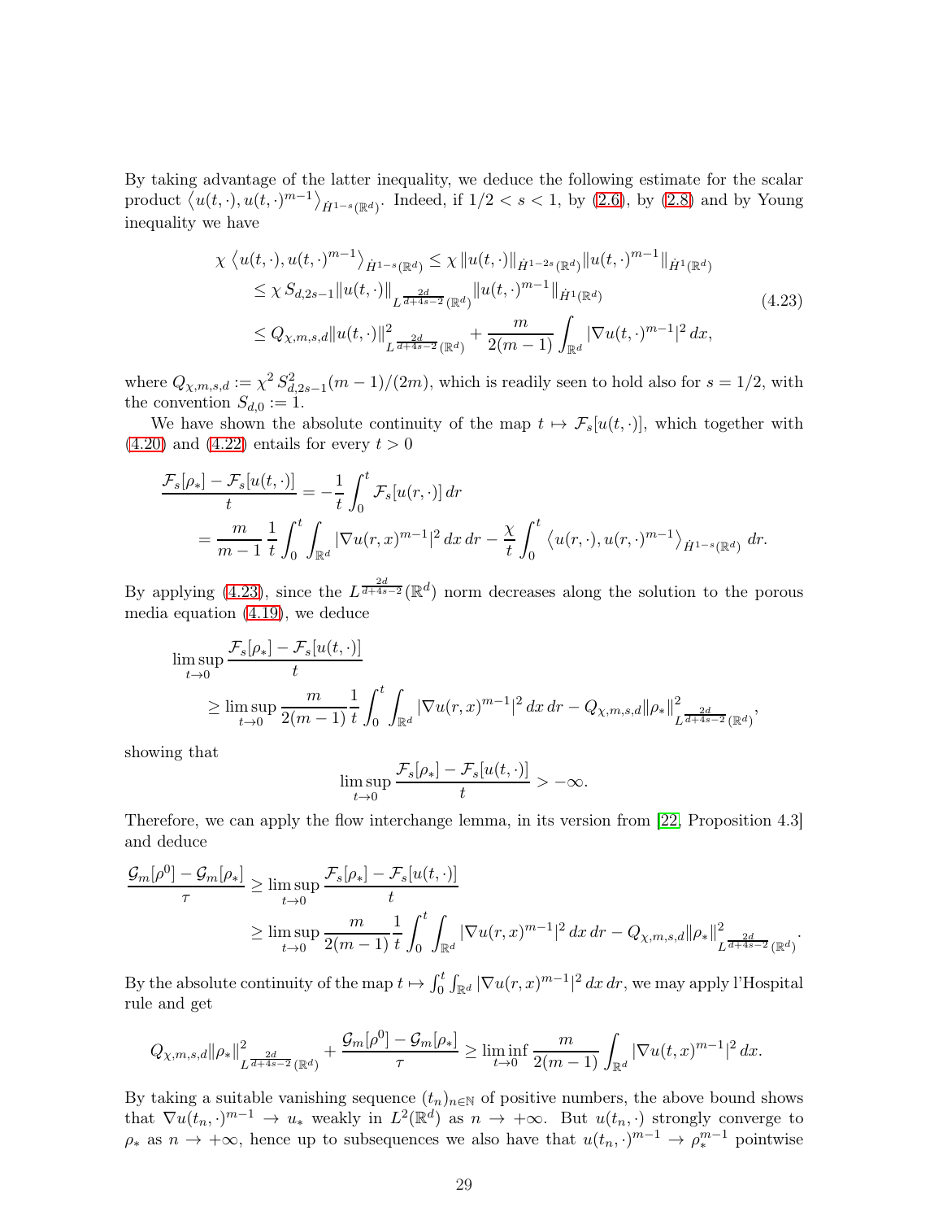By taking advantage of the latter inequality, we deduce the following estimate for the scalar product $\langle u(t,\cdot), u(t,\cdot)^{m-1}\rangle_{\dot H^{1-s}(\mathbb{R}^d)}$. Indeed, if $1/2 < s < 1$, by (2.6), by (2.8) and by Young inequality we have

$$
\begin{aligned}
\chi \left\langle u(t,\cdot), u(t,\cdot)^{m-1}\right\rangle_{\dot H^{1-s}(\mathbb{R}^d)} &\le \chi \, \|u(t,\cdot)\|_{\dot H^{1-2s}(\mathbb{R}^d)} \|u(t,\cdot)^{m-1}\|_{\dot H^{1}(\mathbb{R}^d)} \\
&\le \chi \, S_{d,2s-1} \|u(t,\cdot)\|_{L^{\frac{2d}{d+4s-2}}(\mathbb{R}^d)} \|u(t,\cdot)^{m-1}\|_{\dot H^{1}(\mathbb{R}^d)} \\
&\le Q_{\chi,m,s,d} \|u(t,\cdot)\|^2_{L^{\frac{2d}{d+4s-2}}(\mathbb{R}^d)} + \frac{m}{2(m-1)} \int_{\mathbb{R}^d} |\nabla u(t,\cdot)^{m-1}|^2 \, dx,
\end{aligned}
\tag{4.23}
$$

where $Q_{\chi,m,s,d} := \chi^2 S^2_{d,2s-1}(m-1)/(2m)$, which is readily seen to hold also for $s = 1/2$, with the convention $S_{d,0} := 1$.

We have shown the absolute continuity of the map $t \mapsto \mathcal{F}_s[u(t,\cdot)]$, which together with (4.20) and (4.22) entails for every $t > 0$

$$
\begin{aligned}
\frac{\mathcal{F}_s[\rho_*] - \mathcal{F}_s[u(t,\cdot)]}{t} &= -\frac{1}{t}\int_0^t \mathcal{F}_s[u(r,\cdot)] \, dr \\
&= \frac{m}{m-1} \, \frac{1}{t} \int_0^t \int_{\mathbb{R}^d} |\nabla u(r,x)^{m-1}|^2 \, dx \, dr - \frac{\chi}{t} \int_0^t \left\langle u(r,\cdot), u(r,\cdot)^{m-1}\right\rangle_{\dot H^{1-s}(\mathbb{R}^d)} \, dr.
\end{aligned}
$$

By applying (4.23), since the $L^{\frac{2d}{d+4s-2}}(\mathbb{R}^d)$ norm decreases along the solution to the porous media equation (4.19), we deduce

$$
\begin{aligned}
&\limsup_{t\to 0} \frac{\mathcal{F}_s[\rho_*] - \mathcal{F}_s[u(t,\cdot)]}{t} \\
&\qquad \ge \limsup_{t\to 0} \frac{m}{2(m-1)} \frac{1}{t} \int_0^t \int_{\mathbb{R}^d} |\nabla u(r,x)^{m-1}|^2 \, dx \, dr - Q_{\chi,m,s,d} \|\rho_*\|^2_{L^{\frac{2d}{d+4s-2}}(\mathbb{R}^d)},
\end{aligned}
$$

showing that

$$
\limsup_{t\to 0} \frac{\mathcal{F}_s[\rho_*] - \mathcal{F}_s[u(t,\cdot)]}{t} > -\infty.
$$

Therefore, we can apply the flow interchange lemma, in its version from [22, Proposition 4.3] and deduce

$$
\begin{aligned}
\frac{\mathcal{G}_m[\rho^0] - \mathcal{G}_m[\rho_*]}{\tau} &\ge \limsup_{t\to 0} \frac{\mathcal{F}_s[\rho_*] - \mathcal{F}_s[u(t,\cdot)]}{t} \\
&\ge \limsup_{t\to 0} \frac{m}{2(m-1)} \frac{1}{t} \int_0^t \int_{\mathbb{R}^d} |\nabla u(r,x)^{m-1}|^2 \, dx \, dr - Q_{\chi,m,s,d} \|\rho_*\|^2_{L^{\frac{2d}{d+4s-2}}(\mathbb{R}^d)}.
\end{aligned}
$$

By the absolute continuity of the map $t \mapsto \int_0^t \int_{\mathbb{R}^d} |\nabla u(r,x)^{m-1}|^2 \, dx \, dr$, we may apply l'Hospital rule and get

$$
Q_{\chi,m,s,d} \|\rho_*\|^2_{L^{\frac{2d}{d+4s-2}}(\mathbb{R}^d)} + \frac{\mathcal{G}_m[\rho^0] - \mathcal{G}_m[\rho_*]}{\tau} \ge \liminf_{t\to 0} \frac{m}{2(m-1)} \int_{\mathbb{R}^d} |\nabla u(t,x)^{m-1}|^2 \, dx.
$$

By taking a suitable vanishing sequence $(t_n)_{n\in\mathbb{N}}$ of positive numbers, the above bound shows that $\nabla u(t_n,\cdot)^{m-1} \to u_*$ weakly in $L^2(\mathbb{R}^d)$ as $n \to +\infty$. But $u(t_n,\cdot)$ strongly converge to $\rho_*$ as $n \to +\infty$, hence up to subsequences we also have that $u(t_n,\cdot)^{m-1} \to \rho_*^{m-1}$ pointwise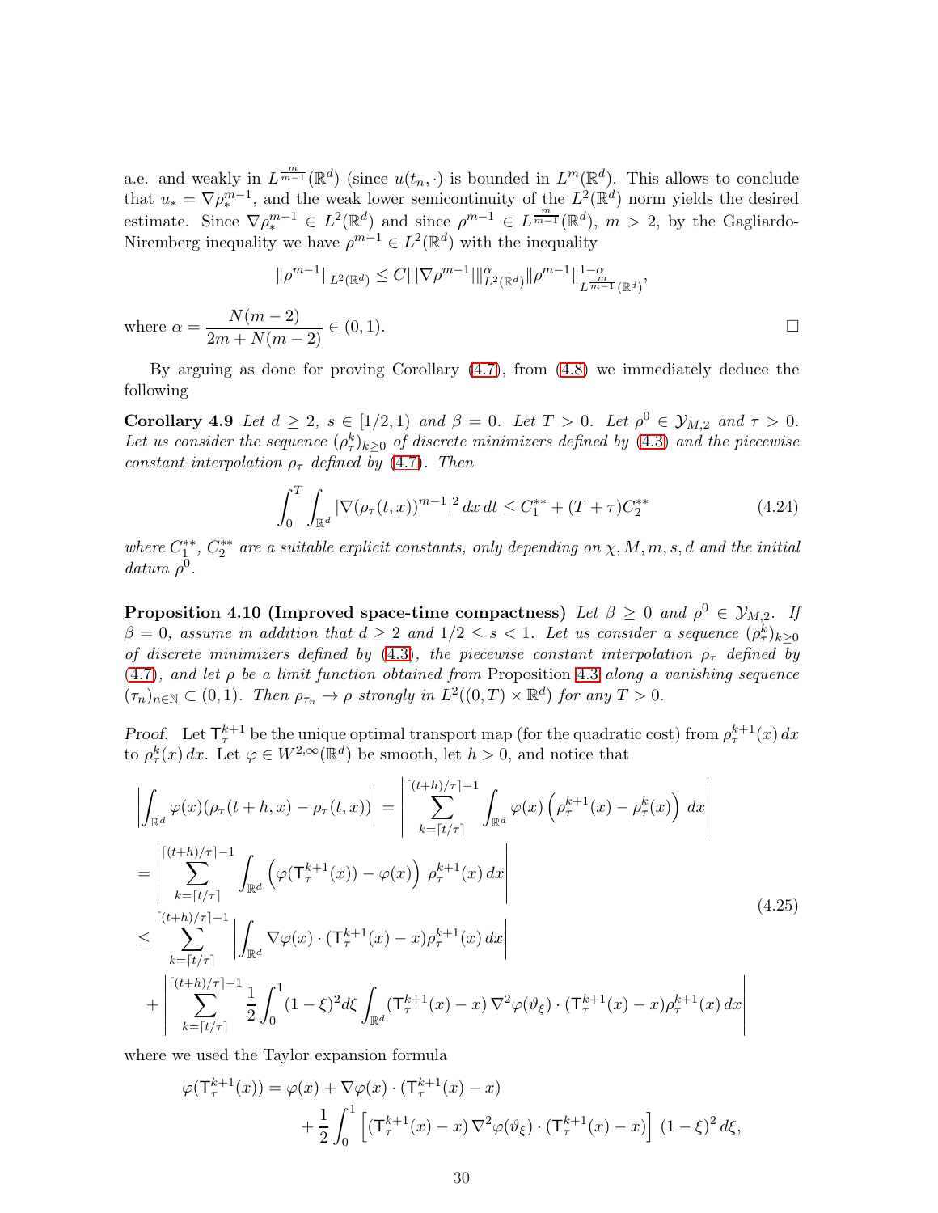a.e. and weakly in $L^{\frac{m}{m-1}}(\mathbb{R}^d)$ (since $u(t_n,\cdot)$ is bounded in $L^m(\mathbb{R}^d)$. This allows to conclude that $u_* = \nabla \rho_*^{m-1}$, and the weak lower semicontinuity of the $L^2(\mathbb{R}^d)$ norm yields the desired estimate. Since $\nabla \rho_*^{m-1} \in L^2(\mathbb{R}^d)$ and since $\rho^{m-1} \in L^{\frac{m}{m-1}}(\mathbb{R}^d)$, $m > 2$, by the Gagliardo-Niremberg inequality we have $\rho^{m-1} \in L^2(\mathbb{R}^d)$ with the inequality

$$\|\rho^{m-1}\|_{L^2(\mathbb{R}^d)} \le C \||\nabla \rho^{m-1}|\|^{\alpha}_{L^2(\mathbb{R}^d)} \|\rho^{m-1}\|^{1-\alpha}_{L^{\frac{m}{m-1}}(\mathbb{R}^d)},$$

where $\alpha = \dfrac{N(m-2)}{2m + N(m-2)} \in (0,1)$. □

By arguing as done for proving Corollary (4.7), from (4.8) we immediately deduce the following

**Corollary 4.9** *Let $d \ge 2$, $s \in [1/2, 1)$ and $\beta = 0$. Let $T > 0$. Let $\rho^0 \in \mathcal{Y}_{M,2}$ and $\tau > 0$. Let us consider the sequence $(\rho_\tau^k)_{k\ge 0}$ of discrete minimizers defined by (4.3) and the piecewise constant interpolation $\rho_\tau$ defined by (4.7). Then*

$$\int_0^T \int_{\mathbb{R}^d} |\nabla (\rho_\tau(t,x))^{m-1}|^2 \, dx \, dt \le C_1^{**} + (T+\tau) C_2^{**} \tag{4.24}$$

*where $C_1^{**}$, $C_2^{**}$ are a suitable explicit constants, only depending on $\chi, M, m, s, d$ and the initial datum $\rho^0$.*

**Proposition 4.10 (Improved space-time compactness)** *Let $\beta \ge 0$ and $\rho^0 \in \mathcal{Y}_{M,2}$. If $\beta = 0$, assume in addition that $d \ge 2$ and $1/2 \le s < 1$. Let us consider a sequence $(\rho_\tau^k)_{k\ge 0}$ of discrete minimizers defined by (4.3), the piecewise constant interpolation $\rho_\tau$ defined by (4.7), and let $\rho$ be a limit function obtained from* Proposition 4.3 *along a vanishing sequence $(\tau_n)_{n\in\mathbb{N}} \subset (0,1)$. Then $\rho_{\tau_n} \to \rho$ strongly in $L^2((0,T)\times\mathbb{R}^d)$ for any $T > 0$.*

*Proof.* Let $\mathsf{T}_\tau^{k+1}$ be the unique optimal transport map (for the quadratic cost) from $\rho_\tau^{k+1}(x)\,dx$ to $\rho_\tau^k(x)\,dx$. Let $\varphi \in W^{2,\infty}(\mathbb{R}^d)$ be smooth, let $h > 0$, and notice that

$$\begin{aligned}
&\left| \int_{\mathbb{R}^d} \varphi(x)(\rho_\tau(t+h,x) - \rho_\tau(t,x)) \right| = \left| \sum_{k=\lceil t/\tau \rceil}^{\lceil (t+h)/\tau \rceil - 1} \int_{\mathbb{R}^d} \varphi(x) \left( \rho_\tau^{k+1}(x) - \rho_\tau^k(x) \right) \, dx \right| \\
&= \left| \sum_{k=\lceil t/\tau \rceil}^{\lceil (t+h)/\tau \rceil - 1} \int_{\mathbb{R}^d} \left( \varphi(\mathsf{T}_\tau^{k+1}(x)) - \varphi(x) \right) \rho_\tau^{k+1}(x) \, dx \right| \\
&\le \sum_{k=\lceil t/\tau \rceil}^{\lceil (t+h)/\tau \rceil - 1} \left| \int_{\mathbb{R}^d} \nabla\varphi(x) \cdot (\mathsf{T}_\tau^{k+1}(x) - x) \rho_\tau^{k+1}(x) \, dx \right| \\
&+ \left| \sum_{k=\lceil t/\tau \rceil}^{\lceil (t+h)/\tau \rceil - 1} \frac{1}{2} \int_0^1 (1-\xi)^2 d\xi \int_{\mathbb{R}^d} (\mathsf{T}_\tau^{k+1}(x) - x) \, \nabla^2 \varphi(\vartheta_\xi) \cdot (\mathsf{T}_\tau^{k+1}(x) - x) \rho_\tau^{k+1}(x) \, dx \right|
\end{aligned} \tag{4.25}$$

where we used the Taylor expansion formula

$$\begin{aligned}
\varphi(\mathsf{T}_\tau^{k+1}(x)) = \varphi(x) &+ \nabla\varphi(x) \cdot (\mathsf{T}_\tau^{k+1}(x) - x) \\
&+ \frac{1}{2} \int_0^1 \left[ (\mathsf{T}_\tau^{k+1}(x) - x) \, \nabla^2 \varphi(\vartheta_\xi) \cdot (\mathsf{T}_\tau^{k+1}(x) - x) \right] (1-\xi)^2 \, d\xi,
\end{aligned}$$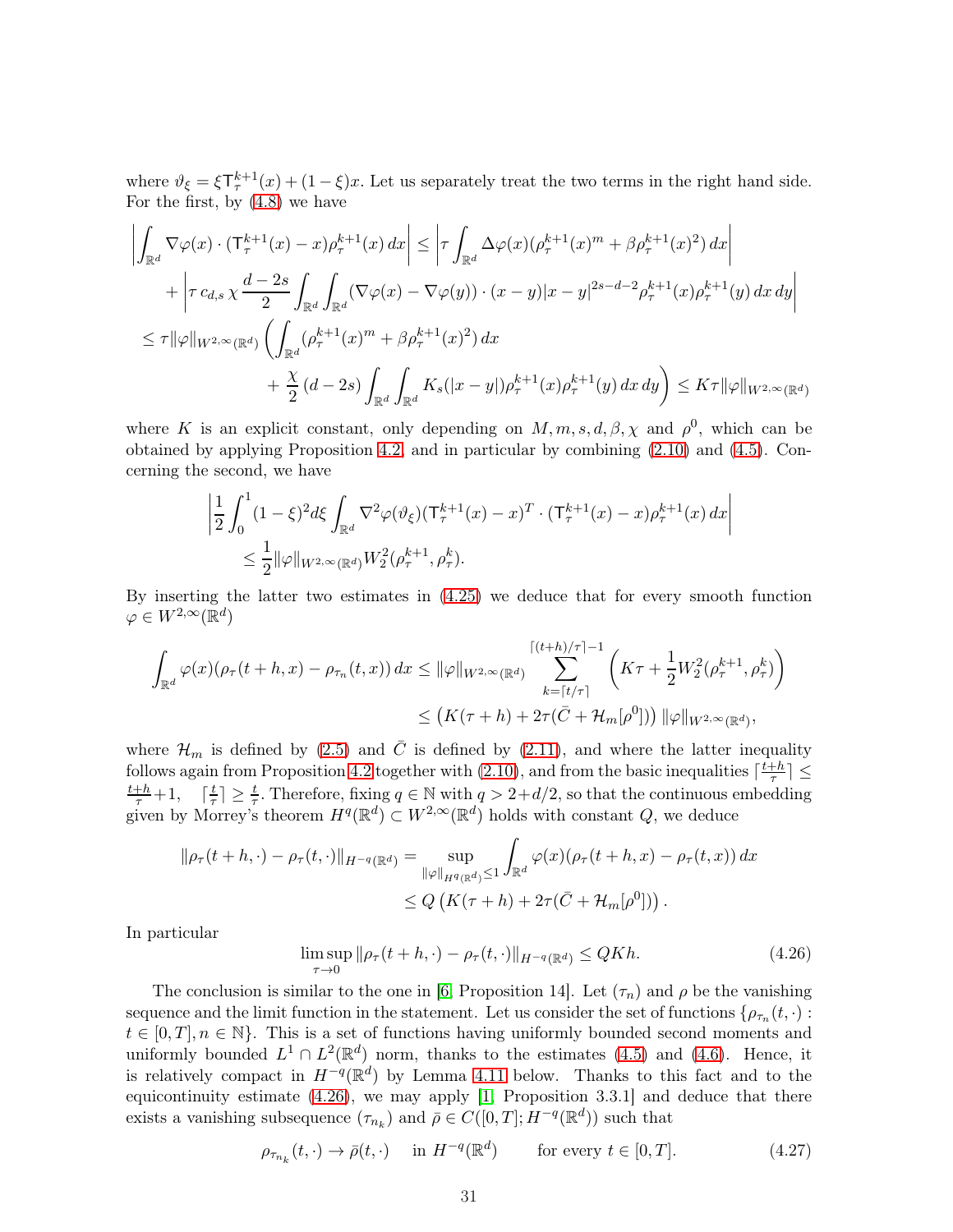where $\vartheta_\xi = \xi \mathsf{T}_\tau^{k+1}(x) + (1-\xi)x$. Let us separately treat the two terms in the right hand side. For the first, by (4.8) we have

$$
\begin{aligned}
&\left| \int_{\mathbb{R}^d} \nabla\varphi(x)\cdot(\mathsf{T}_\tau^{k+1}(x)-x)\rho_\tau^{k+1}(x)\,dx \right| \le \left| \tau \int_{\mathbb{R}^d} \Delta\varphi(x)(\rho_\tau^{k+1}(x)^m + \beta\rho_\tau^{k+1}(x)^2)\,dx \right| \\
&\qquad + \left| \tau\, c_{d,s}\,\chi\, \frac{d-2s}{2} \int_{\mathbb{R}^d}\int_{\mathbb{R}^d} (\nabla\varphi(x)-\nabla\varphi(y))\cdot(x-y)|x-y|^{2s-d-2}\rho_\tau^{k+1}(x)\rho_\tau^{k+1}(y)\,dx\,dy \right| \\
&\le \tau\|\varphi\|_{W^{2,\infty}(\mathbb{R}^d)} \Bigg( \int_{\mathbb{R}^d} (\rho_\tau^{k+1}(x)^m + \beta\rho_\tau^{k+1}(x)^2)\,dx \\
&\qquad\qquad + \frac{\chi}{2}(d-2s)\int_{\mathbb{R}^d}\int_{\mathbb{R}^d} K_s(|x-y|)\rho_\tau^{k+1}(x)\rho_\tau^{k+1}(y)\,dx\,dy \Bigg) \le K\tau\|\varphi\|_{W^{2,\infty}(\mathbb{R}^d)}
\end{aligned}
$$

where $K$ is an explicit constant, only depending on $M, m, s, d, \beta, \chi$ and $\rho^0$, which can be obtained by applying Proposition 4.2, and in particular by combining (2.10) and (4.5). Concerning the second, we have

$$
\begin{aligned}
&\left| \frac{1}{2}\int_0^1 (1-\xi)^2 d\xi \int_{\mathbb{R}^d} \nabla^2\varphi(\vartheta_\xi)(\mathsf{T}_\tau^{k+1}(x)-x)^T\cdot(\mathsf{T}_\tau^{k+1}(x)-x)\rho_\tau^{k+1}(x)\,dx \right| \\
&\qquad \le \frac{1}{2}\|\varphi\|_{W^{2,\infty}(\mathbb{R}^d)} W_2^2(\rho_\tau^{k+1},\rho_\tau^k).
\end{aligned}
$$

By inserting the latter two estimates in (4.25) we deduce that for every smooth function $\varphi \in W^{2,\infty}(\mathbb{R}^d)$

$$
\begin{aligned}
\int_{\mathbb{R}^d} \varphi(x)(\rho_\tau(t+h,x) - \rho_{\tau_n}(t,x))\,dx &\le \|\varphi\|_{W^{2,\infty}(\mathbb{R}^d)} \sum_{k=\lceil t/\tau\rceil}^{\lceil (t+h)/\tau\rceil - 1} \left( K\tau + \frac{1}{2}W_2^2(\rho_\tau^{k+1},\rho_\tau^k) \right) \\
&\le \left( K(\tau+h) + 2\tau(\bar{C} + \mathcal{H}_m[\rho^0]) \right)\|\varphi\|_{W^{2,\infty}(\mathbb{R}^d)},
\end{aligned}
$$

where $\mathcal{H}_m$ is defined by (2.5) and $\bar{C}$ is defined by (2.11), and where the latter inequality follows again from Proposition 4.2 together with (2.10), and from the basic inequalities $\lceil \frac{t+h}{\tau} \rceil \le \frac{t+h}{\tau} + 1$, $\quad \lceil \frac{t}{\tau} \rceil \ge \frac{t}{\tau}$. Therefore, fixing $q \in \mathbb{N}$ with $q > 2 + d/2$, so that the continuous embedding given by Morrey's theorem $H^q(\mathbb{R}^d) \subset W^{2,\infty}(\mathbb{R}^d)$ holds with constant $Q$, we deduce

$$
\begin{aligned}
\|\rho_\tau(t+h,\cdot) - \rho_\tau(t,\cdot)\|_{H^{-q}(\mathbb{R}^d)} &= \sup_{\|\varphi\|_{H^q(\mathbb{R}^d)}\le 1} \int_{\mathbb{R}^d} \varphi(x)(\rho_\tau(t+h,x) - \rho_\tau(t,x))\,dx \\
&\le Q\left( K(\tau+h) + 2\tau(\bar{C} + \mathcal{H}_m[\rho^0]) \right).
\end{aligned}
$$

In particular

$$
\limsup_{\tau\to 0} \|\rho_\tau(t+h,\cdot) - \rho_\tau(t,\cdot)\|_{H^{-q}(\mathbb{R}^d)} \le QKh. \tag{4.26}
$$

The conclusion is similar to the one in [6, Proposition 14]. Let $(\tau_n)$ and $\rho$ be the vanishing sequence and the limit function in the statement. Let us consider the set of functions $\{\rho_{\tau_n}(t,\cdot) : t \in [0,T], n \in \mathbb{N}\}$. This is a set of functions having uniformly bounded second moments and uniformly bounded $L^1 \cap L^2(\mathbb{R}^d)$ norm, thanks to the estimates (4.5) and (4.6). Hence, it is relatively compact in $H^{-q}(\mathbb{R}^d)$ by Lemma 4.11 below. Thanks to this fact and to the equicontinuity estimate (4.26), we may apply [1, Proposition 3.3.1] and deduce that there exists a vanishing subsequence $(\tau_{n_k})$ and $\bar{\rho} \in C([0,T]; H^{-q}(\mathbb{R}^d))$ such that

$$
\rho_{\tau_{n_k}}(t,\cdot) \to \bar{\rho}(t,\cdot) \quad \text{in } H^{-q}(\mathbb{R}^d) \qquad \text{for every } t \in [0,T]. \tag{4.27}
$$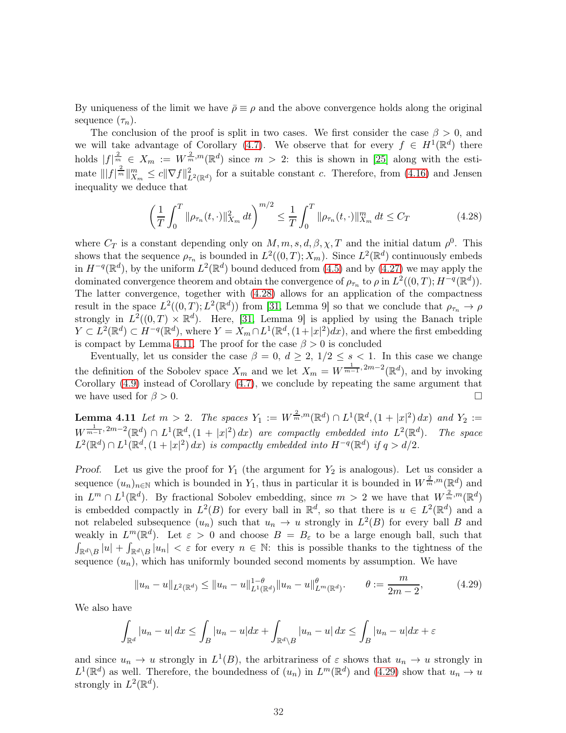By uniqueness of the limit we have $\bar\rho \equiv \rho$ and the above convergence holds along the original sequence $(\tau_n)$.

The conclusion of the proof is split in two cases. We first consider the case $\beta > 0$, and we will take advantage of Corollary (4.7). We observe that for every $f \in H^1(\mathbb{R}^d)$ there holds $|f|^{\frac{2}{m}} \in X_m := W^{\frac{2}{m},m}(\mathbb{R}^d)$ since $m > 2$: this is shown in [25] along with the estimate $\||f|^{\frac{2}{m}}\|_{X_m}^m \le c\|\nabla f\|^2_{L^2(\mathbb{R}^d)}$ for a suitable constant $c$. Therefore, from (4.16) and Jensen inequality we deduce that

$$
\left(\frac{1}{T}\int_0^T \|\rho_{\tau_n}(t,\cdot)\|^2_{X_m}\,dt\right)^{m/2} \le \frac{1}{T}\int_0^T \|\rho_{\tau_n}(t,\cdot)\|^m_{X_m}\,dt \le C_T \tag{4.28}
$$

where $C_T$ is a constant depending only on $M, m, s, d, \beta, \chi, T$ and the initial datum $\rho^0$. This shows that the sequence $\rho_{\tau_n}$ is bounded in $L^2((0,T); X_m)$. Since $L^2(\mathbb{R}^d)$ continuously embeds in $H^{-q}(\mathbb{R}^d)$, by the uniform $L^2(\mathbb{R}^d)$ bound deduced from (4.5) and by (4.27) we may apply the dominated convergence theorem and obtain the convergence of $\rho_{\tau_n}$ to $\rho$ in $L^2((0,T); H^{-q}(\mathbb{R}^d))$. The latter convergence, together with (4.28) allows for an application of the compactness result in the space $L^2((0,T); L^2(\mathbb{R}^d))$ from [31, Lemma 9] so that we conclude that $\rho_{\tau_n} \to \rho$ strongly in $L^2((0,T)\times\mathbb{R}^d)$. Here, [31, Lemma 9] is applied by using the Banach triple $Y \subset L^2(\mathbb{R}^d) \subset H^{-q}(\mathbb{R}^d)$, where $Y = X_m \cap L^1(\mathbb{R}^d, (1+|x|^2)dx)$, and where the first embedding is compact by Lemma 4.11. The proof for the case $\beta > 0$ is concluded

Eventually, let us consider the case $\beta = 0$, $d \ge 2$, $1/2 \le s < 1$. In this case we change the definition of the Sobolev space $X_m$ and we let $X_m = W^{\frac{1}{m-1},2m-2}(\mathbb{R}^d)$, and by invoking Corollary (4.9) instead of Corollary (4.7), we conclude by repeating the same argument that we have used for $\beta > 0$. $\square$

**Lemma 4.11** *Let $m > 2$. The spaces $Y_1 := W^{\frac{2}{m},m}(\mathbb{R}^d) \cap L^1(\mathbb{R}^d, (1+|x|^2)\,dx)$ and $Y_2 := W^{\frac{1}{m-1},2m-2}(\mathbb{R}^d) \cap L^1(\mathbb{R}^d, (1+|x|^2)\,dx)$ are compactly embedded into $L^2(\mathbb{R}^d)$. The space $L^2(\mathbb{R}^d) \cap L^1(\mathbb{R}^d, (1+|x|^2)\,dx)$ is compactly embedded into $H^{-q}(\mathbb{R}^d)$ if $q > d/2$.*

*Proof.* Let us give the proof for $Y_1$ (the argument for $Y_2$ is analogous). Let us consider a sequence $(u_n)_{n\in\mathbb{N}}$ which is bounded in $Y_1$, thus in particular it is bounded in $W^{\frac{2}{m},m}(\mathbb{R}^d)$ and in $L^m \cap L^1(\mathbb{R}^d)$. By fractional Sobolev embedding, since $m > 2$ we have that $W^{\frac{2}{m},m}(\mathbb{R}^d)$ is embedded compactly in $L^2(B)$ for every ball in $\mathbb{R}^d$, so that there is $u \in L^2(\mathbb{R}^d)$ and a not relabeled subsequence $(u_n)$ such that $u_n \to u$ strongly in $L^2(B)$ for every ball $B$ and weakly in $L^m(\mathbb{R}^d)$. Let $\varepsilon > 0$ and choose $B = B_\varepsilon$ to be a large enough ball, such that $\int_{\mathbb{R}^d\setminus B}|u| + \int_{\mathbb{R}^d\setminus B}|u_n| < \varepsilon$ for every $n \in \mathbb{N}$: this is possible thanks to the tightness of the sequence $(u_n)$, which has uniformly bounded second moments by assumption. We have

$$
\|u_n - u\|_{L^2(\mathbb{R}^d)} \le \|u_n - u\|^{1-\theta}_{L^1(\mathbb{R}^d)}\|u_n - u\|^{\theta}_{L^m(\mathbb{R}^d)}, \qquad \theta := \frac{m}{2m-2}, \tag{4.29}
$$

We also have

$$
\int_{\mathbb{R}^d}|u_n - u|\,dx \le \int_B |u_n - u|dx + \int_{\mathbb{R}^d\setminus B}|u_n - u|\,dx \le \int_B |u_n - u|dx + \varepsilon
$$

and since $u_n \to u$ strongly in $L^1(B)$, the arbitrariness of $\varepsilon$ shows that $u_n \to u$ strongly in $L^1(\mathbb{R}^d)$ as well. Therefore, the boundedness of $(u_n)$ in $L^m(\mathbb{R}^d)$ and (4.29) show that $u_n \to u$ strongly in $L^2(\mathbb{R}^d)$.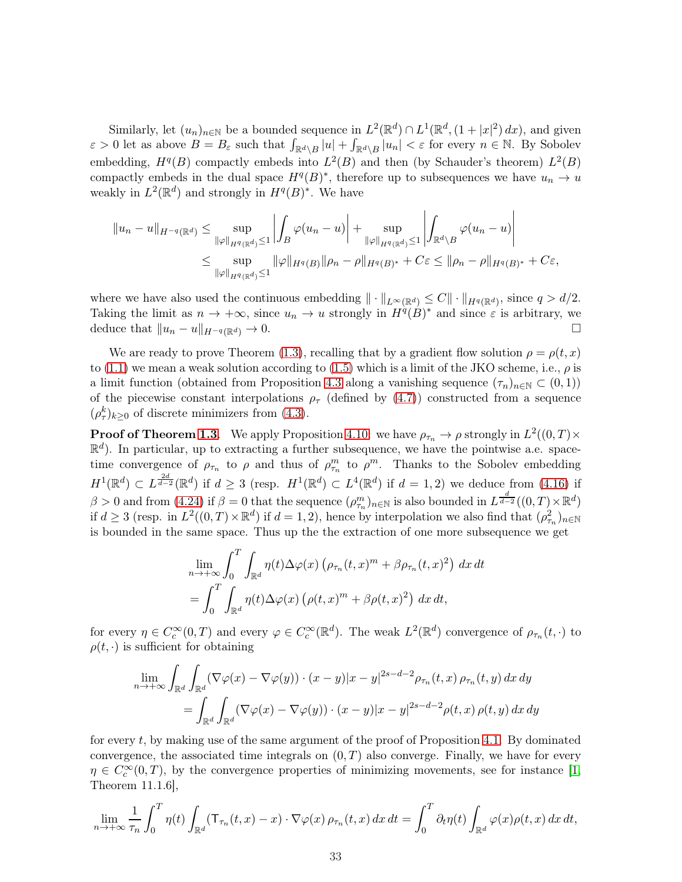Similarly, let $(u_n)_{n\in\mathbb{N}}$ be a bounded sequence in $L^2(\mathbb{R}^d)\cap L^1(\mathbb{R}^d,(1+|x|^2)\,dx)$, and given $\varepsilon>0$ let as above $B=B_\varepsilon$ such that $\int_{\mathbb{R}^d\setminus B}|u|+\int_{\mathbb{R}^d\setminus B}|u_n|<\varepsilon$ for every $n\in\mathbb{N}$. By Sobolev embedding, $H^q(B)$ compactly embeds into $L^2(B)$ and then (by Schauder's theorem) $L^2(B)$ compactly embeds in the dual space $H^q(B)^*$, therefore up to subsequences we have $u_n\to u$ weakly in $L^2(\mathbb{R}^d)$ and strongly in $H^q(B)^*$. We have

$$
\begin{aligned}
\|u_n-u\|_{H^{-q}(\mathbb{R}^d)} &\le \sup_{\|\varphi\|_{H^q(\mathbb{R}^d)}\le 1}\left|\int_B \varphi(u_n-u)\right| + \sup_{\|\varphi\|_{H^q(\mathbb{R}^d)}\le 1}\left|\int_{\mathbb{R}^d\setminus B}\varphi(u_n-u)\right| \\
&\le \sup_{\|\varphi\|_{H^q(\mathbb{R}^d)}\le 1}\|\varphi\|_{H^q(B)}\|\rho_n-\rho\|_{H^q(B)^*}+C\varepsilon \le \|\rho_n-\rho\|_{H^q(B)^*}+C\varepsilon,
\end{aligned}
$$

where we have also used the continuous embedding $\|\cdot\|_{L^\infty(\mathbb{R}^d)}\le C\|\cdot\|_{H^q(\mathbb{R}^d)}$, since $q>d/2$. Taking the limit as $n\to+\infty$, since $u_n\to u$ strongly in $H^q(B)^*$ and since $\varepsilon$ is arbitrary, we deduce that $\|u_n-u\|_{H^{-q}(\mathbb{R}^d)}\to 0$. □

We are ready to prove Theorem (1.3), recalling that by a gradient flow solution $\rho=\rho(t,x)$ to (1.1) we mean a weak solution according to (1.5) which is a limit of the JKO scheme, i.e., $\rho$ is a limit function (obtained from Proposition 4.3 along a vanishing sequence $(\tau_n)_{n\in\mathbb{N}}\subset(0,1)$) of the piecewise constant interpolations $\rho_\tau$ (defined by (4.7)) constructed from a sequence $(\rho_\tau^k)_{k\ge 0}$ of discrete minimizers from (4.3).

**Proof of Theorem 1.3.** We apply Proposition 4.10: we have $\rho_{\tau_n}\to\rho$ strongly in $L^2((0,T)\times\mathbb{R}^d)$. In particular, up to extracting a further subsequence, we have the pointwise a.e. space-time convergence of $\rho_{\tau_n}$ to $\rho$ and thus of $\rho_{\tau_n}^m$ to $\rho^m$. Thanks to the Sobolev embedding $H^1(\mathbb{R}^d)\subset L^{\frac{2d}{d-2}}(\mathbb{R}^d)$ if $d\ge 3$ (resp. $H^1(\mathbb{R}^d)\subset L^4(\mathbb{R}^d)$ if $d=1,2$) we deduce from (4.16) if $\beta>0$ and from (4.24) if $\beta=0$ that the sequence $(\rho_{\tau_n}^m)_{n\in\mathbb{N}}$ is also bounded in $L^{\frac{d}{d-2}}((0,T)\times\mathbb{R}^d)$ if $d\ge 3$ (resp. in $L^2((0,T)\times\mathbb{R}^d)$ if $d=1,2$), hence by interpolation we also find that $(\rho_{\tau_n}^2)_{n\in\mathbb{N}}$ is bounded in the same space. Thus up the the extraction of one more subsequence we get

$$
\begin{aligned}
&\lim_{n\to+\infty}\int_0^T\int_{\mathbb{R}^d}\eta(t)\Delta\varphi(x)\left(\rho_{\tau_n}(t,x)^m+\beta\rho_{\tau_n}(t,x)^2\right)\,dx\,dt \\
&=\int_0^T\int_{\mathbb{R}^d}\eta(t)\Delta\varphi(x)\left(\rho(t,x)^m+\beta\rho(t,x)^2\right)\,dx\,dt,
\end{aligned}
$$

for every $\eta\in C_c^\infty(0,T)$ and every $\varphi\in C_c^\infty(\mathbb{R}^d)$. The weak $L^2(\mathbb{R}^d)$ convergence of $\rho_{\tau_n}(t,\cdot)$ to $\rho(t,\cdot)$ is sufficient for obtaining

$$
\begin{aligned}
&\lim_{n\to+\infty}\int_{\mathbb{R}^d}\int_{\mathbb{R}^d}(\nabla\varphi(x)-\nabla\varphi(y))\cdot(x-y)|x-y|^{2s-d-2}\rho_{\tau_n}(t,x)\,\rho_{\tau_n}(t,y)\,dx\,dy \\
&=\int_{\mathbb{R}^d}\int_{\mathbb{R}^d}(\nabla\varphi(x)-\nabla\varphi(y))\cdot(x-y)|x-y|^{2s-d-2}\rho(t,x)\,\rho(t,y)\,dx\,dy
\end{aligned}
$$

for every $t$, by making use of the same argument of the proof of Proposition 4.1. By dominated convergence, the associated time integrals on $(0,T)$ also converge. Finally, we have for every $\eta\in C_c^\infty(0,T)$, by the convergence properties of minimizing movements, see for instance [1, Theorem 11.1.6],

$$
\lim_{n\to+\infty}\frac{1}{\tau_n}\int_0^T\eta(t)\int_{\mathbb{R}^d}(\mathsf{T}_{\tau_n}(t,x)-x)\cdot\nabla\varphi(x)\,\rho_{\tau_n}(t,x)\,dx\,dt=\int_0^T\partial_t\eta(t)\int_{\mathbb{R}^d}\varphi(x)\rho(t,x)\,dx\,dt,
$$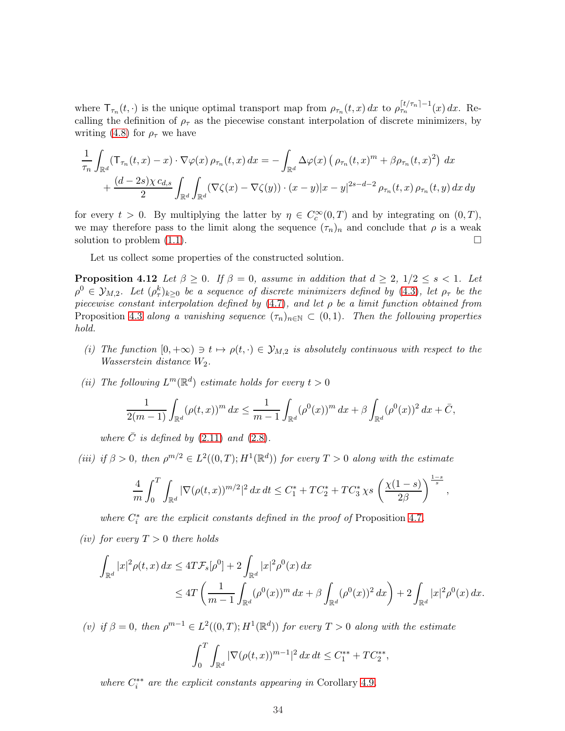where $\mathsf{T}_{\tau_n}(t,\cdot)$ is the unique optimal transport map from $\rho_{\tau_n}(t,x)\,dx$ to $\rho_{\tau_n}^{\lceil t/\tau_n\rceil-1}(x)\,dx$. Recalling the definition of $\rho_\tau$ as the piecewise constant interpolation of discrete minimizers, by writing (4.8) for $\rho_\tau$ we have

$$
\begin{aligned}
\frac{1}{\tau_n}\int_{\mathbb{R}^d}(\mathsf{T}_{\tau_n}(t,x)-x)\cdot\nabla\varphi(x)\,\rho_{\tau_n}(t,x)\,dx &= -\int_{\mathbb{R}^d}\Delta\varphi(x)\left(\rho_{\tau_n}(t,x)^m+\beta\rho_{\tau_n}(t,x)^2\right)\,dx\\
&\quad+\frac{(d-2s)\chi\, c_{d,s}}{2}\int_{\mathbb{R}^d}\int_{\mathbb{R}^d}(\nabla\zeta(x)-\nabla\zeta(y))\cdot(x-y)|x-y|^{2s-d-2}\,\rho_{\tau_n}(t,x)\,\rho_{\tau_n}(t,y)\,dx\,dy
\end{aligned}
$$

for every $t>0$. By multiplying the latter by $\eta\in C_c^\infty(0,T)$ and by integrating on $(0,T)$, we may therefore pass to the limit along the sequence $(\tau_n)_n$ and conclude that $\rho$ is a weak solution to problem (1.1). $\square$

Let us collect some properties of the constructed solution.

**Proposition 4.12** *Let $\beta\geq 0$. If $\beta=0$, assume in addition that $d\geq 2$, $1/2\leq s<1$. Let $\rho^0\in\mathcal{Y}_{M,2}$. Let $(\rho_\tau^k)_{k\geq 0}$ be a sequence of discrete minimizers defined by (4.3), let $\rho_\tau$ be the piecewise constant interpolation defined by (4.7), and let $\rho$ be a limit function obtained from* Proposition 4.3 *along a vanishing sequence $(\tau_n)_{n\in\mathbb{N}}\subset(0,1)$. Then the following properties hold.*

*(i) The function $[0,+\infty)\ni t\mapsto\rho(t,\cdot)\in\mathcal{Y}_{M,2}$ is absolutely continuous with respect to the Wasserstein distance $W_2$.*

*(ii) The following $L^m(\mathbb{R}^d)$ estimate holds for every $t>0$*

$$
\frac{1}{2(m-1)}\int_{\mathbb{R}^d}(\rho(t,x))^m\,dx\leq\frac{1}{m-1}\int_{\mathbb{R}^d}(\rho^0(x))^m\,dx+\beta\int_{\mathbb{R}^d}(\rho^0(x))^2\,dx+\bar{C},
$$

*where $\bar{C}$ is defined by (2.11) and (2.8).*

*(iii) if $\beta>0$, then $\rho^{m/2}\in L^2((0,T);H^1(\mathbb{R}^d))$ for every $T>0$ along with the estimate*

$$
\frac{4}{m}\int_0^T\int_{\mathbb{R}^d}|\nabla(\rho(t,x))^{m/2}|^2\,dx\,dt\leq C_1^*+TC_2^*+TC_3^*\,\chi s\left(\frac{\chi(1-s)}{2\beta}\right)^{\frac{1-s}{s}},
$$

*where $C_i^*$ are the explicit constants defined in the proof of* Proposition 4.7.

*(iv) for every $T>0$ there holds*

$$
\begin{aligned}
\int_{\mathbb{R}^d}|x|^2\rho(t,x)\,dx &\leq 4T\mathcal{F}_s[\rho^0]+2\int_{\mathbb{R}^d}|x|^2\rho^0(x)\,dx\\
&\leq 4T\left(\frac{1}{m-1}\int_{\mathbb{R}^d}(\rho^0(x))^m\,dx+\beta\int_{\mathbb{R}^d}(\rho^0(x))^2\,dx\right)+2\int_{\mathbb{R}^d}|x|^2\rho^0(x)\,dx.
\end{aligned}
$$

*(v) if $\beta=0$, then $\rho^{m-1}\in L^2((0,T);H^1(\mathbb{R}^d))$ for every $T>0$ along with the estimate*

$$
\int_0^T\int_{\mathbb{R}^d}|\nabla(\rho(t,x))^{m-1}|^2\,dx\,dt\leq C_1^{**}+TC_2^{**},
$$

*where $C_i^{**}$ are the explicit constants appearing in* Corollary 4.9.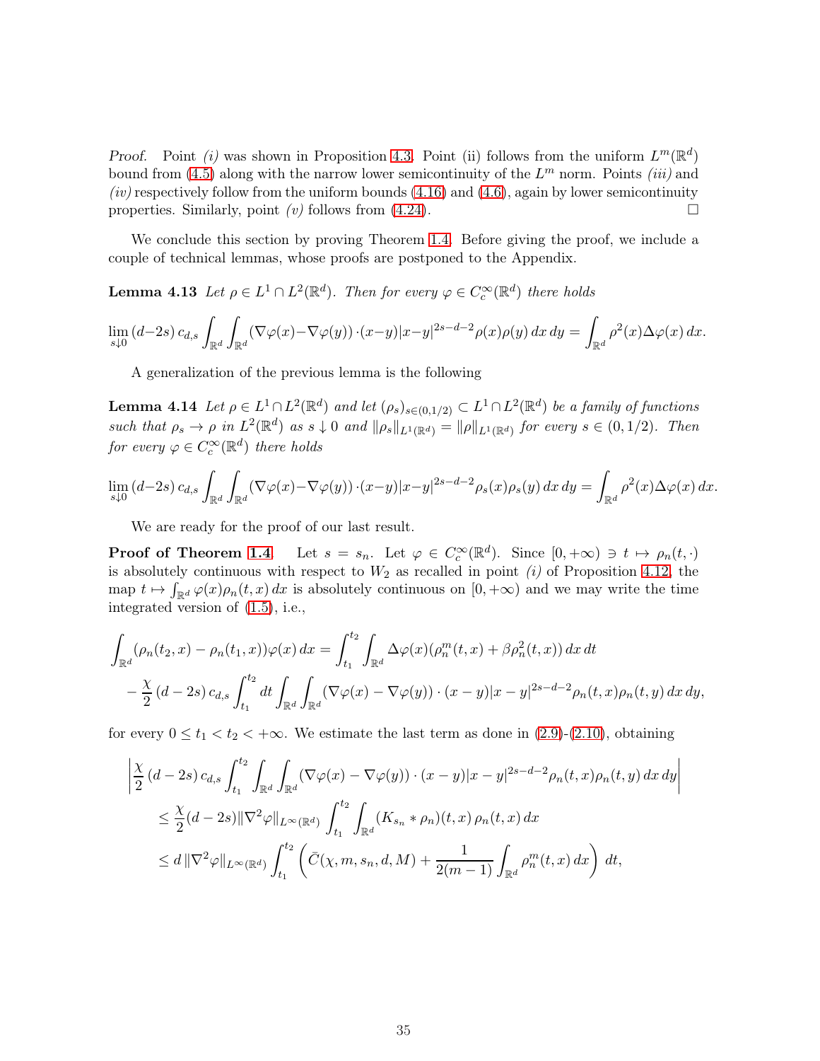*Proof.* Point *(i)* was shown in Proposition 4.3. Point (ii) follows from the uniform $L^m(\mathbb{R}^d)$ bound from (4.5) along with the narrow lower semicontinuity of the $L^m$ norm. Points *(iii)* and *(iv)* respectively follow from the uniform bounds (4.16) and (4.6), again by lower semicontinuity properties. Similarly, point *(v)* follows from (4.24). $\square$

We conclude this section by proving Theorem 1.4. Before giving the proof, we include a couple of technical lemmas, whose proofs are postponed to the Appendix.

**Lemma 4.13** *Let $\rho \in L^1 \cap L^2(\mathbb{R}^d)$. Then for every $\varphi \in C_c^\infty(\mathbb{R}^d)$ there holds*

$$\lim_{s\downarrow 0} (d-2s)\, c_{d,s} \int_{\mathbb{R}^d}\int_{\mathbb{R}^d} (\nabla\varphi(x)-\nabla\varphi(y))\cdot(x-y)|x-y|^{2s-d-2}\rho(x)\rho(y)\,dx\,dy = \int_{\mathbb{R}^d} \rho^2(x)\Delta\varphi(x)\,dx.$$

A generalization of the previous lemma is the following

**Lemma 4.14** *Let $\rho \in L^1\cap L^2(\mathbb{R}^d)$ and let $(\rho_s)_{s\in(0,1/2)} \subset L^1\cap L^2(\mathbb{R}^d)$ be a family of functions such that $\rho_s \to \rho$ in $L^2(\mathbb{R}^d)$ as $s\downarrow 0$ and $\|\rho_s\|_{L^1(\mathbb{R}^d)} = \|\rho\|_{L^1(\mathbb{R}^d)}$ for every $s\in(0,1/2)$. Then for every $\varphi \in C_c^\infty(\mathbb{R}^d)$ there holds*

$$\lim_{s\downarrow 0} (d-2s)\, c_{d,s} \int_{\mathbb{R}^d}\int_{\mathbb{R}^d} (\nabla\varphi(x)-\nabla\varphi(y))\cdot(x-y)|x-y|^{2s-d-2}\rho_s(x)\rho_s(y)\,dx\,dy = \int_{\mathbb{R}^d} \rho^2(x)\Delta\varphi(x)\,dx.$$

We are ready for the proof of our last result.

**Proof of Theorem 1.4** Let $s = s_n$. Let $\varphi \in C_c^\infty(\mathbb{R}^d)$. Since $[0,+\infty) \ni t \mapsto \rho_n(t,\cdot)$ is absolutely continuous with respect to $W_2$ as recalled in point *(i)* of Proposition 4.12, the map $t\mapsto \int_{\mathbb{R}^d}\varphi(x)\rho_n(t,x)\,dx$ is absolutely continuous on $[0,+\infty)$ and we may write the time integrated version of (1.5), i.e.,

$$\begin{aligned}
\int_{\mathbb{R}^d} (\rho_n(t_2,x) - \rho_n(t_1,x))\varphi(x)\,dx &= \int_{t_1}^{t_2}\int_{\mathbb{R}^d} \Delta\varphi(x)(\rho_n^m(t,x) + \beta\rho_n^2(t,x))\,dx\,dt \\
-\frac{\chi}{2}\,(d-2s)\,c_{d,s}\int_{t_1}^{t_2} dt &\int_{\mathbb{R}^d}\int_{\mathbb{R}^d} (\nabla\varphi(x)-\nabla\varphi(y))\cdot(x-y)|x-y|^{2s-d-2}\rho_n(t,x)\rho_n(t,y)\,dx\,dy,
\end{aligned}$$

for every $0\le t_1 < t_2 < +\infty$. We estimate the last term as done in (2.9)-(2.10), obtaining

$$\begin{aligned}
&\left|\frac{\chi}{2}\,(d-2s)\,c_{d,s}\int_{t_1}^{t_2}\int_{\mathbb{R}^d}\int_{\mathbb{R}^d} (\nabla\varphi(x)-\nabla\varphi(y))\cdot(x-y)|x-y|^{2s-d-2}\rho_n(t,x)\rho_n(t,y)\,dx\,dy\right| \\
&\qquad \le \frac{\chi}{2}(d-2s)\|\nabla^2\varphi\|_{L^\infty(\mathbb{R}^d)}\int_{t_1}^{t_2}\int_{\mathbb{R}^d} (K_{s_n}*\rho_n)(t,x)\,\rho_n(t,x)\,dx \\
&\qquad \le d\,\|\nabla^2\varphi\|_{L^\infty(\mathbb{R}^d)}\int_{t_1}^{t_2}\left(\bar C(\chi,m,s_n,d,M) + \frac{1}{2(m-1)}\int_{\mathbb{R}^d}\rho_n^m(t,x)\,dx\right)dt,
\end{aligned}$$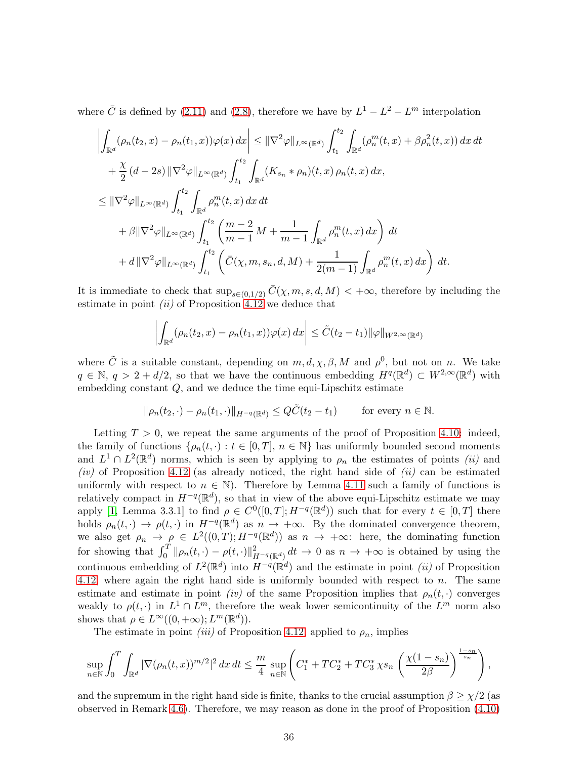where $\bar{C}$ is defined by (2.11) and (2.8), therefore we have by $L^1 - L^2 - L^m$ interpolation

$$
\begin{aligned}
\left| \int_{\mathbb{R}^d} (\rho_n(t_2, x) - \rho_n(t_1, x))\varphi(x)\, dx \right| &\le \|\nabla^2 \varphi\|_{L^\infty(\mathbb{R}^d)} \int_{t_1}^{t_2} \int_{\mathbb{R}^d} (\rho_n^m(t, x) + \beta \rho_n^2(t, x))\, dx\, dt \\
&\quad + \frac{\chi}{2} (d - 2s) \|\nabla^2 \varphi\|_{L^\infty(\mathbb{R}^d)} \int_{t_1}^{t_2} \int_{\mathbb{R}^d} (K_{s_n} * \rho_n)(t, x)\, \rho_n(t, x)\, dx, \\
&\le \|\nabla^2 \varphi\|_{L^\infty(\mathbb{R}^d)} \int_{t_1}^{t_2} \int_{\mathbb{R}^d} \rho_n^m(t, x)\, dx\, dt \\
&\quad + \beta \|\nabla^2 \varphi\|_{L^\infty(\mathbb{R}^d)} \int_{t_1}^{t_2} \left( \frac{m-2}{m-1} M + \frac{1}{m-1} \int_{\mathbb{R}^d} \rho_n^m(t, x)\, dx \right) dt \\
&\quad + d\, \|\nabla^2 \varphi\|_{L^\infty(\mathbb{R}^d)} \int_{t_1}^{t_2} \left( \bar{C}(\chi, m, s_n, d, M) + \frac{1}{2(m-1)} \int_{\mathbb{R}^d} \rho_n^m(t, x)\, dx \right) dt.
\end{aligned}
$$

It is immediate to check that $\sup_{s \in (0,1/2)} \bar{C}(\chi, m, s, d, M) < +\infty$, therefore by including the estimate in point *(ii)* of Proposition 4.12 we deduce that

$$
\left| \int_{\mathbb{R}^d} (\rho_n(t_2, x) - \rho_n(t_1, x))\varphi(x)\, dx \right| \le \tilde{C}(t_2 - t_1) \|\varphi\|_{W^{2,\infty}(\mathbb{R}^d)}
$$

where $\tilde{C}$ is a suitable constant, depending on $m, d, \chi, \beta, M$ and $\rho^0$, but not on $n$. We take $q \in \mathbb{N}$, $q > 2 + d/2$, so that we have the continuous embedding $H^q(\mathbb{R}^d) \subset W^{2,\infty}(\mathbb{R}^d)$ with embedding constant $Q$, and we deduce the time equi-Lipschitz estimate

$$
\|\rho_n(t_2, \cdot) - \rho_n(t_1, \cdot)\|_{H^{-q}(\mathbb{R}^d)} \le Q\tilde{C}(t_2 - t_1) \qquad \text{for every } n \in \mathbb{N}.
$$

Letting $T > 0$, we repeat the same arguments of the proof of Proposition 4.10: indeed, the family of functions $\{\rho_n(t, \cdot) : t \in [0, T],\, n \in \mathbb{N}\}$ has uniformly bounded second moments and $L^1 \cap L^2(\mathbb{R}^d)$ norms, which is seen by applying to $\rho_n$ the estimates of points *(ii)* and *(iv)* of Proposition 4.12 (as already noticed, the right hand side of *(ii)* can be estimated uniformly with respect to $n \in \mathbb{N}$). Therefore by Lemma 4.11 such a family of functions is relatively compact in $H^{-q}(\mathbb{R}^d)$, so that in view of the above equi-Lipschitz estimate we may apply [1, Lemma 3.3.1] to find $\rho \in C^0([0, T]; H^{-q}(\mathbb{R}^d))$ such that for every $t \in [0, T]$ there holds $\rho_n(t, \cdot) \to \rho(t, \cdot)$ in $H^{-q}(\mathbb{R}^d)$ as $n \to +\infty$. By the dominated convergence theorem, we also get $\rho_n \to \rho \in L^2((0, T); H^{-q}(\mathbb{R}^d))$ as $n \to +\infty$: here, the dominating function for showing that $\int_0^T \|\rho_n(t, \cdot) - \rho(t, \cdot)\|^2_{H^{-q}(\mathbb{R}^d)}\, dt \to 0$ as $n \to +\infty$ is obtained by using the continuous embedding of $L^2(\mathbb{R}^d)$ into $H^{-q}(\mathbb{R}^d)$ and the estimate in point *(ii)* of Proposition 4.12, where again the right hand side is uniformly bounded with respect to $n$. The same estimate and estimate in point *(iv)* of the same Proposition implies that $\rho_n(t, \cdot)$ converges weakly to $\rho(t, \cdot)$ in $L^1 \cap L^m$, therefore the weak lower semicontinuity of the $L^m$ norm also shows that $\rho \in L^\infty((0, +\infty); L^m(\mathbb{R}^d))$.

The estimate in point *(iii)* of Proposition 4.12, applied to $\rho_n$, implies

$$
\sup_{n \in \mathbb{N}} \int_0^T \int_{\mathbb{R}^d} |\nabla (\rho_n(t, x))^{m/2}|^2\, dx\, dt \le \frac{m}{4} \sup_{n \in \mathbb{N}} \left( C_1^* + TC_2^* + TC_3^*\, \chi s_n \left( \frac{\chi(1 - s_n)}{2\beta} \right)^{\frac{1 - s_n}{s_n}} \right),
$$

and the supremum in the right hand side is finite, thanks to the crucial assumption $\beta \ge \chi/2$ (as observed in Remark 4.6). Therefore, we may reason as done in the proof of Proposition (4.10)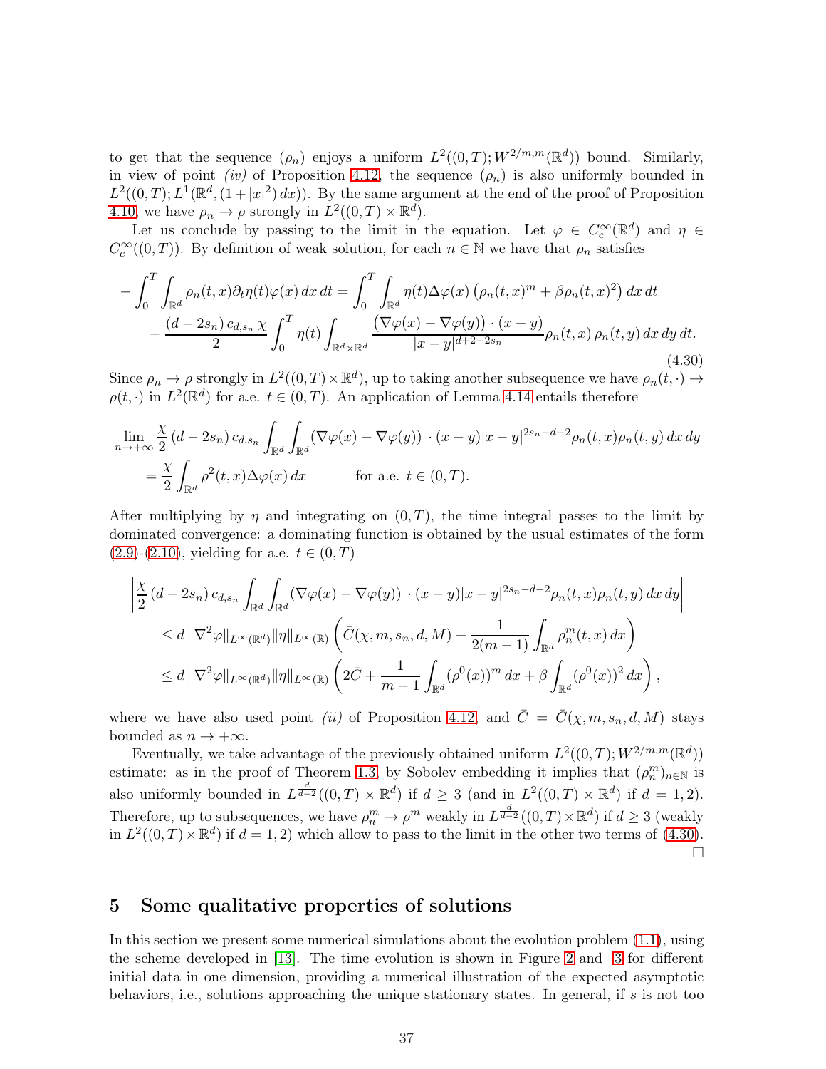to get that the sequence $(\rho_n)$ enjoys a uniform $L^2((0,T); W^{2/m,m}(\mathbb{R}^d))$ bound. Similarly, in view of point *(iv)* of Proposition 4.12, the sequence $(\rho_n)$ is also uniformly bounded in $L^2((0,T); L^1(\mathbb{R}^d, (1+|x|^2)\,dx))$. By the same argument at the end of the proof of Proposition 4.10, we have $\rho_n \to \rho$ strongly in $L^2((0,T)\times\mathbb{R}^d)$.

Let us conclude by passing to the limit in the equation. Let $\varphi \in C_c^\infty(\mathbb{R}^d)$ and $\eta \in C_c^\infty((0,T))$. By definition of weak solution, for each $n \in \mathbb{N}$ we have that $\rho_n$ satisfies

$$
\begin{aligned}
-\int_0^T \int_{\mathbb{R}^d} \rho_n(t,x)\partial_t\eta(t)\varphi(x)\,dx\,dt &= \int_0^T \int_{\mathbb{R}^d} \eta(t)\Delta\varphi(x)\left(\rho_n(t,x)^m + \beta\rho_n(t,x)^2\right)dx\,dt \\
&\quad - \frac{(d-2s_n)\,c_{d,s_n}\,\chi}{2}\int_0^T \eta(t)\int_{\mathbb{R}^d\times\mathbb{R}^d} \frac{\left(\nabla\varphi(x)-\nabla\varphi(y)\right)\cdot(x-y)}{|x-y|^{d+2-2s_n}}\rho_n(t,x)\,\rho_n(t,y)\,dx\,dy\,dt.
\end{aligned}
\tag{4.30}
$$

Since $\rho_n \to \rho$ strongly in $L^2((0,T)\times\mathbb{R}^d)$, up to taking another subsequence we have $\rho_n(t,\cdot) \to \rho(t,\cdot)$ in $L^2(\mathbb{R}^d)$ for a.e. $t \in (0,T)$. An application of Lemma 4.14 entails therefore

$$
\begin{aligned}
&\lim_{n\to+\infty} \frac{\chi}{2}(d-2s_n)\,c_{d,s_n}\int_{\mathbb{R}^d}\int_{\mathbb{R}^d}(\nabla\varphi(x)-\nabla\varphi(y))\,\cdot(x-y)|x-y|^{2s_n-d-2}\rho_n(t,x)\rho_n(t,y)\,dx\,dy \\
&\quad = \frac{\chi}{2}\int_{\mathbb{R}^d}\rho^2(t,x)\Delta\varphi(x)\,dx \qquad\qquad \text{for a.e. } t\in(0,T).
\end{aligned}
$$

After multiplying by $\eta$ and integrating on $(0,T)$, the time integral passes to the limit by dominated convergence: a dominating function is obtained by the usual estimates of the form (2.9)-(2.10), yielding for a.e. $t \in (0,T)$

$$
\begin{aligned}
&\left|\frac{\chi}{2}(d-2s_n)\,c_{d,s_n}\int_{\mathbb{R}^d}\int_{\mathbb{R}^d}(\nabla\varphi(x)-\nabla\varphi(y))\,\cdot(x-y)|x-y|^{2s_n-d-2}\rho_n(t,x)\rho_n(t,y)\,dx\,dy\right| \\
&\quad \le d\,\|\nabla^2\varphi\|_{L^\infty(\mathbb{R}^d)}\|\eta\|_{L^\infty(\mathbb{R})}\left(\bar{C}(\chi,m,s_n,d,M) + \frac{1}{2(m-1)}\int_{\mathbb{R}^d}\rho_n^m(t,x)\,dx\right) \\
&\quad \le d\,\|\nabla^2\varphi\|_{L^\infty(\mathbb{R}^d)}\|\eta\|_{L^\infty(\mathbb{R})}\left(2\bar{C} + \frac{1}{m-1}\int_{\mathbb{R}^d}(\rho^0(x))^m\,dx + \beta\int_{\mathbb{R}^d}(\rho^0(x))^2\,dx\right),
\end{aligned}
$$

where we have also used point *(ii)* of Proposition 4.12, and $\bar{C} = \bar{C}(\chi,m,s_n,d,M)$ stays bounded as $n \to +\infty$.

Eventually, we take advantage of the previously obtained uniform $L^2((0,T); W^{2/m,m}(\mathbb{R}^d))$ estimate: as in the proof of Theorem 1.3, by Sobolev embedding it implies that $(\rho_n^m)_{n\in\mathbb{N}}$ is also uniformly bounded in $L^{\frac{d}{d-2}}((0,T)\times\mathbb{R}^d)$ if $d \ge 3$ (and in $L^2((0,T)\times\mathbb{R}^d)$ if $d = 1,2$). Therefore, up to subsequences, we have $\rho_n^m \to \rho^m$ weakly in $L^{\frac{d}{d-2}}((0,T)\times\mathbb{R}^d)$ if $d \ge 3$ (weakly in $L^2((0,T)\times\mathbb{R}^d)$ if $d = 1,2$) which allow to pass to the limit in the other two terms of (4.30). □

## 5 Some qualitative properties of solutions

In this section we present some numerical simulations about the evolution problem (1.1), using the scheme developed in [13]. The time evolution is shown in Figure 2 and 3 for different initial data in one dimension, providing a numerical illustration of the expected asymptotic behaviors, i.e., solutions approaching the unique stationary states. In general, if $s$ is not too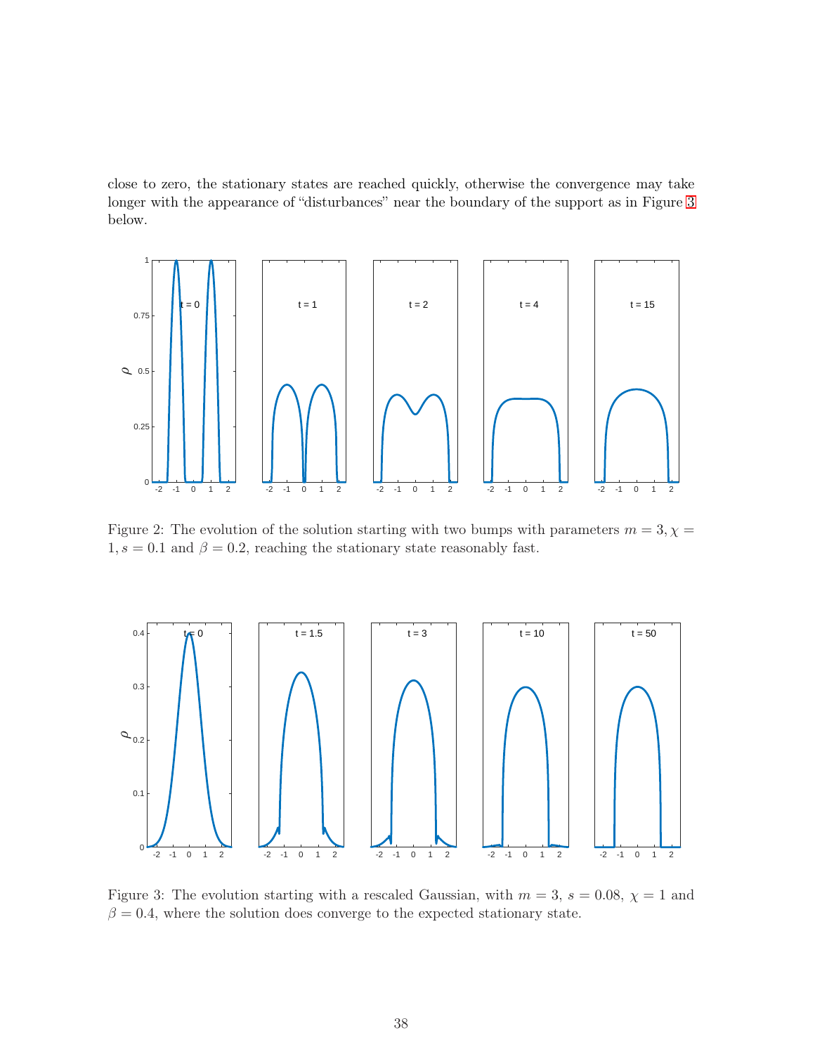close to zero, the stationary states are reached quickly, otherwise the convergence may take longer with the appearance of "disturbances" near the boundary of the support as in Figure 3 below.

Figure 2: The evolution of the solution starting with two bumps with parameters $m = 3, \chi = 1, s = 0.1$ and $\beta = 0.2$, reaching the stationary state reasonably fast.

Figure 3: The evolution starting with a rescaled Gaussian, with $m = 3$, $s = 0.08$, $\chi = 1$ and $\beta = 0.4$, where the solution does converge to the expected stationary state.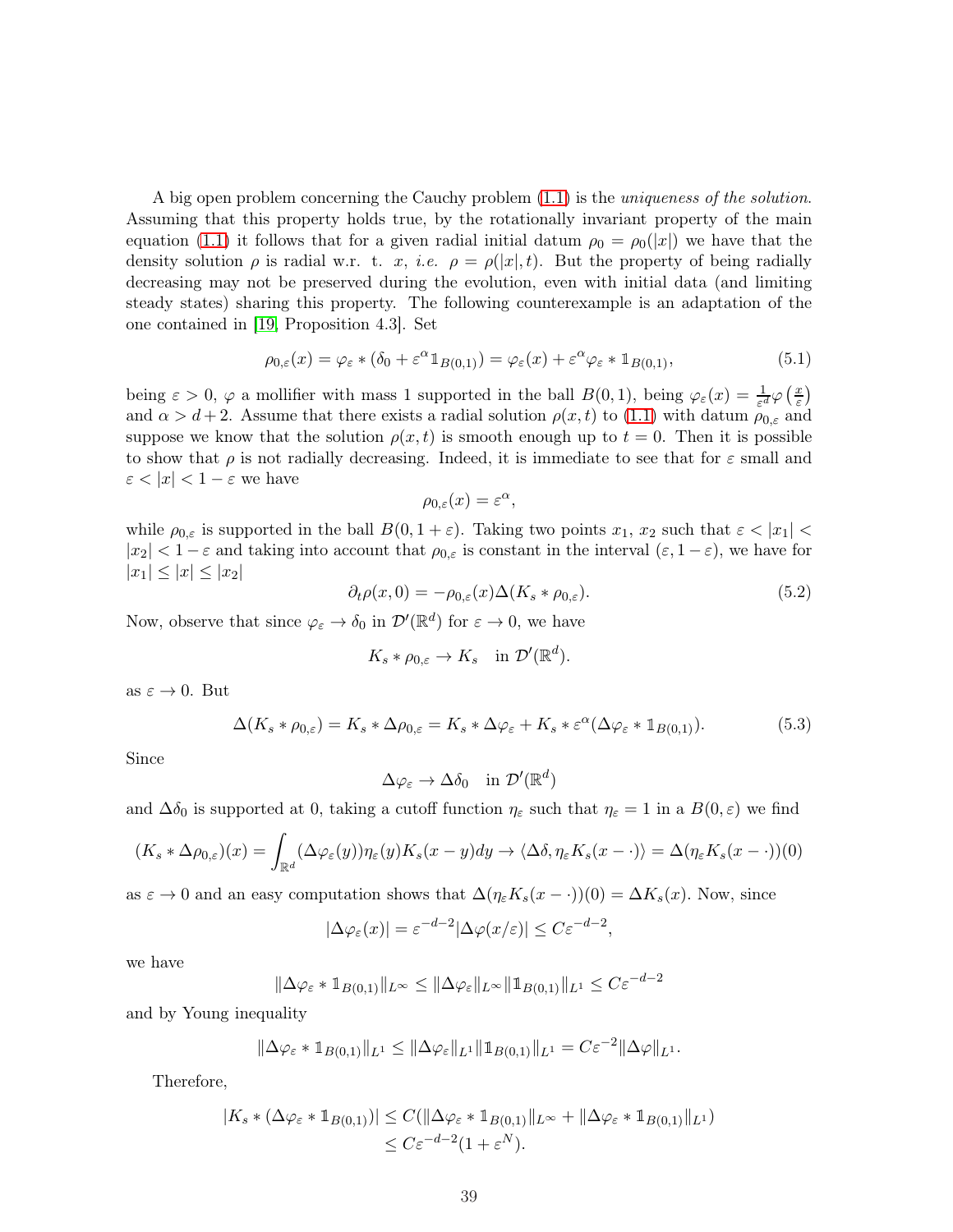A big open problem concerning the Cauchy problem (1.1) is the *uniqueness of the solution*. Assuming that this property holds true, by the rotationally invariant property of the main equation (1.1) it follows that for a given radial initial datum $\rho_0 = \rho_0(|x|)$ we have that the density solution $\rho$ is radial w. r. t. $x$, *i.e.* $\rho = \rho(|x|, t)$. But the property of being radially decreasing may not be preserved during the evolution, even with initial data (and limiting steady states) sharing this property. The following counterexample is an adaptation of the one contained in [19, Proposition 4.3]. Set

$$\rho_{0,\varepsilon}(x) = \varphi_\varepsilon * (\delta_0 + \varepsilon^\alpha \mathbb{1}_{B(0,1)}) = \varphi_\varepsilon(x) + \varepsilon^\alpha \varphi_\varepsilon * \mathbb{1}_{B(0,1)}, \tag{5.1}$$

being $\varepsilon > 0$, $\varphi$ a mollifier with mass 1 supported in the ball $B(0,1)$, being $\varphi_\varepsilon(x) = \frac{1}{\varepsilon^d}\varphi\left(\frac{x}{\varepsilon}\right)$ and $\alpha > d+2$. Assume that there exists a radial solution $\rho(x,t)$ to (1.1) with datum $\rho_{0,\varepsilon}$ and suppose we know that the solution $\rho(x,t)$ is smooth enough up to $t = 0$. Then it is possible to show that $\rho$ is not radially decreasing. Indeed, it is immediate to see that for $\varepsilon$ small and $\varepsilon < |x| < 1 - \varepsilon$ we have

$$\rho_{0,\varepsilon}(x) = \varepsilon^\alpha,$$

while $\rho_{0,\varepsilon}$ is supported in the ball $B(0, 1+\varepsilon)$. Taking two points $x_1$, $x_2$ such that $\varepsilon < |x_1| < |x_2| < 1 - \varepsilon$ and taking into account that $\rho_{0,\varepsilon}$ is constant in the interval $(\varepsilon, 1-\varepsilon)$, we have for $|x_1| \le |x| \le |x_2|$

$$\partial_t \rho(x, 0) = -\rho_{0,\varepsilon}(x)\Delta(K_s * \rho_{0,\varepsilon}). \tag{5.2}$$

Now, observe that since $\varphi_\varepsilon \to \delta_0$ in $\mathcal{D}'(\mathbb{R}^d)$ for $\varepsilon \to 0$, we have

$$K_s * \rho_{0,\varepsilon} \to K_s \quad \text{in } \mathcal{D}'(\mathbb{R}^d).$$

as $\varepsilon \to 0$. But

$$\Delta(K_s * \rho_{0,\varepsilon}) = K_s * \Delta\rho_{0,\varepsilon} = K_s * \Delta\varphi_\varepsilon + K_s * \varepsilon^\alpha(\Delta\varphi_\varepsilon * \mathbb{1}_{B(0,1)}). \tag{5.3}$$

Since

$$\Delta\varphi_\varepsilon \to \Delta\delta_0 \quad \text{in } \mathcal{D}'(\mathbb{R}^d)$$

and $\Delta\delta_0$ is supported at 0, taking a cutoff function $\eta_\varepsilon$ such that $\eta_\varepsilon = 1$ in a $B(0,\varepsilon)$ we find

$$(K_s * \Delta\rho_{0,\varepsilon})(x) = \int_{\mathbb{R}^d} (\Delta\varphi_\varepsilon(y))\eta_\varepsilon(y) K_s(x-y)dy \to \langle \Delta\delta, \eta_\varepsilon K_s(x - \cdot)\rangle = \Delta(\eta_\varepsilon K_s(x-\cdot))(0)$$

as $\varepsilon \to 0$ and an easy computation shows that $\Delta(\eta_\varepsilon K_s(x-\cdot))(0) = \Delta K_s(x)$. Now, since

$$|\Delta\varphi_\varepsilon(x)| = \varepsilon^{-d-2}|\Delta\varphi(x/\varepsilon)| \le C\varepsilon^{-d-2},$$

we have

$$\|\Delta\varphi_\varepsilon * \mathbb{1}_{B(0,1)}\|_{L^\infty} \le \|\Delta\varphi_\varepsilon\|_{L^\infty}\|\mathbb{1}_{B(0,1)}\|_{L^1} \le C\varepsilon^{-d-2}$$

and by Young inequality

$$\|\Delta\varphi_\varepsilon * \mathbb{1}_{B(0,1)}\|_{L^1} \le \|\Delta\varphi_\varepsilon\|_{L^1}\|\mathbb{1}_{B(0,1)}\|_{L^1} = C\varepsilon^{-2}\|\Delta\varphi\|_{L^1}.$$

Therefore,

$$\begin{aligned}
|K_s * (\Delta\varphi_\varepsilon * \mathbb{1}_{B(0,1)})| &\le C(\|\Delta\varphi_\varepsilon * \mathbb{1}_{B(0,1)}\|_{L^\infty} + \|\Delta\varphi_\varepsilon * \mathbb{1}_{B(0,1)}\|_{L^1}) \\
&\le C\varepsilon^{-d-2}(1 + \varepsilon^N).
\end{aligned}$$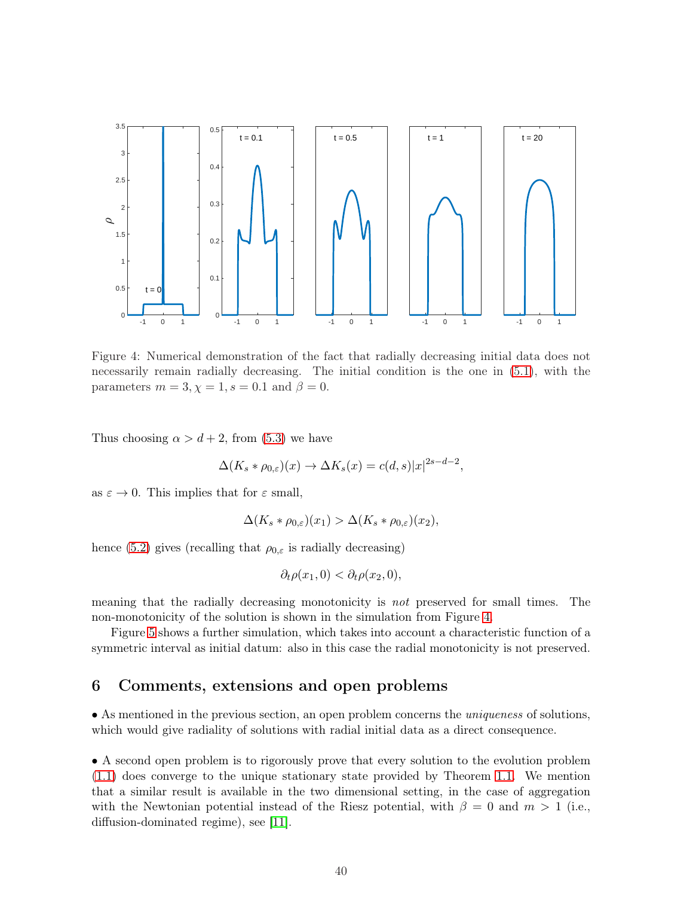Figure 4: Numerical demonstration of the fact that radially decreasing initial data does not necessarily remain radially decreasing. The initial condition is the one in (5.1), with the parameters $m = 3, \chi = 1, s = 0.1$ and $\beta = 0$.

Thus choosing $\alpha > d + 2$, from (5.3) we have

$$\Delta(K_s * \rho_{0,\varepsilon})(x) \to \Delta K_s(x) = c(d,s)|x|^{2s-d-2},$$

as $\varepsilon \to 0$. This implies that for $\varepsilon$ small,

$$\Delta(K_s * \rho_{0,\varepsilon})(x_1) > \Delta(K_s * \rho_{0,\varepsilon})(x_2),$$

hence (5.2) gives (recalling that $\rho_{0,\varepsilon}$ is radially decreasing)

$$\partial_t \rho(x_1, 0) < \partial_t \rho(x_2, 0),$$

meaning that the radially decreasing monotonicity is *not* preserved for small times. The non-monotonicity of the solution is shown in the simulation from Figure 4.

Figure 5 shows a further simulation, which takes into account a characteristic function of a symmetric interval as initial datum: also in this case the radial monotonicity is not preserved.

## 6 Comments, extensions and open problems

• As mentioned in the previous section, an open problem concerns the *uniqueness* of solutions, which would give radiality of solutions with radial initial data as a direct consequence.

• A second open problem is to rigorously prove that every solution to the evolution problem (1.1) does converge to the unique stationary state provided by Theorem 1.1. We mention that a similar result is available in the two dimensional setting, in the case of aggregation with the Newtonian potential instead of the Riesz potential, with $\beta = 0$ and $m > 1$ (i.e., diffusion-dominated regime), see [11].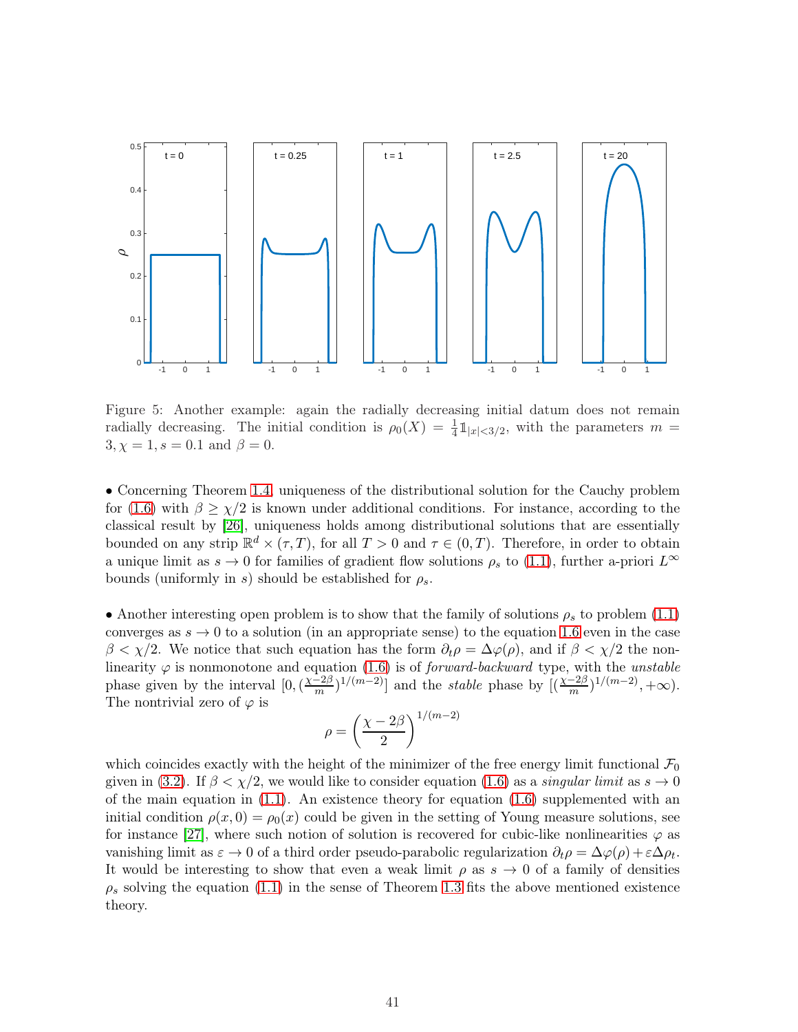Figure 5: Another example: again the radially decreasing initial datum does not remain radially decreasing. The initial condition is $\rho_0(X) = \frac{1}{4}\mathbb{1}_{|x|<3/2}$, with the parameters $m = 3, \chi = 1, s = 0.1$ and $\beta = 0$.

• Concerning Theorem 1.4, uniqueness of the distributional solution for the Cauchy problem for (1.6) with $\beta \geq \chi/2$ is known under additional conditions. For instance, according to the classical result by [26], uniqueness holds among distributional solutions that are essentially bounded on any strip $\mathbb{R}^d \times (\tau, T)$, for all $T > 0$ and $\tau \in (0, T)$. Therefore, in order to obtain a unique limit as $s \to 0$ for families of gradient flow solutions $\rho_s$ to (1.1), further a-priori $L^\infty$ bounds (uniformly in $s$) should be established for $\rho_s$.

• Another interesting open problem is to show that the family of solutions $\rho_s$ to problem (1.1) converges as $s \to 0$ to a solution (in an appropriate sense) to the equation 1.6 even in the case $\beta < \chi/2$. We notice that such equation has the form $\partial_t \rho = \Delta\varphi(\rho)$, and if $\beta < \chi/2$ the nonlinearity $\varphi$ is nonmonotone and equation (1.6) is of *forward-backward* type, with the *unstable* phase given by the interval $[0, (\frac{\chi-2\beta}{m})^{1/(m-2)}]$ and the *stable* phase by $[(\frac{\chi-2\beta}{m})^{1/(m-2)}, +\infty)$. The nontrivial zero of $\varphi$ is

$$\rho = \left(\frac{\chi - 2\beta}{2}\right)^{1/(m-2)}$$

which coincides exactly with the height of the minimizer of the free energy limit functional $\mathcal{F}_0$ given in (3.2). If $\beta < \chi/2$, we would like to consider equation (1.6) as a *singular limit* as $s \to 0$ of the main equation in (1.1). An existence theory for equation (1.6) supplemented with an initial condition $\rho(x, 0) = \rho_0(x)$ could be given in the setting of Young measure solutions, see for instance [27], where such notion of solution is recovered for cubic-like nonlinearities $\varphi$ as vanishing limit as $\varepsilon \to 0$ of a third order pseudo-parabolic regularization $\partial_t \rho = \Delta\varphi(\rho) + \varepsilon\Delta\rho_t$. It would be interesting to show that even a weak limit $\rho$ as $s \to 0$ of a family of densities $\rho_s$ solving the equation (1.1) in the sense of Theorem 1.3 fits the above mentioned existence theory.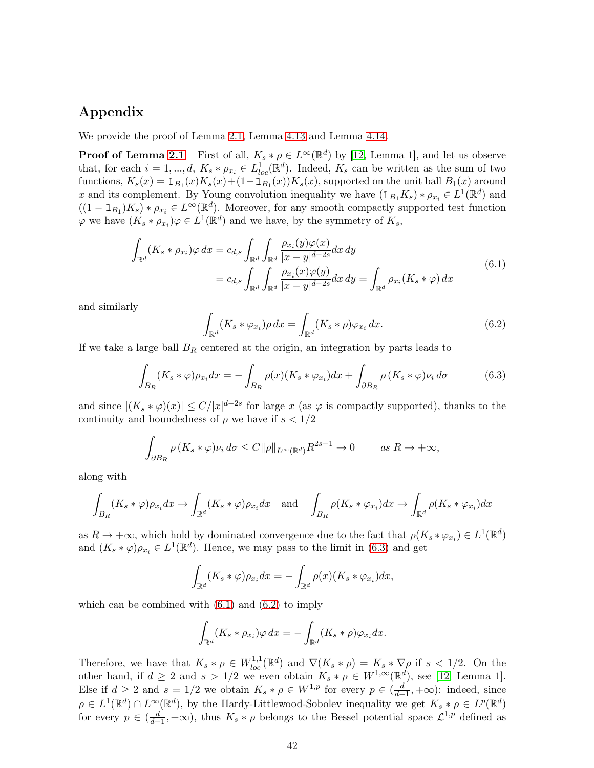## Appendix

We provide the proof of Lemma 2.1, Lemma 4.13 and Lemma 4.14.

**Proof of Lemma 2.1.** First of all, $K_s * \rho \in L^\infty(\mathbb{R}^d)$ by [12, Lemma 1], and let us observe that, for each $i = 1, ..., d$, $K_s * \rho_{x_i} \in L^1_{loc}(\mathbb{R}^d)$. Indeed, $K_s$ can be written as the sum of two functions, $K_s(x) = \mathbb{1}_{B_1}(x)K_s(x) + (1-\mathbb{1}_{B_1}(x))K_s(x)$, supported on the unit ball $B_1(x)$ around $x$ and its complement. By Young convolution inequality we have $(\mathbb{1}_{B_1}K_s) * \rho_{x_i} \in L^1(\mathbb{R}^d)$ and $((1-\mathbb{1}_{B_1})K_s) * \rho_{x_i} \in L^\infty(\mathbb{R}^d)$. Moreover, for any smooth compactly supported test function $\varphi$ we have $(K_s * \rho_{x_i})\varphi \in L^1(\mathbb{R}^d)$ and we have, by the symmetry of $K_s$,

$$
\begin{aligned}
\int_{\mathbb{R}^d} (K_s * \rho_{x_i})\varphi \, dx &= c_{d,s} \int_{\mathbb{R}^d}\int_{\mathbb{R}^d} \frac{\rho_{x_i}(y)\varphi(x)}{|x-y|^{d-2s}} dx\, dy \\
&= c_{d,s} \int_{\mathbb{R}^d}\int_{\mathbb{R}^d} \frac{\rho_{x_i}(x)\varphi(y)}{|x-y|^{d-2s}} dx\, dy = \int_{\mathbb{R}^d} \rho_{x_i}(K_s * \varphi)\, dx
\end{aligned}
\tag{6.1}
$$

and similarly

$$
\int_{\mathbb{R}^d} (K_s * \varphi_{x_i})\rho \, dx = \int_{\mathbb{R}^d} (K_s * \rho)\varphi_{x_i}\, dx. \tag{6.2}
$$

If we take a large ball $B_R$ centered at the origin, an integration by parts leads to

$$
\int_{B_R} (K_s * \varphi)\rho_{x_i} dx = -\int_{B_R} \rho(x)(K_s * \varphi_{x_i}) dx + \int_{\partial B_R} \rho\,(K_s * \varphi)\nu_i \, d\sigma \tag{6.3}
$$

and since $|(K_s * \varphi)(x)| \le C/|x|^{d-2s}$ for large $x$ (as $\varphi$ is compactly supported), thanks to the continuity and boundedness of $\rho$ we have if $s < 1/2$

$$
\int_{\partial B_R} \rho\,(K_s * \varphi)\nu_i \, d\sigma \le C\|\rho\|_{L^\infty(\mathbb{R}^d)} R^{2s-1} \to 0 \qquad as\ R \to +\infty,
$$

along with

$$
\int_{B_R} (K_s * \varphi)\rho_{x_i} dx \to \int_{\mathbb{R}^d} (K_s * \varphi)\rho_{x_i} dx \quad \text{and} \quad \int_{B_R} \rho(K_s * \varphi_{x_i}) dx \to \int_{\mathbb{R}^d} \rho(K_s * \varphi_{x_i}) dx
$$

as $R \to +\infty$, which hold by dominated convergence due to the fact that $\rho(K_s * \varphi_{x_i}) \in L^1(\mathbb{R}^d)$ and $(K_s * \varphi)\rho_{x_i} \in L^1(\mathbb{R}^d)$. Hence, we may pass to the limit in (6.3) and get

$$
\int_{\mathbb{R}^d} (K_s * \varphi)\rho_{x_i} dx = -\int_{\mathbb{R}^d} \rho(x)(K_s * \varphi_{x_i}) dx,
$$

which can be combined with (6.1) and (6.2) to imply

$$
\int_{\mathbb{R}^d} (K_s * \rho_{x_i})\varphi \, dx = -\int_{\mathbb{R}^d} (K_s * \rho)\varphi_{x_i} dx.
$$

Therefore, we have that $K_s * \rho \in W^{1,1}_{loc}(\mathbb{R}^d)$ and $\nabla(K_s * \rho) = K_s * \nabla\rho$ if $s < 1/2$. On the other hand, if $d \ge 2$ and $s > 1/2$ we even obtain $K_s * \rho \in W^{1,\infty}(\mathbb{R}^d)$, see [12, Lemma 1]. Else if $d \ge 2$ and $s = 1/2$ we obtain $K_s * \rho \in W^{1,p}$ for every $p \in (\frac{d}{d-1}, +\infty)$: indeed, since $\rho \in L^1(\mathbb{R}^d) \cap L^\infty(\mathbb{R}^d)$, by the Hardy-Littlewood-Sobolev inequality we get $K_s * \rho \in L^p(\mathbb{R}^d)$ for every $p \in (\frac{d}{d-1}, +\infty)$, thus $K_s * \rho$ belongs to the Bessel potential space $\mathcal{L}^{1,p}$ defined as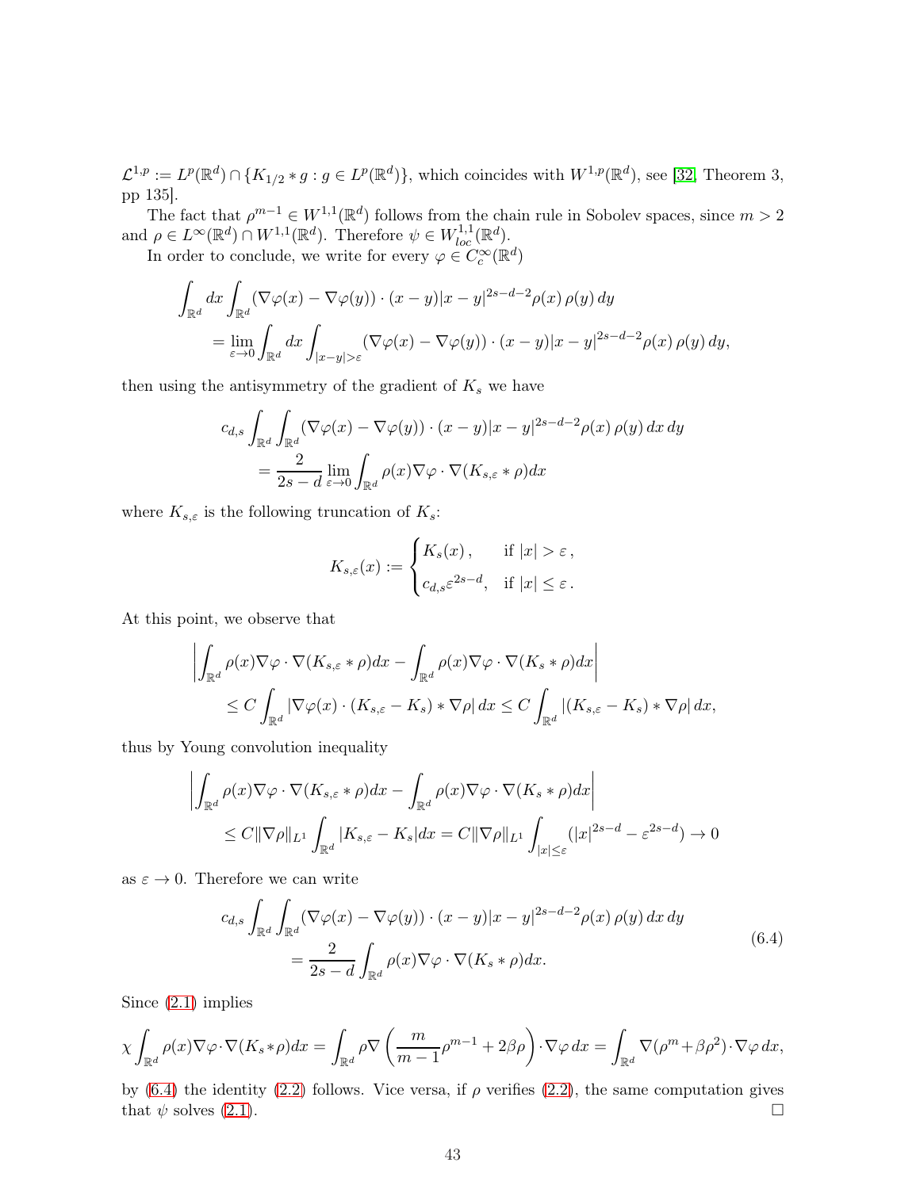$\mathcal{L}^{1,p} := L^p(\mathbb{R}^d) \cap \{K_{1/2} * g : g \in L^p(\mathbb{R}^d)\}$, which coincides with $W^{1,p}(\mathbb{R}^d)$, see [32, Theorem 3, pp 135].

The fact that $\rho^{m-1} \in W^{1,1}(\mathbb{R}^d)$ follows from the chain rule in Sobolev spaces, since $m > 2$ and $\rho \in L^\infty(\mathbb{R}^d) \cap W^{1,1}(\mathbb{R}^d)$. Therefore $\psi \in W^{1,1}_{loc}(\mathbb{R}^d)$.

In order to conclude, we write for every $\varphi \in C_c^\infty(\mathbb{R}^d)$

$$
\begin{aligned}
&\int_{\mathbb{R}^d} dx \int_{\mathbb{R}^d} (\nabla\varphi(x) - \nabla\varphi(y)) \cdot (x-y)|x-y|^{2s-d-2}\rho(x)\,\rho(y)\,dy \\
&\quad = \lim_{\varepsilon\to 0} \int_{\mathbb{R}^d} dx \int_{|x-y|>\varepsilon} (\nabla\varphi(x) - \nabla\varphi(y)) \cdot (x-y)|x-y|^{2s-d-2}\rho(x)\,\rho(y)\,dy,
\end{aligned}
$$

then using the antisymmetry of the gradient of $K_s$ we have

$$
\begin{aligned}
&c_{d,s} \int_{\mathbb{R}^d}\int_{\mathbb{R}^d} (\nabla\varphi(x) - \nabla\varphi(y)) \cdot (x-y)|x-y|^{2s-d-2}\rho(x)\,\rho(y)\,dx\,dy \\
&\quad = \frac{2}{2s-d} \lim_{\varepsilon\to 0} \int_{\mathbb{R}^d} \rho(x)\nabla\varphi \cdot \nabla(K_{s,\varepsilon} * \rho)dx
\end{aligned}
$$

where $K_{s,\varepsilon}$ is the following truncation of $K_s$:

$$
K_{s,\varepsilon}(x) := \begin{cases} K_s(x)\,, & \text{if } |x| > \varepsilon\,, \\ c_{d,s}\varepsilon^{2s-d}, & \text{if } |x| \le \varepsilon\,. \end{cases}
$$

At this point, we observe that

$$
\begin{aligned}
&\left| \int_{\mathbb{R}^d} \rho(x)\nabla\varphi \cdot \nabla(K_{s,\varepsilon} * \rho)dx - \int_{\mathbb{R}^d} \rho(x)\nabla\varphi \cdot \nabla(K_s * \rho)dx \right| \\
&\quad \le C\int_{\mathbb{R}^d} |\nabla\varphi(x) \cdot (K_{s,\varepsilon} - K_s) * \nabla\rho|\,dx \le C\int_{\mathbb{R}^d} |(K_{s,\varepsilon} - K_s) * \nabla\rho|\,dx,
\end{aligned}
$$

thus by Young convolution inequality

$$
\begin{aligned}
&\left| \int_{\mathbb{R}^d} \rho(x)\nabla\varphi \cdot \nabla(K_{s,\varepsilon} * \rho)dx - \int_{\mathbb{R}^d} \rho(x)\nabla\varphi \cdot \nabla(K_s * \rho)dx \right| \\
&\quad \le C\|\nabla\rho\|_{L^1} \int_{\mathbb{R}^d} |K_{s,\varepsilon} - K_s|dx = C\|\nabla\rho\|_{L^1} \int_{|x|\le\varepsilon} (|x|^{2s-d} - \varepsilon^{2s-d}) \to 0
\end{aligned}
$$

as $\varepsilon \to 0$. Therefore we can write

$$
\begin{aligned}
&c_{d,s} \int_{\mathbb{R}^d}\int_{\mathbb{R}^d} (\nabla\varphi(x) - \nabla\varphi(y)) \cdot (x-y)|x-y|^{2s-d-2}\rho(x)\,\rho(y)\,dx\,dy \\
&\quad = \frac{2}{2s-d} \int_{\mathbb{R}^d} \rho(x)\nabla\varphi \cdot \nabla(K_s * \rho)dx.
\end{aligned} \tag{6.4}
$$

Since (2.1) implies

$$
\chi \int_{\mathbb{R}^d} \rho(x)\nabla\varphi \cdot \nabla(K_s * \rho)dx = \int_{\mathbb{R}^d} \rho\nabla\left(\frac{m}{m-1}\rho^{m-1} + 2\beta\rho\right) \cdot \nabla\varphi\,dx = \int_{\mathbb{R}^d} \nabla(\rho^m + \beta\rho^2) \cdot \nabla\varphi\,dx,
$$

by (6.4) the identity (2.2) follows. Vice versa, if $\rho$ verifies (2.2), the same computation gives that $\psi$ solves (2.1). $\square$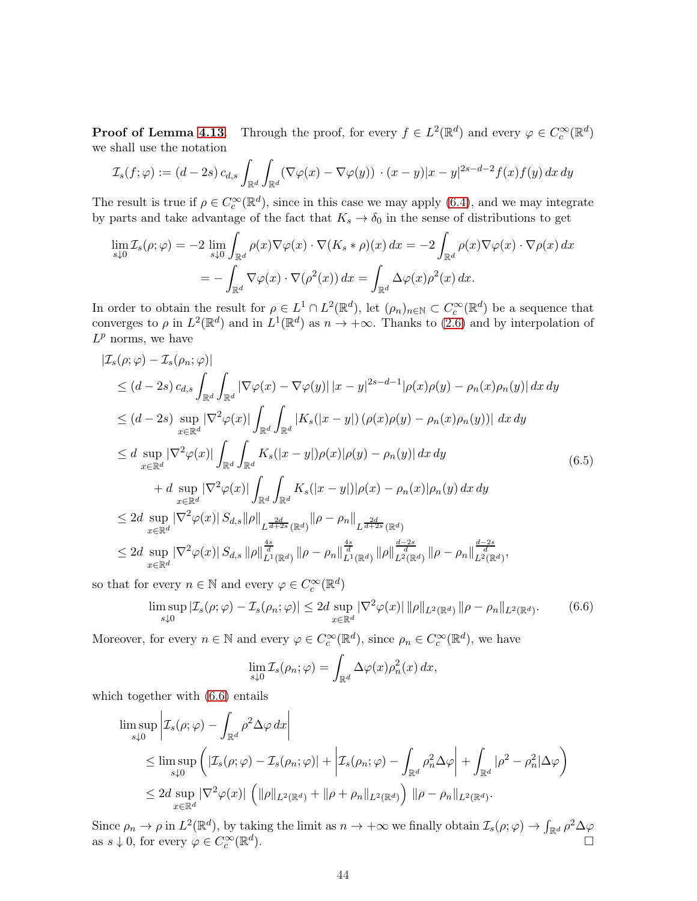**Proof of Lemma 4.13.** Through the proof, for every $f \in L^2(\mathbb{R}^d)$ and every $\varphi \in C_c^\infty(\mathbb{R}^d)$ we shall use the notation

$$
\mathcal{I}_s(f;\varphi) := (d-2s)\, c_{d,s} \int_{\mathbb{R}^d}\int_{\mathbb{R}^d} (\nabla\varphi(x) - \nabla\varphi(y)) \cdot (x-y)|x-y|^{2s-d-2} f(x)f(y)\,dx\,dy
$$

The result is true if $\rho \in C_c^\infty(\mathbb{R}^d)$, since in this case we may apply (6.4), and we may integrate by parts and take advantage of the fact that $K_s \to \delta_0$ in the sense of distributions to get

$$
\begin{aligned}
\lim_{s\downarrow 0} \mathcal{I}_s(\rho;\varphi) &= -2 \lim_{s\downarrow 0} \int_{\mathbb{R}^d} \rho(x)\nabla\varphi(x)\cdot\nabla(K_s * \rho)(x)\,dx = -2\int_{\mathbb{R}^d} \rho(x)\nabla\varphi(x)\cdot\nabla\rho(x)\,dx \\
&= -\int_{\mathbb{R}^d} \nabla\varphi(x)\cdot\nabla(\rho^2(x))\,dx = \int_{\mathbb{R}^d} \Delta\varphi(x)\rho^2(x)\,dx.
\end{aligned}
$$

In order to obtain the result for $\rho \in L^1\cap L^2(\mathbb{R}^d)$, let $(\rho_n)_{n\in\mathbb{N}} \subset C_c^\infty(\mathbb{R}^d)$ be a sequence that converges to $\rho$ in $L^2(\mathbb{R}^d)$ and in $L^1(\mathbb{R}^d)$ as $n \to +\infty$. Thanks to (2.6) and by interpolation of $L^p$ norms, we have

$$
\begin{aligned}
&|\mathcal{I}_s(\rho;\varphi) - \mathcal{I}_s(\rho_n;\varphi)| \\
&\le (d-2s)\, c_{d,s} \int_{\mathbb{R}^d}\int_{\mathbb{R}^d} |\nabla\varphi(x) - \nabla\varphi(y)|\,|x-y|^{2s-d-1}|\rho(x)\rho(y) - \rho_n(x)\rho_n(y)|\,dx\,dy \\
&\le (d-2s) \sup_{x\in\mathbb{R}^d} |\nabla^2\varphi(x)| \int_{\mathbb{R}^d}\int_{\mathbb{R}^d} |K_s(|x-y|)\left(\rho(x)\rho(y) - \rho_n(x)\rho_n(y)\right)|\,dx\,dy \\
&\le d \sup_{x\in\mathbb{R}^d} |\nabla^2\varphi(x)| \int_{\mathbb{R}^d}\int_{\mathbb{R}^d} K_s(|x-y|)\rho(x)|\rho(y) - \rho_n(y)|\,dx\,dy \\
&\qquad + d \sup_{x\in\mathbb{R}^d} |\nabla^2\varphi(x)| \int_{\mathbb{R}^d}\int_{\mathbb{R}^d} K_s(|x-y|)|\rho(x) - \rho_n(x)|\rho_n(y)\,dx\,dy \\
&\le 2d \sup_{x\in\mathbb{R}^d} |\nabla^2\varphi(x)|\, S_{d,s} \|\rho\|_{L^{\frac{2d}{d+2s}}(\mathbb{R}^d)} \|\rho - \rho_n\|_{L^{\frac{2d}{d+2s}}(\mathbb{R}^d)} \\
&\le 2d \sup_{x\in\mathbb{R}^d} |\nabla^2\varphi(x)|\, S_{d,s}\, \|\rho\|_{L^1(\mathbb{R}^d)}^{\frac{4s}{d}} \|\rho - \rho_n\|_{L^1(\mathbb{R}^d)}^{\frac{4s}{d}} \|\rho\|_{L^2(\mathbb{R}^d)}^{\frac{d-2s}{d}} \|\rho - \rho_n\|_{L^2(\mathbb{R}^d)}^{\frac{d-2s}{d}},
\end{aligned}
\tag{6.5}
$$

so that for every $n \in \mathbb{N}$ and every $\varphi \in C_c^\infty(\mathbb{R}^d)$

$$
\limsup_{s\downarrow 0} |\mathcal{I}_s(\rho;\varphi) - \mathcal{I}_s(\rho_n;\varphi)| \le 2d \sup_{x\in\mathbb{R}^d} |\nabla^2\varphi(x)|\, \|\rho\|_{L^2(\mathbb{R}^d)} \|\rho - \rho_n\|_{L^2(\mathbb{R}^d)}. \tag{6.6}
$$

Moreover, for every $n \in \mathbb{N}$ and every $\varphi \in C_c^\infty(\mathbb{R}^d)$, since $\rho_n \in C_c^\infty(\mathbb{R}^d)$, we have

$$
\lim_{s\downarrow 0} \mathcal{I}_s(\rho_n;\varphi) = \int_{\mathbb{R}^d} \Delta\varphi(x)\rho_n^2(x)\,dx,
$$

which together with (6.6) entails

$$
\begin{aligned}
&\limsup_{s\downarrow 0} \left| \mathcal{I}_s(\rho;\varphi) - \int_{\mathbb{R}^d} \rho^2\Delta\varphi\,dx \right| \\
&\le \limsup_{s\downarrow 0} \left( |\mathcal{I}_s(\rho;\varphi) - \mathcal{I}_s(\rho_n;\varphi)| + \left| \mathcal{I}_s(\rho_n;\varphi) - \int_{\mathbb{R}^d} \rho_n^2\Delta\varphi \right| + \int_{\mathbb{R}^d} |\rho^2 - \rho_n^2|\Delta\varphi \right) \\
&\le 2d \sup_{x\in\mathbb{R}^d} |\nabla^2\varphi(x)| \left( \|\rho\|_{L^2(\mathbb{R}^d)} + \|\rho + \rho_n\|_{L^2(\mathbb{R}^d)} \right) \|\rho - \rho_n\|_{L^2(\mathbb{R}^d)}.
\end{aligned}
$$

Since $\rho_n \to \rho$ in $L^2(\mathbb{R}^d)$, by taking the limit as $n \to +\infty$ we finally obtain $\mathcal{I}_s(\rho;\varphi) \to \int_{\mathbb{R}^d} \rho^2\Delta\varphi$ as $s \downarrow 0$, for every $\varphi \in C_c^\infty(\mathbb{R}^d)$. $\square$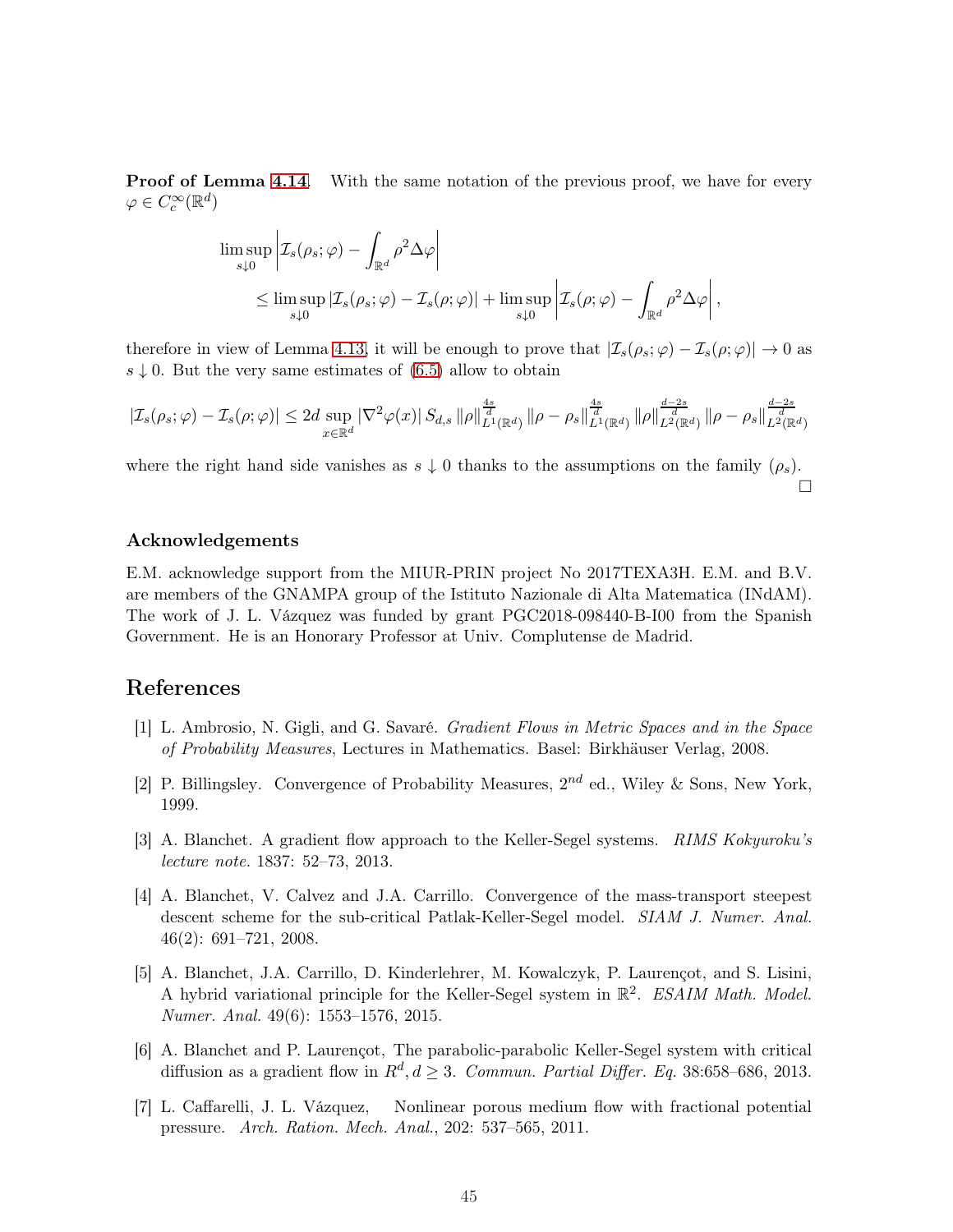**Proof of Lemma 4.14.** With the same notation of the previous proof, we have for every $\varphi \in C_c^\infty(\mathbb{R}^d)$

$$
\begin{aligned}
&\limsup_{s\downarrow 0} \left| \mathcal{I}_s(\rho_s;\varphi) - \int_{\mathbb{R}^d} \rho^2 \Delta\varphi \right| \\
&\qquad \le \limsup_{s\downarrow 0} |\mathcal{I}_s(\rho_s;\varphi) - \mathcal{I}_s(\rho;\varphi)| + \limsup_{s\downarrow 0} \left| \mathcal{I}_s(\rho;\varphi) - \int_{\mathbb{R}^d} \rho^2 \Delta\varphi \right|,
\end{aligned}
$$

therefore in view of Lemma 4.13, it will be enough to prove that $|\mathcal{I}_s(\rho_s;\varphi) - \mathcal{I}_s(\rho;\varphi)| \to 0$ as $s \downarrow 0$. But the very same estimates of (6.5) allow to obtain

$$
|\mathcal{I}_s(\rho_s;\varphi) - \mathcal{I}_s(\rho;\varphi)| \le 2d \sup_{x\in\mathbb{R}^d} |\nabla^2\varphi(x)|\, S_{d,s}\, \|\rho\|_{L^1(\mathbb{R}^d)}^{\frac{4s}{d}} \|\rho-\rho_s\|_{L^1(\mathbb{R}^d)}^{\frac{4s}{d}} \|\rho\|_{L^2(\mathbb{R}^d)}^{\frac{d-2s}{d}} \|\rho-\rho_s\|_{L^2(\mathbb{R}^d)}^{\frac{d-2s}{d}}
$$

where the right hand side vanishes as $s \downarrow 0$ thanks to the assumptions on the family $(\rho_s)$. $\square$

### Acknowledgements

E.M. acknowledge support from the MIUR-PRIN project No 2017TEXA3H. E.M. and B.V. are members of the GNAMPA group of the Istituto Nazionale di Alta Matematica (INdAM). The work of J. L. Vázquez was funded by grant PGC2018-098440-B-I00 from the Spanish Government. He is an Honorary Professor at Univ. Complutense de Madrid.

## References

[1] L. Ambrosio, N. Gigli, and G. Savaré. *Gradient Flows in Metric Spaces and in the Space of Probability Measures*, Lectures in Mathematics. Basel: Birkhäuser Verlag, 2008.

[2] P. Billingsley. Convergence of Probability Measures, $2^{nd}$ ed., Wiley & Sons, New York, 1999.

[3] A. Blanchet. A gradient flow approach to the Keller-Segel systems. *RIMS Kokyuroku's lecture note.* 1837: 52–73, 2013.

[4] A. Blanchet, V. Calvez and J.A. Carrillo. Convergence of the mass-transport steepest descent scheme for the sub-critical Patlak-Keller-Segel model. *SIAM J. Numer. Anal.* 46(2): 691–721, 2008.

[5] A. Blanchet, J.A. Carrillo, D. Kinderlehrer, M. Kowalczyk, P. Laurençot, and S. Lisini, A hybrid variational principle for the Keller-Segel system in $\mathbb{R}^2$. *ESAIM Math. Model. Numer. Anal.* 49(6): 1553–1576, 2015.

[6] A. Blanchet and P. Laurençot, The parabolic-parabolic Keller-Segel system with critical diffusion as a gradient flow in $R^d, d \ge 3$. *Commun. Partial Differ. Eq.* 38:658–686, 2013.

[7] L. Caffarelli, J. L. Vázquez, Nonlinear porous medium flow with fractional potential pressure. *Arch. Ration. Mech. Anal.*, 202: 537–565, 2011.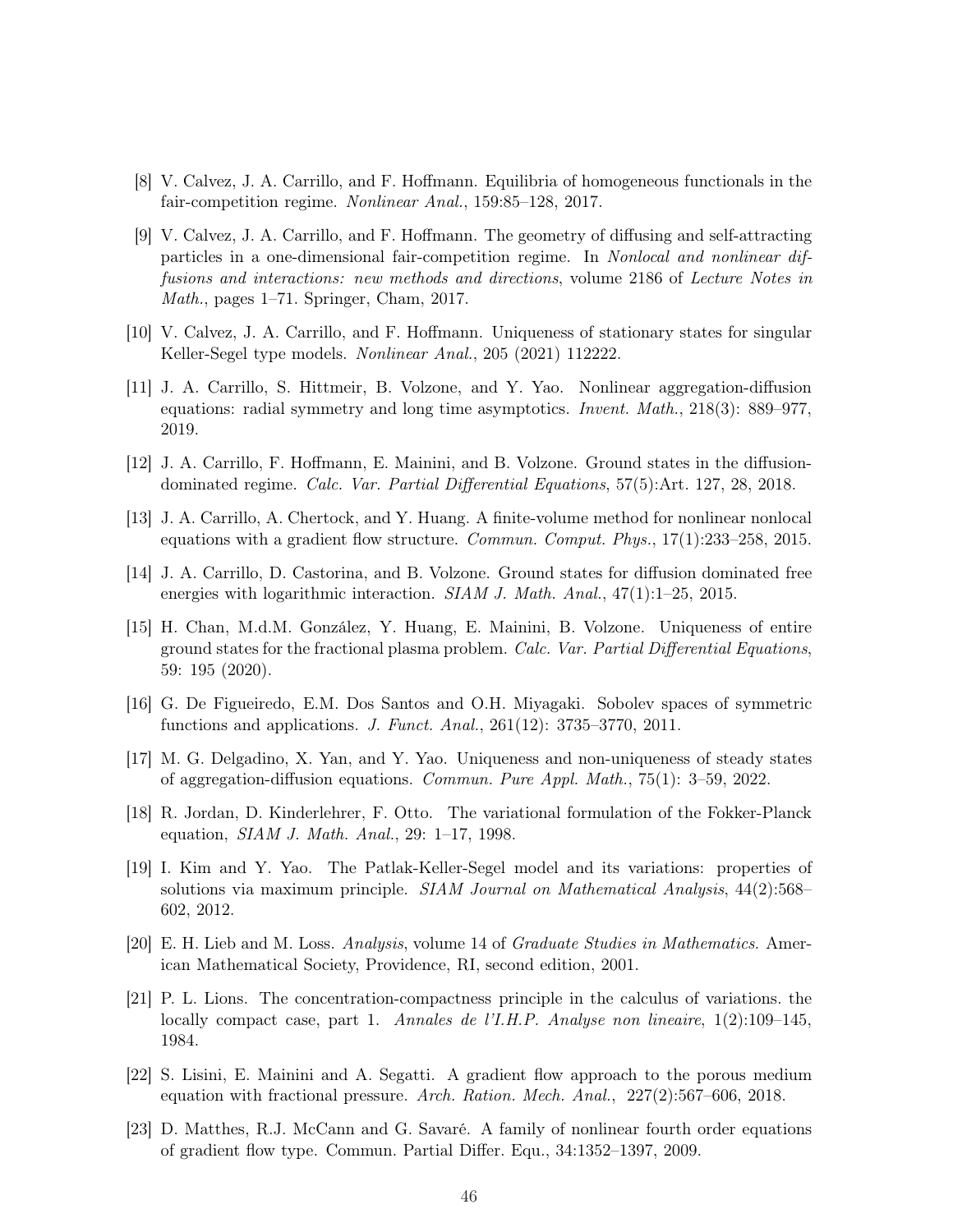[8] V. Calvez, J. A. Carrillo, and F. Hoffmann. Equilibria of homogeneous functionals in the fair-competition regime. *Nonlinear Anal.*, 159:85–128, 2017.

[9] V. Calvez, J. A. Carrillo, and F. Hoffmann. The geometry of diffusing and self-attracting particles in a one-dimensional fair-competition regime. In *Nonlocal and nonlinear diffusions and interactions: new methods and directions*, volume 2186 of *Lecture Notes in Math.*, pages 1–71. Springer, Cham, 2017.

[10] V. Calvez, J. A. Carrillo, and F. Hoffmann. Uniqueness of stationary states for singular Keller-Segel type models. *Nonlinear Anal.*, 205 (2021) 112222.

[11] J. A. Carrillo, S. Hittmeir, B. Volzone, and Y. Yao. Nonlinear aggregation-diffusion equations: radial symmetry and long time asymptotics. *Invent. Math.*, 218(3): 889–977, 2019.

[12] J. A. Carrillo, F. Hoffmann, E. Mainini, and B. Volzone. Ground states in the diffusion-dominated regime. *Calc. Var. Partial Differential Equations*, 57(5):Art. 127, 28, 2018.

[13] J. A. Carrillo, A. Chertock, and Y. Huang. A finite-volume method for nonlinear nonlocal equations with a gradient flow structure. *Commun. Comput. Phys.*, 17(1):233–258, 2015.

[14] J. A. Carrillo, D. Castorina, and B. Volzone. Ground states for diffusion dominated free energies with logarithmic interaction. *SIAM J. Math. Anal.*, 47(1):1–25, 2015.

[15] H. Chan, M.d.M. González, Y. Huang, E. Mainini, B. Volzone. Uniqueness of entire ground states for the fractional plasma problem. *Calc. Var. Partial Differential Equations*, 59: 195 (2020).

[16] G. De Figueiredo, E.M. Dos Santos and O.H. Miyagaki. Sobolev spaces of symmetric functions and applications. *J. Funct. Anal.*, 261(12): 3735–3770, 2011.

[17] M. G. Delgadino, X. Yan, and Y. Yao. Uniqueness and non-uniqueness of steady states of aggregation-diffusion equations. *Commun. Pure Appl. Math.*, 75(1): 3–59, 2022.

[18] R. Jordan, D. Kinderlehrer, F. Otto. The variational formulation of the Fokker-Planck equation, *SIAM J. Math. Anal.*, 29: 1–17, 1998.

[19] I. Kim and Y. Yao. The Patlak-Keller-Segel model and its variations: properties of solutions via maximum principle. *SIAM Journal on Mathematical Analysis*, 44(2):568–602, 2012.

[20] E. H. Lieb and M. Loss. *Analysis*, volume 14 of *Graduate Studies in Mathematics*. American Mathematical Society, Providence, RI, second edition, 2001.

[21] P. L. Lions. The concentration-compactness principle in the calculus of variations. the locally compact case, part 1. *Annales de l'I.H.P. Analyse non lineaire*, 1(2):109–145, 1984.

[22] S. Lisini, E. Mainini and A. Segatti. A gradient flow approach to the porous medium equation with fractional pressure. *Arch. Ration. Mech. Anal.*, 227(2):567–606, 2018.

[23] D. Matthes, R.J. McCann and G. Savaré. A family of nonlinear fourth order equations of gradient flow type. Commun. Partial Differ. Equ., 34:1352–1397, 2009.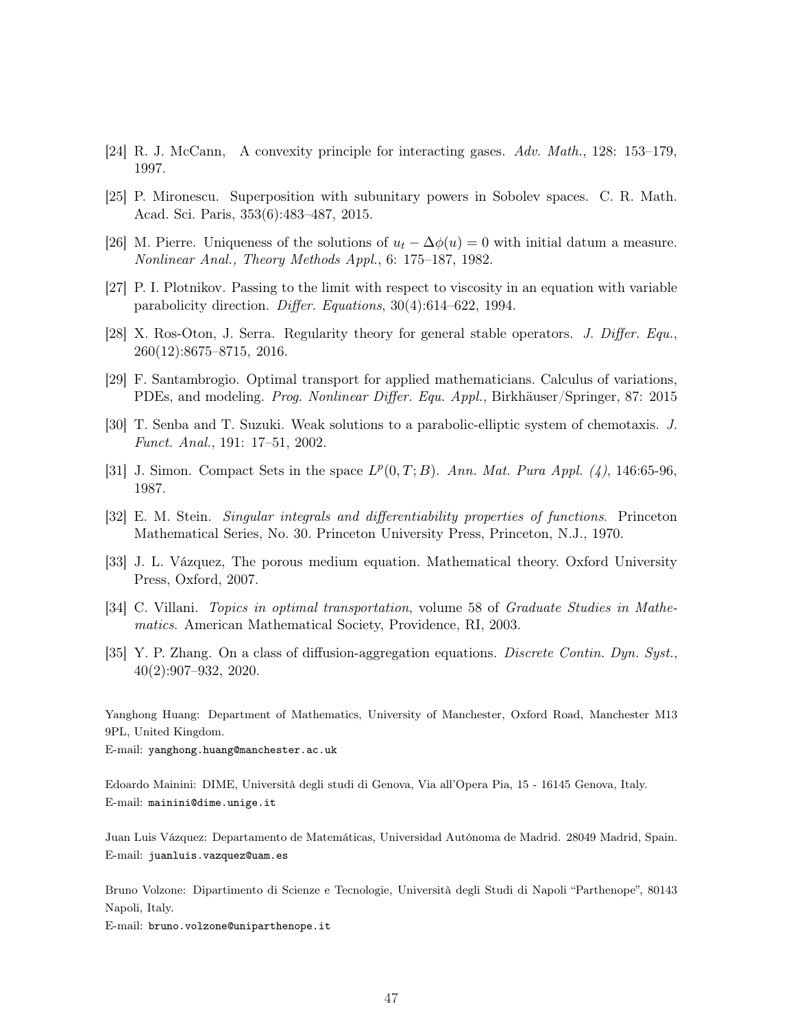[24] R. J. McCann, A convexity principle for interacting gases. *Adv. Math.*, 128: 153–179, 1997.

[25] P. Mironescu. Superposition with subunitary powers in Sobolev spaces. C. R. Math. Acad. Sci. Paris, 353(6):483–487, 2015.

[26] M. Pierre. Uniqueness of the solutions of $u_t - \Delta\phi(u) = 0$ with initial datum a measure. *Nonlinear Anal., Theory Methods Appl.*, 6: 175–187, 1982.

[27] P. I. Plotnikov. Passing to the limit with respect to viscosity in an equation with variable parabolicity direction. *Differ. Equations*, 30(4):614–622, 1994.

[28] X. Ros-Oton, J. Serra. Regularity theory for general stable operators. *J. Differ. Equ.*, 260(12):8675–8715, 2016.

[29] F. Santambrogio. Optimal transport for applied mathematicians. Calculus of variations, PDEs, and modeling. *Prog. Nonlinear Differ. Equ. Appl.*, Birkhäuser/Springer, 87: 2015

[30] T. Senba and T. Suzuki. Weak solutions to a parabolic-elliptic system of chemotaxis. *J. Funct. Anal.*, 191: 17–51, 2002.

[31] J. Simon. Compact Sets in the space $L^p(0,T;B)$. *Ann. Mat. Pura Appl. (4)*, 146:65-96, 1987.

[32] E. M. Stein. *Singular integrals and differentiability properties of functions*. Princeton Mathematical Series, No. 30. Princeton University Press, Princeton, N.J., 1970.

[33] J. L. Vázquez, The porous medium equation. Mathematical theory. Oxford University Press, Oxford, 2007.

[34] C. Villani. *Topics in optimal transportation*, volume 58 of *Graduate Studies in Mathematics*. American Mathematical Society, Providence, RI, 2003.

[35] Y. P. Zhang. On a class of diffusion-aggregation equations. *Discrete Contin. Dyn. Syst.*, 40(2):907–932, 2020.

Yanghong Huang: Department of Mathematics, University of Manchester, Oxford Road, Manchester M13 9PL, United Kingdom.
E-mail: yanghong.huang@manchester.ac.uk

Edoardo Mainini: DIME, Università degli studi di Genova, Via all'Opera Pia, 15 - 16145 Genova, Italy.
E-mail: mainini@dime.unige.it

Juan Luis Vázquez: Departamento de Matemáticas, Universidad Autónoma de Madrid. 28049 Madrid, Spain.
E-mail: juanluis.vazquez@uam.es

Bruno Volzone: Dipartimento di Scienze e Tecnologie, Università degli Studi di Napoli "Parthenope", 80143 Napoli, Italy.
E-mail: bruno.volzone@uniparthenope.it